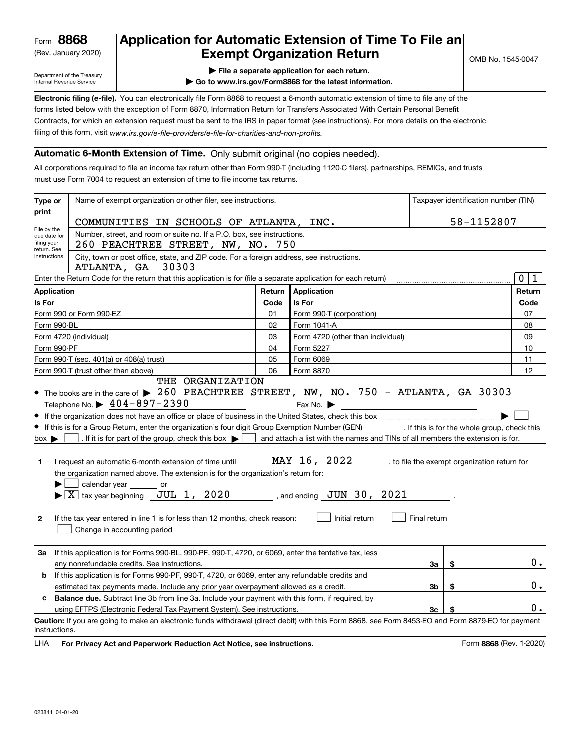Form **8868**
(Rev. January 2020)
Department of the Treasury
Internal Revenue Service

# Application for Automatic Extension of Time To File an Exempt Organization Return

▶ File a separate application for each return.
▶ Go to www.irs.gov/Form8868 for the latest information.

OMB No. 1545-0047

**Electronic filing (e-file).** You can electronically file Form 8868 to request a 6-month automatic extension of time to file any of the forms listed below with the exception of Form 8870, Information Return for Transfers Associated With Certain Personal Benefit Contracts, for which an extension request must be sent to the IRS in paper format (see instructions). For more details on the electronic filing of this form, visit *www.irs.gov/e-file-providers/e-file-for-charities-and-non-profits.*

## Automatic 6-Month Extension of Time. Only submit original (no copies needed).

All corporations required to file an income tax return other than Form 990-T (including 1120-C filers), partnerships, REMICs, and trusts must use Form 7004 to request an extension of time to file income tax returns.

**Type or print** — File by the due date for filing your return. See instructions.

Name of exempt organization or other filer, see instructions: COMMUNITIES IN SCHOOLS OF ATLANTA, INC.

Taxpayer identification number (TIN): 58-1152807

Number, street, and room or suite no. If a P.O. box, see instructions: 260 PEACHTREE STREET, NW, NO. 750

City, town or post office, state, and ZIP code. For a foreign address, see instructions: ATLANTA, GA 30303

Enter the Return Code for the return that this application is for (file a separate application for each return): 01

| Application Is For | Return Code | Application Is For | Return Code |
|---|---|---|---|
| Form 990 or Form 990-EZ | 01 | Form 990-T (corporation) | 07 |
| Form 990-BL | 02 | Form 1041-A | 08 |
| Form 4720 (individual) | 03 | Form 4720 (other than individual) | 09 |
| Form 990-PF | 04 | Form 5227 | 10 |
| Form 990-T (sec. 401(a) or 408(a) trust) | 05 | Form 6069 | 11 |
| Form 990-T (trust other than above) | 06 | Form 8870 | 12 |

- The books are in the care of ▶ THE ORGANIZATION 260 PEACHTREE STREET, NW, NO. 750 - ATLANTA, GA 30303
  Telephone No. ▶ 404-897-2390 Fax No. ▶
- If the organization does not have an office or place of business in the United States, check this box ▶ ☐
- If this is for a Group Return, enter the organization's four digit Group Exemption Number (GEN) ______ . If this is for the whole group, check this box ▶ ☐ . If it is for part of the group, check this box ▶ ☐ and attach a list with the names and TINs of all members the extension is for.

**1** I request an automatic 6-month extension of time until MAY 16, 2022 , to file the exempt organization return for the organization named above. The extension is for the organization's return for:
▶ ☐ calendar year ______ or
▶ ☒ tax year beginning JUL 1, 2020 , and ending JUN 30, 2021 .

**2** If the tax year entered in line 1 is for less than 12 months, check reason: ☐ Initial return ☐ Final return
☐ Change in accounting period

| | | | |
|---|---|---|---|
| **3a** | If this application is for Forms 990-BL, 990-PF, 990-T, 4720, or 6069, enter the tentative tax, less any nonrefundable credits. See instructions. | 3a | $ 0. |
| **b** | If this application is for Forms 990-PF, 990-T, 4720, or 6069, enter any refundable credits and estimated tax payments made. Include any prior year overpayment allowed as a credit. | 3b | $ 0. |
| **c** | **Balance due.** Subtract line 3b from line 3a. Include your payment with this form, if required, by using EFTPS (Electronic Federal Tax Payment System). See instructions. | 3c | $ 0. |

**Caution:** If you are going to make an electronic funds withdrawal (direct debit) with this Form 8868, see Form 8453-EO and Form 8879-EO for payment instructions.

LHA **For Privacy Act and Paperwork Reduction Act Notice, see instructions.** Form **8868** (Rev. 1-2020)

023841 04-01-20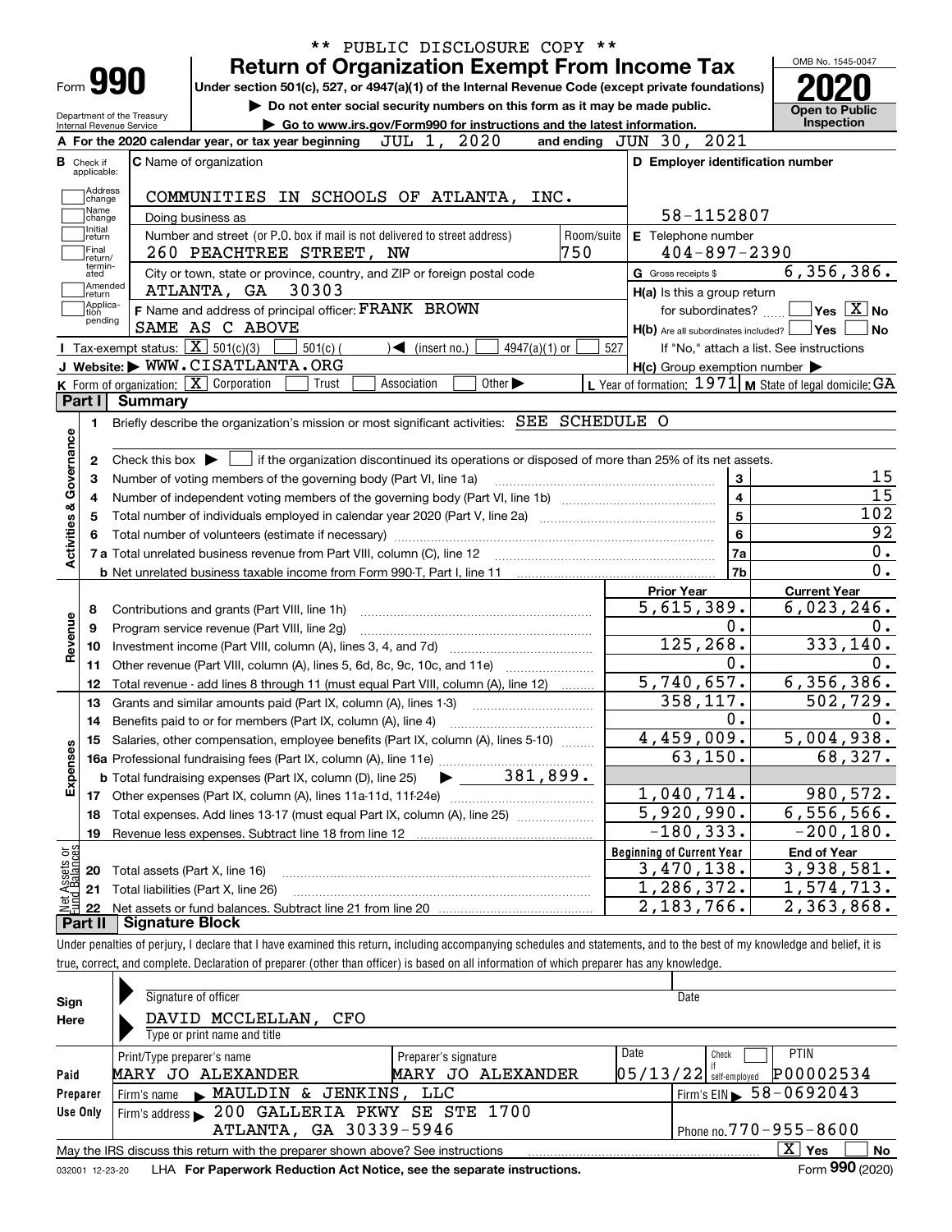\*\* PUBLIC DISCLOSURE COPY \*\*

# Form 990 — Return of Organization Exempt From Income Tax — 2020

Under section 501(c), 527, or 4947(a)(1) of the Internal Revenue Code (except private foundations)

▶ Do not enter social security numbers on this form as it may be made public.

▶ Go to www.irs.gov/Form990 for instructions and the latest information.

Department of the Treasury, Internal Revenue Service

OMB No. 1545-0047 — Open to Public Inspection

**A** For the 2020 calendar year, or tax year beginning JUL 1, 2020 and ending JUN 30, 2021

**B** Check if applicable: Address change, Name change, Initial return, Final return/terminated, Amended return, Application pending

**C** Name of organization: COMMUNITIES IN SCHOOLS OF ATLANTA, INC.

Doing business as

Number and street (or P.O. box if mail is not delivered to street address): 260 PEACHTREE STREET, NW — Room/suite: 750

City or town, state or province, country, and ZIP or foreign postal code: ATLANTA, GA 30303

**D** Employer identification number: 58-1152807

**E** Telephone number: 404-897-2390

**G** Gross receipts $ 6,356,386.

**F** Name and address of principal officer: FRANK BROWN, SAME AS C ABOVE

**H(a)** Is this a group return for subordinates? Yes [ ] No [X]

**H(b)** Are all subordinates included? Yes [ ] No [ ] — If "No," attach a list. See instructions

**H(c)** Group exemption number ▶

**I** Tax-exempt status: [X] 501(c)(3) [ ] 501(c) ( ) ◀ (insert no.) [ ] 4947(a)(1) or [ ] 527

**J** Website: ▶ WWW.CISATLANTA.ORG

**K** Form of organization: [X] Corporation [ ] Trust [ ] Association [ ] Other ▶

**L** Year of formation: 1971 **M** State of legal domicile: GA

## Part I Summary

### Activities & Governance

1 Briefly describe the organization's mission or most significant activities: SEE SCHEDULE O

2 Check this box ▶ [ ] if the organization discontinued its operations or disposed of more than 25% of its net assets.

| Line | Description | | Value |
|---|---|---|---|
| 3 | Number of voting members of the governing body (Part VI, line 1a) | 3 | 15 |
| 4 | Number of independent voting members of the governing body (Part VI, line 1b) | 4 | 15 |
| 5 | Total number of individuals employed in calendar year 2020 (Part V, line 2a) | 5 | 102 |
| 6 | Total number of volunteers (estimate if necessary) | 6 | 92 |
| 7a | Total unrelated business revenue from Part VIII, column (C), line 12 | 7a | 0. |
| 7b | Net unrelated business taxable income from Form 990-T, Part I, line 11 | 7b | 0. |

### Revenue, Expenses, Net Assets

| Line | Description | Prior Year | Current Year |
|---|---|---|---|
| 8 | Contributions and grants (Part VIII, line 1h) | 5,615,389. | 6,023,246. |
| 9 | Program service revenue (Part VIII, line 2g) | 0. | 0. |
| 10 | Investment income (Part VIII, column (A), lines 3, 4, and 7d) | 125,268. | 333,140. |
| 11 | Other revenue (Part VIII, column (A), lines 5, 6d, 8c, 9c, 10c, and 11e) | 0. | 0. |
| 12 | Total revenue - add lines 8 through 11 (must equal Part VIII, column (A), line 12) | 5,740,657. | 6,356,386. |
| 13 | Grants and similar amounts paid (Part IX, column (A), lines 1-3) | 358,117. | 502,729. |
| 14 | Benefits paid to or for members (Part IX, column (A), line 4) | 0. | 0. |
| 15 | Salaries, other compensation, employee benefits (Part IX, column (A), lines 5-10) | 4,459,009. | 5,004,938. |
| 16a | Professional fundraising fees (Part IX, column (A), line 11e) | 63,150. | 68,327. |
| b | Total fundraising expenses (Part IX, column (D), line 25) ▶ 381,899. | | |
| 17 | Other expenses (Part IX, column (A), lines 11a-11d, 11f-24e) | 1,040,714. | 980,572. |
| 18 | Total expenses. Add lines 13-17 (must equal Part IX, column (A), line 25) | 5,920,990. | 6,556,566. |
| 19 | Revenue less expenses. Subtract line 18 from line 12 | -180,333. | -200,180. |

| Line | Description | Beginning of Current Year | End of Year |
|---|---|---|---|
| 20 | Total assets (Part X, line 16) | 3,470,138. | 3,938,581. |
| 21 | Total liabilities (Part X, line 26) | 1,286,372. | 1,574,713. |
| 22 | Net assets or fund balances. Subtract line 21 from line 20 | 2,183,766. | 2,363,868. |

## Part II Signature Block

Under penalties of perjury, I declare that I have examined this return, including accompanying schedules and statements, and to the best of my knowledge and belief, it is true, correct, and complete. Declaration of preparer (other than officer) is based on all information of which preparer has any knowledge.

**Sign Here**

Signature of officer — Date

DAVID MCCLELLAN, CFO

Type or print name and title

**Paid Preparer Use Only**

| Print/Type preparer's name | Preparer's signature | Date | Check if self-employed | PTIN |
|---|---|---|---|---|
| MARY JO ALEXANDER | MARY JO ALEXANDER | 05/13/22 | [ ] | P00002534 |

Firm's name ▶ MAULDIN & JENKINS, LLC — Firm's EIN ▶ 58-0692043

Firm's address ▶ 200 GALLERIA PKWY SE STE 1700, ATLANTA, GA 30339-5946 — Phone no. 770-955-8600

May the IRS discuss this return with the preparer shown above? See instructions [X] Yes [ ] No

032001 12-23-20 LHA For Paperwork Reduction Act Notice, see the separate instructions. Form 990 (2020)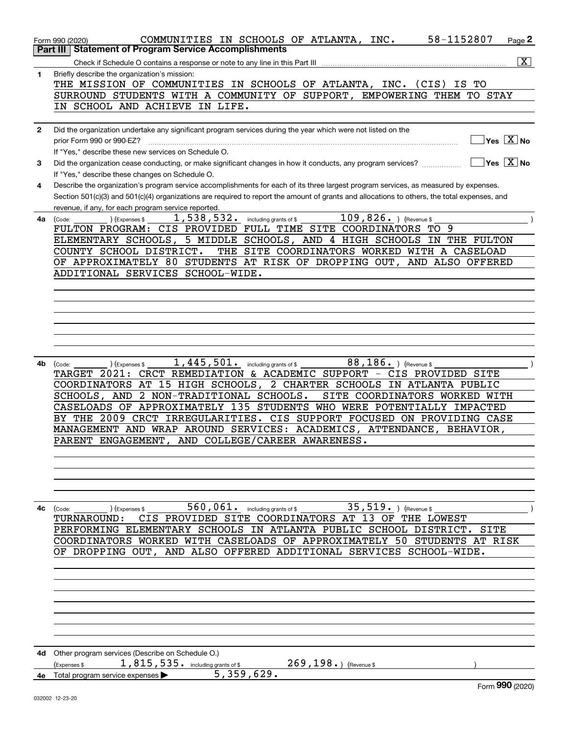Form 990 (2020) COMMUNITIES IN SCHOOLS OF ATLANTA, INC. 58-1152807 Page 2

**Part III | Statement of Program Service Accomplishments**

Check if Schedule O contains a response or note to any line in this Part III .......... [X]

**1** Briefly describe the organization's mission:

THE MISSION OF COMMUNITIES IN SCHOOLS OF ATLANTA, INC. (CIS) IS TO SURROUND STUDENTS WITH A COMMUNITY OF SUPPORT, EMPOWERING THEM TO STAY IN SCHOOL AND ACHIEVE IN LIFE.

**2** Did the organization undertake any significant program services during the year which were not listed on the prior Form 990 or 990-EZ? .......... [ ] Yes [X] No

If "Yes," describe these new services on Schedule O.

**3** Did the organization cease conducting, or make significant changes in how it conducts, any program services? .......... [ ] Yes [X] No

If "Yes," describe these changes on Schedule O.

**4** Describe the organization's program service accomplishments for each of its three largest program services, as measured by expenses. Section 501(c)(3) and 501(c)(4) organizations are required to report the amount of grants and allocations to others, the total expenses, and revenue, if any, for each program service reported.

**4a** (Code: ) (Expenses $ 1,538,532. including grants of $ 109,826. ) (Revenue $ )

FULTON PROGRAM: CIS PROVIDED FULL TIME SITE COORDINATORS TO 9 ELEMENTARY SCHOOLS, 5 MIDDLE SCHOOLS, AND 4 HIGH SCHOOLS IN THE FULTON COUNTY SCHOOL DISTRICT. THE SITE COORDINATORS WORKED WITH A CASELOAD OF APPROXIMATELY 80 STUDENTS AT RISK OF DROPPING OUT, AND ALSO OFFERED ADDITIONAL SERVICES SCHOOL-WIDE.

**4b** (Code: ) (Expenses $ 1,445,501. including grants of $ 88,186. ) (Revenue $ )

TARGET 2021: CRCT REMEDIATION & ACADEMIC SUPPORT - CIS PROVIDED SITE COORDINATORS AT 15 HIGH SCHOOLS, 2 CHARTER SCHOOLS IN ATLANTA PUBLIC SCHOOLS, AND 2 NON-TRADITIONAL SCHOOLS. SITE COORDINATORS WORKED WITH CASELOADS OF APPROXIMATELY 135 STUDENTS WHO WERE POTENTIALLY IMPACTED BY THE 2009 CRCT IRREGULARITIES. CIS SUPPORT FOCUSED ON PROVIDING CASE MANAGEMENT AND WRAP AROUND SERVICES: ACADEMICS, ATTENDANCE, BEHAVIOR, PARENT ENGAGEMENT, AND COLLEGE/CAREER AWARENESS.

**4c** (Code: ) (Expenses $ 560,061. including grants of $ 35,519. ) (Revenue $ )

TURNAROUND: CIS PROVIDED SITE COORDINATORS AT 13 OF THE LOWEST PERFORMING ELEMENTARY SCHOOLS IN ATLANTA PUBLIC SCHOOL DISTRICT. SITE COORDINATORS WORKED WITH CASELOADS OF APPROXIMATELY 50 STUDENTS AT RISK OF DROPPING OUT, AND ALSO OFFERED ADDITIONAL SERVICES SCHOOL-WIDE.

**4d** Other program services (Describe on Schedule O.)

(Expenses $ 1,815,535. including grants of $ 269,198. ) (Revenue $ )

**4e** Total program service expenses ▶ 5,359,629.

Form **990** (2020)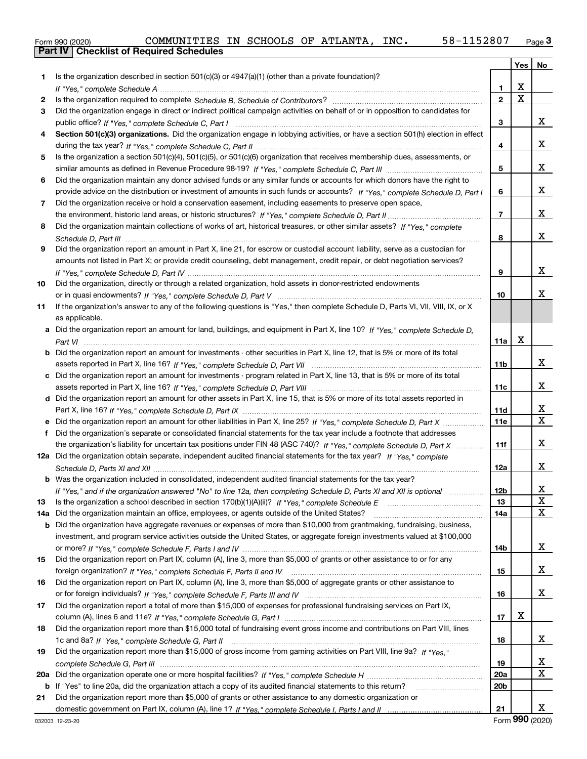Form 990 (2020) COMMUNITIES IN SCHOOLS OF ATLANTA, INC. 58-1152807 Page 3

**Part IV Checklist of Required Schedules**

| | | | Yes | No |
|---|---|---|---|---|
| 1 | Is the organization described in section 501(c)(3) or 4947(a)(1) (other than a private foundation)? *If "Yes," complete Schedule A* | 1 | X | |
| 2 | Is the organization required to complete *Schedule B, Schedule of Contributors*? | 2 | X | |
| 3 | Did the organization engage in direct or indirect political campaign activities on behalf of or in opposition to candidates for public office? *If "Yes," complete Schedule C, Part I* | 3 | | X |
| 4 | **Section 501(c)(3) organizations.** Did the organization engage in lobbying activities, or have a section 501(h) election in effect during the tax year? *If "Yes," complete Schedule C, Part II* | 4 | | X |
| 5 | Is the organization a section 501(c)(4), 501(c)(5), or 501(c)(6) organization that receives membership dues, assessments, or similar amounts as defined in Revenue Procedure 98-19? *If "Yes," complete Schedule C, Part III* | 5 | | X |
| 6 | Did the organization maintain any donor advised funds or any similar funds or accounts for which donors have the right to provide advice on the distribution or investment of amounts in such funds or accounts? *If "Yes," complete Schedule D, Part I* | 6 | | X |
| 7 | Did the organization receive or hold a conservation easement, including easements to preserve open space, the environment, historic land areas, or historic structures? *If "Yes," complete Schedule D, Part II* | 7 | | X |
| 8 | Did the organization maintain collections of works of art, historical treasures, or other similar assets? *If "Yes," complete Schedule D, Part III* | 8 | | X |
| 9 | Did the organization report an amount in Part X, line 21, for escrow or custodial account liability, serve as a custodian for amounts not listed in Part X; or provide credit counseling, debt management, credit repair, or debt negotiation services? *If "Yes," complete Schedule D, Part IV* | 9 | | X |
| 10 | Did the organization, directly or through a related organization, hold assets in donor-restricted endowments or in quasi endowments? *If "Yes," complete Schedule D, Part V* | 10 | | X |
| 11 | If the organization's answer to any of the following questions is "Yes," then complete Schedule D, Parts VI, VII, VIII, IX, or X as applicable. | | | |
| a | Did the organization report an amount for land, buildings, and equipment in Part X, line 10? *If "Yes," complete Schedule D, Part VI* | 11a | X | |
| b | Did the organization report an amount for investments - other securities in Part X, line 12, that is 5% or more of its total assets reported in Part X, line 16? *If "Yes," complete Schedule D, Part VII* | 11b | | X |
| c | Did the organization report an amount for investments - program related in Part X, line 13, that is 5% or more of its total assets reported in Part X, line 16? *If "Yes," complete Schedule D, Part VIII* | 11c | | X |
| d | Did the organization report an amount for other assets in Part X, line 15, that is 5% or more of its total assets reported in Part X, line 16? *If "Yes," complete Schedule D, Part IX* | 11d | | X |
| e | Did the organization report an amount for other liabilities in Part X, line 25? *If "Yes," complete Schedule D, Part X* | 11e | | X |
| f | Did the organization's separate or consolidated financial statements for the tax year include a footnote that addresses the organization's liability for uncertain tax positions under FIN 48 (ASC 740)? *If "Yes," complete Schedule D, Part X* | 11f | | X |
| 12a | Did the organization obtain separate, independent audited financial statements for the tax year? *If "Yes," complete Schedule D, Parts XI and XII* | 12a | | X |
| b | Was the organization included in consolidated, independent audited financial statements for the tax year? *If "Yes," and if the organization answered "No" to line 12a, then completing Schedule D, Parts XI and XII is optional* | 12b | | X |
| 13 | Is the organization a school described in section 170(b)(1)(A)(ii)? *If "Yes," complete Schedule E* | 13 | | X |
| 14a | Did the organization maintain an office, employees, or agents outside of the United States? | 14a | | X |
| b | Did the organization have aggregate revenues or expenses of more than $10,000 from grantmaking, fundraising, business, investment, and program service activities outside the United States, or aggregate foreign investments valued at $100,000 or more? *If "Yes," complete Schedule F, Parts I and IV* | 14b | | X |
| 15 | Did the organization report on Part IX, column (A), line 3, more than $5,000 of grants or other assistance to or for any foreign organization? *If "Yes," complete Schedule F, Parts II and IV* | 15 | | X |
| 16 | Did the organization report on Part IX, column (A), line 3, more than $5,000 of aggregate grants or other assistance to or for foreign individuals? *If "Yes," complete Schedule F, Parts III and IV* | 16 | | X |
| 17 | Did the organization report a total of more than $15,000 of expenses for professional fundraising services on Part IX, column (A), lines 6 and 11e? *If "Yes," complete Schedule G, Part I* | 17 | X | |
| 18 | Did the organization report more than $15,000 total of fundraising event gross income and contributions on Part VIII, lines 1c and 8a? *If "Yes," complete Schedule G, Part II* | 18 | | X |
| 19 | Did the organization report more than $15,000 of gross income from gaming activities on Part VIII, line 9a? *If "Yes," complete Schedule G, Part III* | 19 | | X |
| 20a | Did the organization operate one or more hospital facilities? *If "Yes," complete Schedule H* | 20a | | X |
| b | If "Yes" to line 20a, did the organization attach a copy of its audited financial statements to this return? | 20b | | |
| 21 | Did the organization report more than $5,000 of grants or other assistance to any domestic organization or domestic government on Part IX, column (A), line 1? *If "Yes," complete Schedule I, Parts I and II* | 21 | | X |

032003 12-23-20 Form **990** (2020)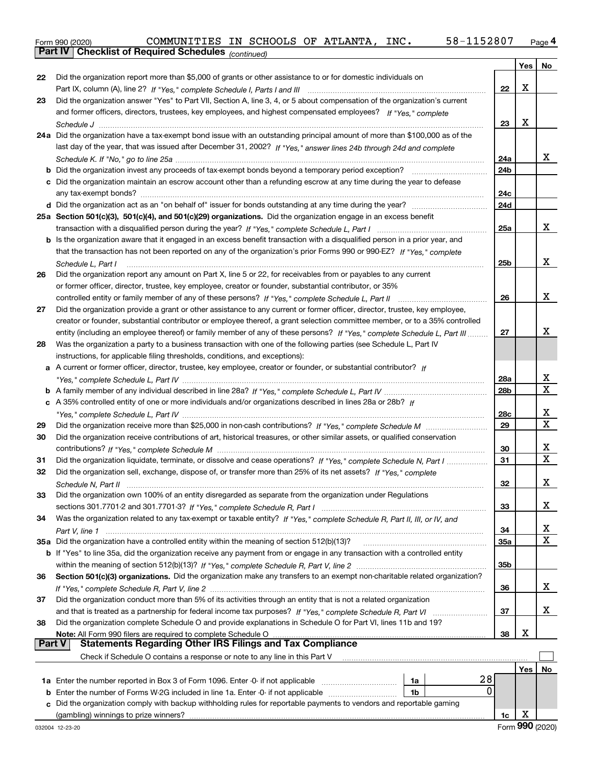Form 990 (2020) COMMUNITIES IN SCHOOLS OF ATLANTA, INC. 58-1152807 Page 4

**Part IV Checklist of Required Schedules** *(continued)*

| | | | Yes | No |
|---|---|---|---|---|
| 22 | Did the organization report more than $5,000 of grants or other assistance to or for domestic individuals on Part IX, column (A), line 2? *If "Yes," complete Schedule I, Parts I and III* | 22 | X | |
| 23 | Did the organization answer "Yes" to Part VII, Section A, line 3, 4, or 5 about compensation of the organization's current and former officers, directors, trustees, key employees, and highest compensated employees? *If "Yes," complete Schedule J* | 23 | X | |
| 24a | Did the organization have a tax-exempt bond issue with an outstanding principal amount of more than $100,000 as of the last day of the year, that was issued after December 31, 2002? *If "Yes," answer lines 24b through 24d and complete Schedule K. If "No," go to line 25a* | 24a | | X |
| b | Did the organization invest any proceeds of tax-exempt bonds beyond a temporary period exception? | 24b | | |
| c | Did the organization maintain an escrow account other than a refunding escrow at any time during the year to defease any tax-exempt bonds? | 24c | | |
| d | Did the organization act as an "on behalf of" issuer for bonds outstanding at any time during the year? | 24d | | |
| 25a | **Section 501(c)(3), 501(c)(4), and 501(c)(29) organizations.** Did the organization engage in an excess benefit transaction with a disqualified person during the year? *If "Yes," complete Schedule L, Part I* | 25a | | X |
| b | Is the organization aware that it engaged in an excess benefit transaction with a disqualified person in a prior year, and that the transaction has not been reported on any of the organization's prior Forms 990 or 990-EZ? *If "Yes," complete Schedule L, Part I* | 25b | | X |
| 26 | Did the organization report any amount on Part X, line 5 or 22, for receivables from or payables to any current or former officer, director, trustee, key employee, creator or founder, substantial contributor, or 35% controlled entity or family member of any of these persons? *If "Yes," complete Schedule L, Part II* | 26 | | X |
| 27 | Did the organization provide a grant or other assistance to any current or former officer, director, trustee, key employee, creator or founder, substantial contributor or employee thereof, a grant selection committee member, or to a 35% controlled entity (including an employee thereof) or family member of any of these persons? *If "Yes," complete Schedule L, Part III* | 27 | | X |
| 28 | Was the organization a party to a business transaction with one of the following parties (see Schedule L, Part IV instructions, for applicable filing thresholds, conditions, and exceptions): | | | |
| a | A current or former officer, director, trustee, key employee, creator or founder, or substantial contributor? *If "Yes," complete Schedule L, Part IV* | 28a | | X |
| b | A family member of any individual described in line 28a? *If "Yes," complete Schedule L, Part IV* | 28b | | X |
| c | A 35% controlled entity of one or more individuals and/or organizations described in lines 28a or 28b? *If "Yes," complete Schedule L, Part IV* | 28c | | X |
| 29 | Did the organization receive more than $25,000 in non-cash contributions? *If "Yes," complete Schedule M* | 29 | | X |
| 30 | Did the organization receive contributions of art, historical treasures, or other similar assets, or qualified conservation contributions? *If "Yes," complete Schedule M* | 30 | | X |
| 31 | Did the organization liquidate, terminate, or dissolve and cease operations? *If "Yes," complete Schedule N, Part I* | 31 | | X |
| 32 | Did the organization sell, exchange, dispose of, or transfer more than 25% of its net assets? *If "Yes," complete Schedule N, Part II* | 32 | | X |
| 33 | Did the organization own 100% of an entity disregarded as separate from the organization under Regulations sections 301.7701-2 and 301.7701-3? *If "Yes," complete Schedule R, Part I* | 33 | | X |
| 34 | Was the organization related to any tax-exempt or taxable entity? *If "Yes," complete Schedule R, Part II, III, or IV, and Part V, line 1* | 34 | | X |
| 35a | Did the organization have a controlled entity within the meaning of section 512(b)(13)? | 35a | | X |
| b | If "Yes" to line 35a, did the organization receive any payment from or engage in any transaction with a controlled entity within the meaning of section 512(b)(13)? *If "Yes," complete Schedule R, Part V, line 2* | 35b | | |
| 36 | **Section 501(c)(3) organizations.** Did the organization make any transfers to an exempt non-charitable related organization? *If "Yes," complete Schedule R, Part V, line 2* | 36 | | X |
| 37 | Did the organization conduct more than 5% of its activities through an entity that is not a related organization and that is treated as a partnership for federal income tax purposes? *If "Yes," complete Schedule R, Part VI* | 37 | | X |
| 38 | Did the organization complete Schedule O and provide explanations in Schedule O for Part VI, lines 11b and 19? **Note:** All Form 990 filers are required to complete Schedule O | 38 | X | |

**Part V Statements Regarding Other IRS Filings and Tax Compliance**

Check if Schedule O contains a response or note to any line in this Part V ☐

| | | | | | Yes | No |
|---|---|---|---|---|---|---|
| 1a | Enter the number reported in Box 3 of Form 1096. Enter -0- if not applicable | 1a | 28 | | | |
| b | Enter the number of Forms W-2G included in line 1a. Enter -0- if not applicable | 1b | 0 | | | |
| c | Did the organization comply with backup withholding rules for reportable payments to vendors and reportable gaming (gambling) winnings to prize winners? | | | 1c | X | |

Form **990** (2020)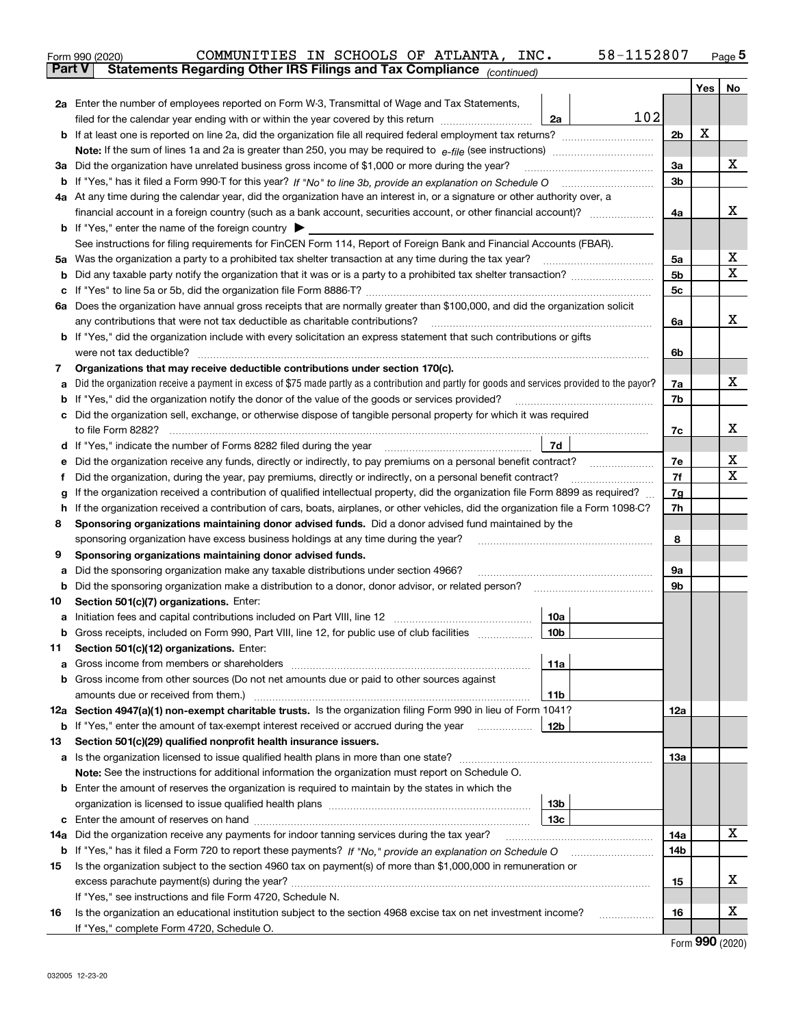Form 990 (2020) COMMUNITIES IN SCHOOLS OF ATLANTA, INC. 58-1152807 Page **5**

**Part V Statements Regarding Other IRS Filings and Tax Compliance** *(continued)*

| | | | | | Yes | No |
|---|---|---|---|---|---|---|
| **2a** | Enter the number of employees reported on Form W-3, Transmittal of Wage and Tax Statements, filed for the calendar year ending with or within the year covered by this return | 2a | 102 | | | |
| **b** | If at least one is reported on line 2a, did the organization file all required federal employment tax returns? | | | 2b | X | |
| | **Note:** If the sum of lines 1a and 2a is greater than 250, you may be required to *e-file* (see instructions) | | | | | |
| **3a** | Did the organization have unrelated business gross income of $1,000 or more during the year? | | | 3a | | X |
| **b** | If "Yes," has it filed a Form 990-T for this year? *If "No" to line 3b, provide an explanation on Schedule O* | | | 3b | | |
| **4a** | At any time during the calendar year, did the organization have an interest in, or a signature or other authority over, a financial account in a foreign country (such as a bank account, securities account, or other financial account)? | | | 4a | | X |
| **b** | If "Yes," enter the name of the foreign country ▶ | | | | | |
| | See instructions for filing requirements for FinCEN Form 114, Report of Foreign Bank and Financial Accounts (FBAR). | | | | | |
| **5a** | Was the organization a party to a prohibited tax shelter transaction at any time during the tax year? | | | 5a | | X |
| **b** | Did any taxable party notify the organization that it was or is a party to a prohibited tax shelter transaction? | | | 5b | | X |
| **c** | If "Yes" to line 5a or 5b, did the organization file Form 8886-T? | | | 5c | | |
| **6a** | Does the organization have annual gross receipts that are normally greater than $100,000, and did the organization solicit any contributions that were not tax deductible as charitable contributions? | | | 6a | | X |
| **b** | If "Yes," did the organization include with every solicitation an express statement that such contributions or gifts were not tax deductible? | | | 6b | | |
| **7** | **Organizations that may receive deductible contributions under section 170(c).** | | | | | |
| **a** | Did the organization receive a payment in excess of $75 made partly as a contribution and partly for goods and services provided to the payor? | | | 7a | | X |
| **b** | If "Yes," did the organization notify the donor of the value of the goods or services provided? | | | 7b | | |
| **c** | Did the organization sell, exchange, or otherwise dispose of tangible personal property for which it was required to file Form 8282? | | | 7c | | X |
| **d** | If "Yes," indicate the number of Forms 8282 filed during the year | 7d | | | | |
| **e** | Did the organization receive any funds, directly or indirectly, to pay premiums on a personal benefit contract? | | | 7e | | X |
| **f** | Did the organization, during the year, pay premiums, directly or indirectly, on a personal benefit contract? | | | 7f | | X |
| **g** | If the organization received a contribution of qualified intellectual property, did the organization file Form 8899 as required? | | | 7g | | |
| **h** | If the organization received a contribution of cars, boats, airplanes, or other vehicles, did the organization file a Form 1098-C? | | | 7h | | |
| **8** | **Sponsoring organizations maintaining donor advised funds.** Did a donor advised fund maintained by the sponsoring organization have excess business holdings at any time during the year? | | | 8 | | |
| **9** | **Sponsoring organizations maintaining donor advised funds.** | | | | | |
| **a** | Did the sponsoring organization make any taxable distributions under section 4966? | | | 9a | | |
| **b** | Did the sponsoring organization make a distribution to a donor, donor advisor, or related person? | | | 9b | | |
| **10** | **Section 501(c)(7) organizations.** Enter: | | | | | |
| **a** | Initiation fees and capital contributions included on Part VIII, line 12 | 10a | | | | |
| **b** | Gross receipts, included on Form 990, Part VIII, line 12, for public use of club facilities | 10b | | | | |
| **11** | **Section 501(c)(12) organizations.** Enter: | | | | | |
| **a** | Gross income from members or shareholders | 11a | | | | |
| **b** | Gross income from other sources (Do not net amounts due or paid to other sources against amounts due or received from them.) | 11b | | | | |
| **12a** | **Section 4947(a)(1) non-exempt charitable trusts.** Is the organization filing Form 990 in lieu of Form 1041? | | | 12a | | |
| **b** | If "Yes," enter the amount of tax-exempt interest received or accrued during the year | 12b | | | | |
| **13** | **Section 501(c)(29) qualified nonprofit health insurance issuers.** | | | | | |
| **a** | Is the organization licensed to issue qualified health plans in more than one state? | | | 13a | | |
| | **Note:** See the instructions for additional information the organization must report on Schedule O. | | | | | |
| **b** | Enter the amount of reserves the organization is required to maintain by the states in which the organization is licensed to issue qualified health plans | 13b | | | | |
| **c** | Enter the amount of reserves on hand | 13c | | | | |
| **14a** | Did the organization receive any payments for indoor tanning services during the tax year? | | | 14a | | X |
| **b** | If "Yes," has it filed a Form 720 to report these payments? *If "No," provide an explanation on Schedule O* | | | 14b | | |
| **15** | Is the organization subject to the section 4960 tax on payment(s) of more than $1,000,000 in remuneration or excess parachute payment(s) during the year? | | | 15 | | X |
| | If "Yes," see instructions and file Form 4720, Schedule N. | | | | | |
| **16** | Is the organization an educational institution subject to the section 4968 excise tax on net investment income? | | | 16 | | X |
| | If "Yes," complete Form 4720, Schedule O. | | | | | |

Form **990** (2020)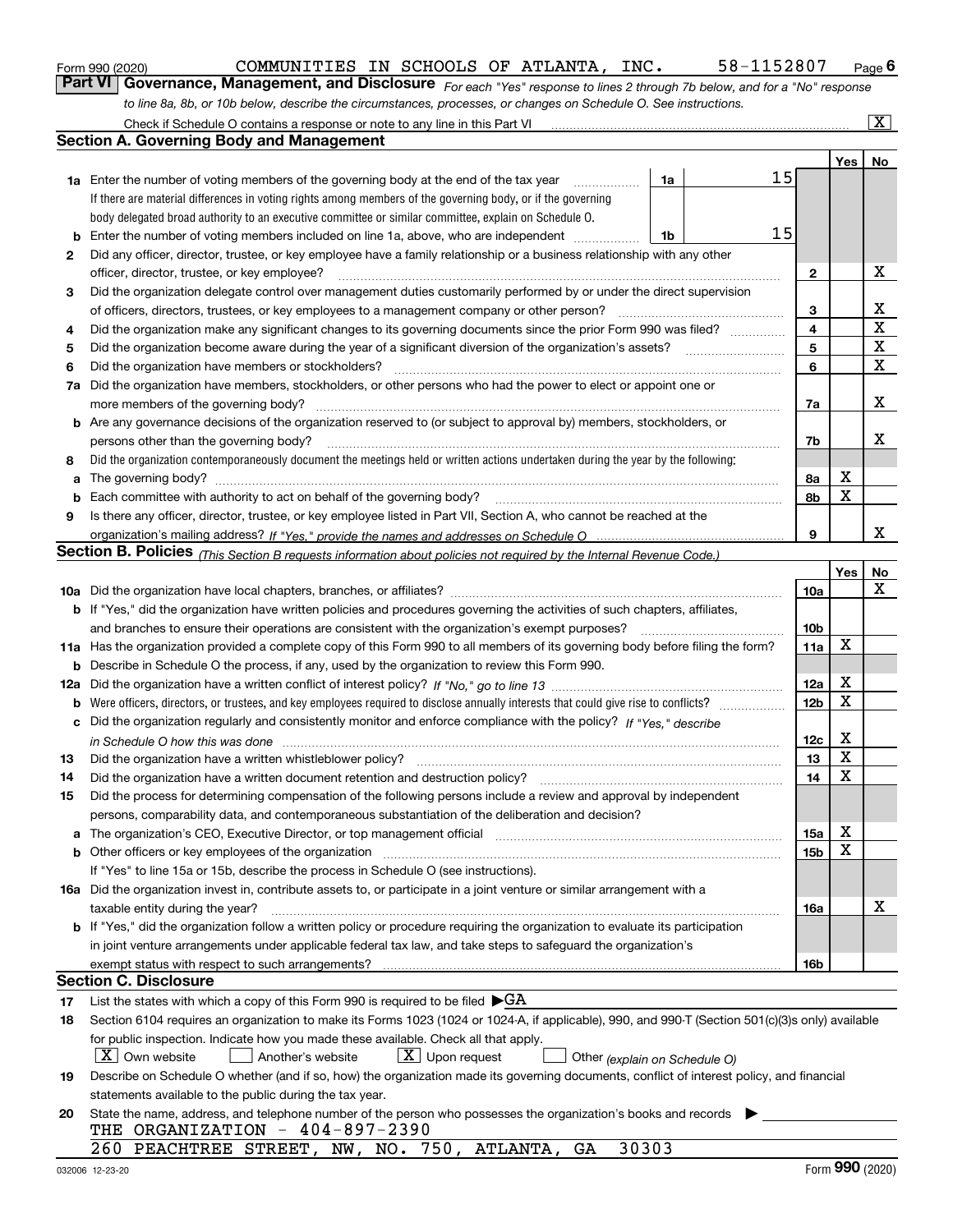Form 990 (2020) COMMUNITIES IN SCHOOLS OF ATLANTA, INC. 58-1152807

## Part VI Governance, Management, and Disclosure

*For each "Yes" response to lines 2 through 7b below, and for a "No" response to line 8a, 8b, or 10b below, describe the circumstances, processes, or changes on Schedule O. See instructions.*

Check if Schedule O contains a response or note to any line in this Part VI [X]

### Section A. Governing Body and Management

| | | | | Yes | No |
|---|---|---|---|---|---|
| **1a** | Enter the number of voting members of the governing body at the end of the tax year. If there are material differences in voting rights among members of the governing body, or if the governing body delegated broad authority to an executive committee or similar committee, explain on Schedule O. | 1a | 15 | | |
| **b** | Enter the number of voting members included on line 1a, above, who are independent | 1b | 15 | | |
| **2** | Did any officer, director, trustee, or key employee have a family relationship or a business relationship with any other officer, director, trustee, or key employee? | 2 | | | X |
| **3** | Did the organization delegate control over management duties customarily performed by or under the direct supervision of officers, directors, trustees, or key employees to a management company or other person? | 3 | | | X |
| **4** | Did the organization make any significant changes to its governing documents since the prior Form 990 was filed? | 4 | | | X |
| **5** | Did the organization become aware during the year of a significant diversion of the organization's assets? | 5 | | | X |
| **6** | Did the organization have members or stockholders? | 6 | | | X |
| **7a** | Did the organization have members, stockholders, or other persons who had the power to elect or appoint one or more members of the governing body? | 7a | | | X |
| **b** | Are any governance decisions of the organization reserved to (or subject to approval by) members, stockholders, or persons other than the governing body? | 7b | | | X |
| **8** | Did the organization contemporaneously document the meetings held or written actions undertaken during the year by the following: | | | | |
| **a** | The governing body? | 8a | | X | |
| **b** | Each committee with authority to act on behalf of the governing body? | 8b | | X | |
| **9** | Is there any officer, director, trustee, or key employee listed in Part VII, Section A, who cannot be reached at the organization's mailing address? *If "Yes," provide the names and addresses on Schedule O* | 9 | | | X |

### Section B. Policies *(This Section B requests information about policies not required by the Internal Revenue Code.)*

| | | | Yes | No |
|---|---|---|---|---|
| **10a** | Did the organization have local chapters, branches, or affiliates? | 10a | | X |
| **b** | If "Yes," did the organization have written policies and procedures governing the activities of such chapters, affiliates, and branches to ensure their operations are consistent with the organization's exempt purposes? | 10b | | |
| **11a** | Has the organization provided a complete copy of this Form 990 to all members of its governing body before filing the form? | 11a | X | |
| **b** | Describe in Schedule O the process, if any, used by the organization to review this Form 990. | | | |
| **12a** | Did the organization have a written conflict of interest policy? *If "No," go to line 13* | 12a | X | |
| **b** | Were officers, directors, or trustees, and key employees required to disclose annually interests that could give rise to conflicts? | 12b | X | |
| **c** | Did the organization regularly and consistently monitor and enforce compliance with the policy? *If "Yes," describe in Schedule O how this was done* | 12c | X | |
| **13** | Did the organization have a written whistleblower policy? | 13 | X | |
| **14** | Did the organization have a written document retention and destruction policy? | 14 | X | |
| **15** | Did the process for determining compensation of the following persons include a review and approval by independent persons, comparability data, and contemporaneous substantiation of the deliberation and decision? | | | |
| **a** | The organization's CEO, Executive Director, or top management official | 15a | X | |
| **b** | Other officers or key employees of the organization. If "Yes" to line 15a or 15b, describe the process in Schedule O (see instructions). | 15b | X | |
| **16a** | Did the organization invest in, contribute assets to, or participate in a joint venture or similar arrangement with a taxable entity during the year? | 16a | | X |
| **b** | If "Yes," did the organization follow a written policy or procedure requiring the organization to evaluate its participation in joint venture arrangements under applicable federal tax law, and take steps to safeguard the organization's exempt status with respect to such arrangements? | 16b | | |

### Section C. Disclosure

**17** List the states with which a copy of this Form 990 is required to be filed ▶GA

**18** Section 6104 requires an organization to make its Forms 1023 (1024 or 1024-A, if applicable), 990, and 990-T (Section 501(c)(3)s only) available for public inspection. Indicate how you made these available. Check all that apply.

[X] Own website  [ ] Another's website  [X] Upon request  [ ] Other *(explain on Schedule O)*

**19** Describe on Schedule O whether (and if so, how) the organization made its governing documents, conflict of interest policy, and financial statements available to the public during the tax year.

**20** State the name, address, and telephone number of the person who possesses the organization's books and records ▶

THE ORGANIZATION - 404-897-2390

260 PEACHTREE STREET, NW, NO. 750, ATLANTA, GA 30303

Form **990** (2020)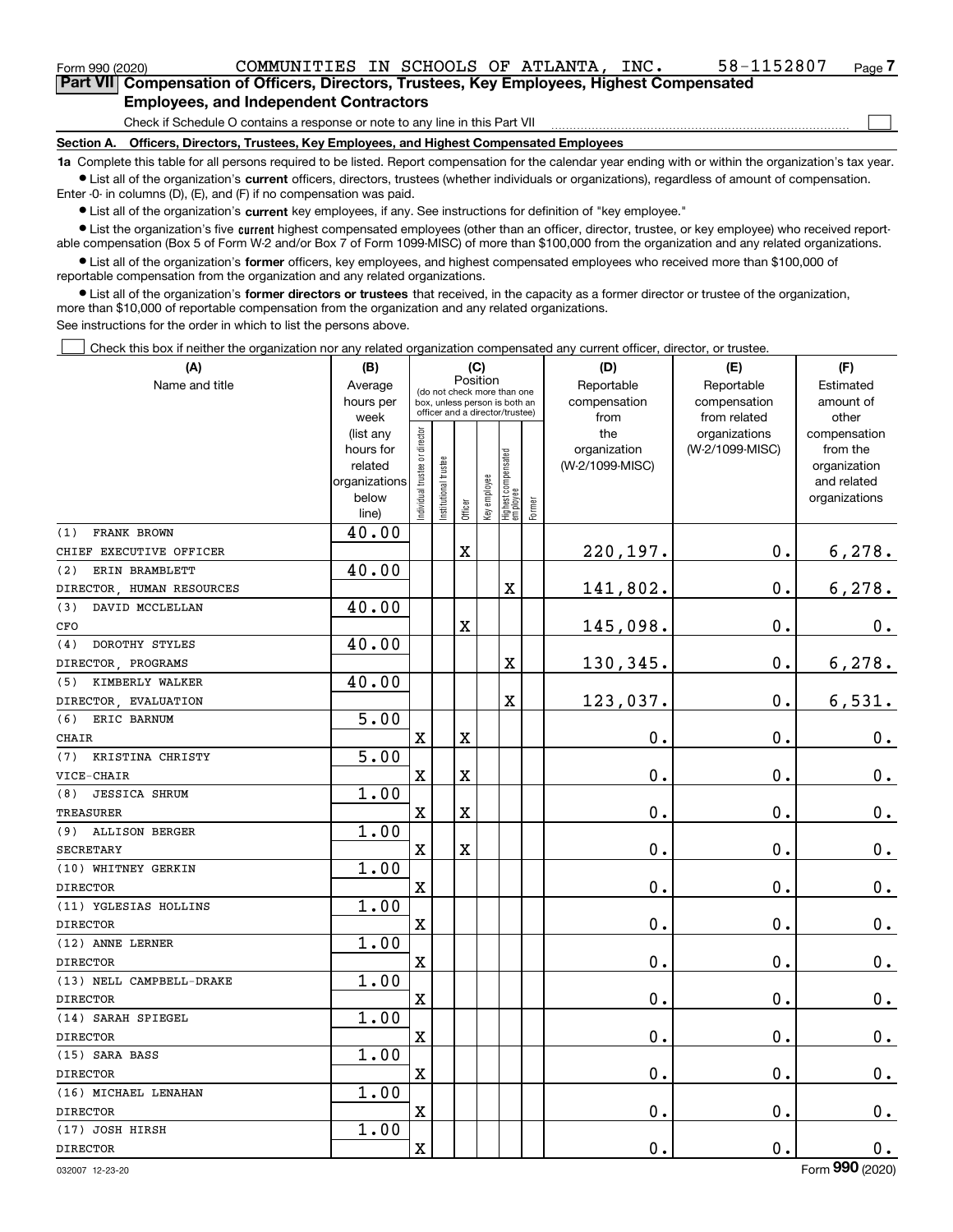Form 990 (2020) COMMUNITIES IN SCHOOLS OF ATLANTA, INC. 58-1152807 Page 7

**Part VII Compensation of Officers, Directors, Trustees, Key Employees, Highest Compensated Employees, and Independent Contractors**

Check if Schedule O contains a response or note to any line in this Part VII

**Section A. Officers, Directors, Trustees, Key Employees, and Highest Compensated Employees**

**1a** Complete this table for all persons required to be listed. Report compensation for the calendar year ending with or within the organization's tax year.

- List all of the organization's **current** officers, directors, trustees (whether individuals or organizations), regardless of amount of compensation. Enter -0- in columns (D), (E), and (F) if no compensation was paid.
- List all of the organization's **current** key employees, if any. See instructions for definition of "key employee."
- List the organization's five **current** highest compensated employees (other than an officer, director, trustee, or key employee) who received reportable compensation (Box 5 of Form W-2 and/or Box 7 of Form 1099-MISC) of more than $100,000 from the organization and any related organizations.
- List all of the organization's **former** officers, key employees, and highest compensated employees who received more than $100,000 of reportable compensation from the organization and any related organizations.
- List all of the organization's **former directors or trustees** that received, in the capacity as a former director or trustee of the organization, more than $10,000 of reportable compensation from the organization and any related organizations.

See instructions for the order in which to list the persons above.

Check this box if neither the organization nor any related organization compensated any current officer, director, or trustee.

| (A) Name and title | (B) Average hours per week (list any hours for related organizations below line) | (C) Position: Individual trustee or director | Institutional trustee | Officer | Key employee | Highest compensated employee | Former | (D) Reportable compensation from the organization (W-2/1099-MISC) | (E) Reportable compensation from related organizations (W-2/1099-MISC) | (F) Estimated amount of other compensation from the organization and related organizations |
|---|---|---|---|---|---|---|---|---|---|---|
| (1) FRANK BROWN<br>CHIEF EXECUTIVE OFFICER | 40.00 | | | X | | | | 220,197. | 0. | 6,278. |
| (2) ERIN BRAMBLETT<br>DIRECTOR, HUMAN RESOURCES | 40.00 | | | | | X | | 141,802. | 0. | 6,278. |
| (3) DAVID MCCLELLAN<br>CFO | 40.00 | | | X | | | | 145,098. | 0. | 0. |
| (4) DOROTHY STYLES<br>DIRECTOR, PROGRAMS | 40.00 | | | | | X | | 130,345. | 0. | 6,278. |
| (5) KIMBERLY WALKER<br>DIRECTOR, EVALUATION | 40.00 | | | | | X | | 123,037. | 0. | 6,531. |
| (6) ERIC BARNUM<br>CHAIR | 5.00 | X | | X | | | | 0. | 0. | 0. |
| (7) KRISTINA CHRISTY<br>VICE-CHAIR | 5.00 | X | | X | | | | 0. | 0. | 0. |
| (8) JESSICA SHRUM<br>TREASURER | 1.00 | X | | X | | | | 0. | 0. | 0. |
| (9) ALLISON BERGER<br>SECRETARY | 1.00 | X | | X | | | | 0. | 0. | 0. |
| (10) WHITNEY GERKIN<br>DIRECTOR | 1.00 | X | | | | | | 0. | 0. | 0. |
| (11) YGLESIAS HOLLINS<br>DIRECTOR | 1.00 | X | | | | | | 0. | 0. | 0. |
| (12) ANNE LERNER<br>DIRECTOR | 1.00 | X | | | | | | 0. | 0. | 0. |
| (13) NELL CAMPBELL-DRAKE<br>DIRECTOR | 1.00 | X | | | | | | 0. | 0. | 0. |
| (14) SARAH SPIEGEL<br>DIRECTOR | 1.00 | X | | | | | | 0. | 0. | 0. |
| (15) SARA BASS<br>DIRECTOR | 1.00 | X | | | | | | 0. | 0. | 0. |
| (16) MICHAEL LENAHAN<br>DIRECTOR | 1.00 | X | | | | | | 0. | 0. | 0. |
| (17) JOSH HIRSH<br>DIRECTOR | 1.00 | X | | | | | | 0. | 0. | 0. |

032007 12-23-20 Form **990** (2020)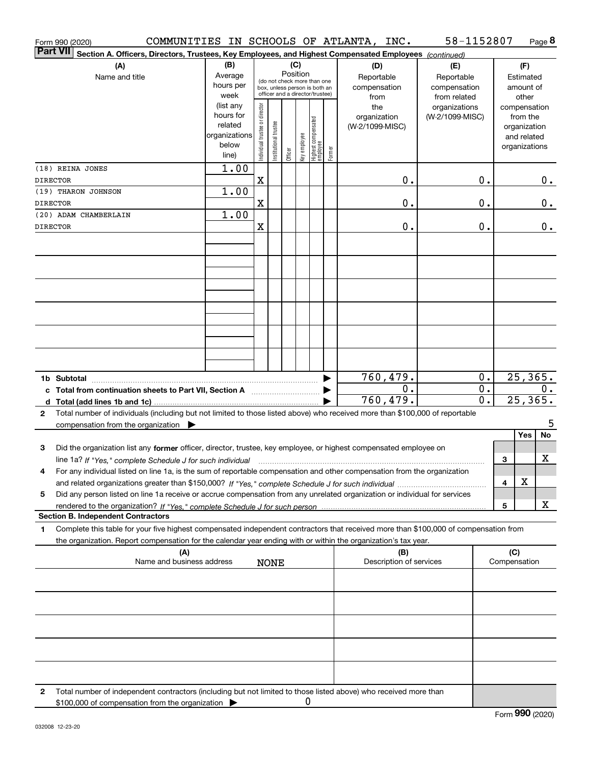Form 990 (2020) COMMUNITIES IN SCHOOLS OF ATLANTA, INC. 58-1152807 Page **8**

**Part VII** **Section A. Officers, Directors, Trustees, Key Employees, and Highest Compensated Employees** *(continued)*

| (A) Name and title | (B) Average hours per week (list any hours for related organizations below line) | (C) Position: Individual trustee or director | Institutional trustee | Officer | Key employee | Highest compensated employee | Former | (D) Reportable compensation from the organization (W-2/1099-MISC) | (E) Reportable compensation from related organizations (W-2/1099-MISC) | (F) Estimated amount of other compensation from the organization and related organizations |
|---|---|---|---|---|---|---|---|---|---|---|
| (18) REINA JONES<br>DIRECTOR | 1.00 | X | | | | | | 0. | 0. | 0. |
| (19) THARON JOHNSON<br>DIRECTOR | 1.00 | X | | | | | | 0. | 0. | 0. |
| (20) ADAM CHAMBERLAIN<br>DIRECTOR | 1.00 | X | | | | | | 0. | 0. | 0. |
| | | | | | | | | | | |
| | | | | | | | | | | |
| | | | | | | | | | | |
| | | | | | | | | | | |
| | | | | | | | | | | |
| | | | | | | | | | | |
| **1b Subtotal** | | | | | | | | 760,479. | 0. | 25,365. |
| **c Total from continuation sheets to Part VII, Section A** | | | | | | | | 0. | 0. | 0. |
| **d Total (add lines 1b and 1c)** | | | | | | | | 760,479. | 0. | 25,365. |

**2** Total number of individuals (including but not limited to those listed above) who received more than $100,000 of reportable compensation from the organization ▶ 5

| | | | Yes | No |
|---|---|---|---|---|
| **3** | Did the organization list any **former** officer, director, trustee, key employee, or highest compensated employee on line 1a? *If "Yes," complete Schedule J for such individual* | 3 | | X |
| **4** | For any individual listed on line 1a, is the sum of reportable compensation and other compensation from the organization and related organizations greater than $150,000? *If "Yes," complete Schedule J for such individual* | 4 | X | |
| **5** | Did any person listed on line 1a receive or accrue compensation from any unrelated organization or individual for services rendered to the organization? *If "Yes," complete Schedule J for such person* | 5 | | X |

**Section B. Independent Contractors**

**1** Complete this table for your five highest compensated independent contractors that received more than $100,000 of compensation from the organization. Report compensation for the calendar year ending with or within the organization's tax year.

| (A) Name and business address | (B) Description of services | (C) Compensation |
|---|---|---|
| NONE | | |
| | | |
| | | |
| | | |
| | | |

**2** Total number of independent contractors (including but not limited to those listed above) who received more than $100,000 of compensation from the organization ▶ 0

Form **990** (2020)

032008 12-23-20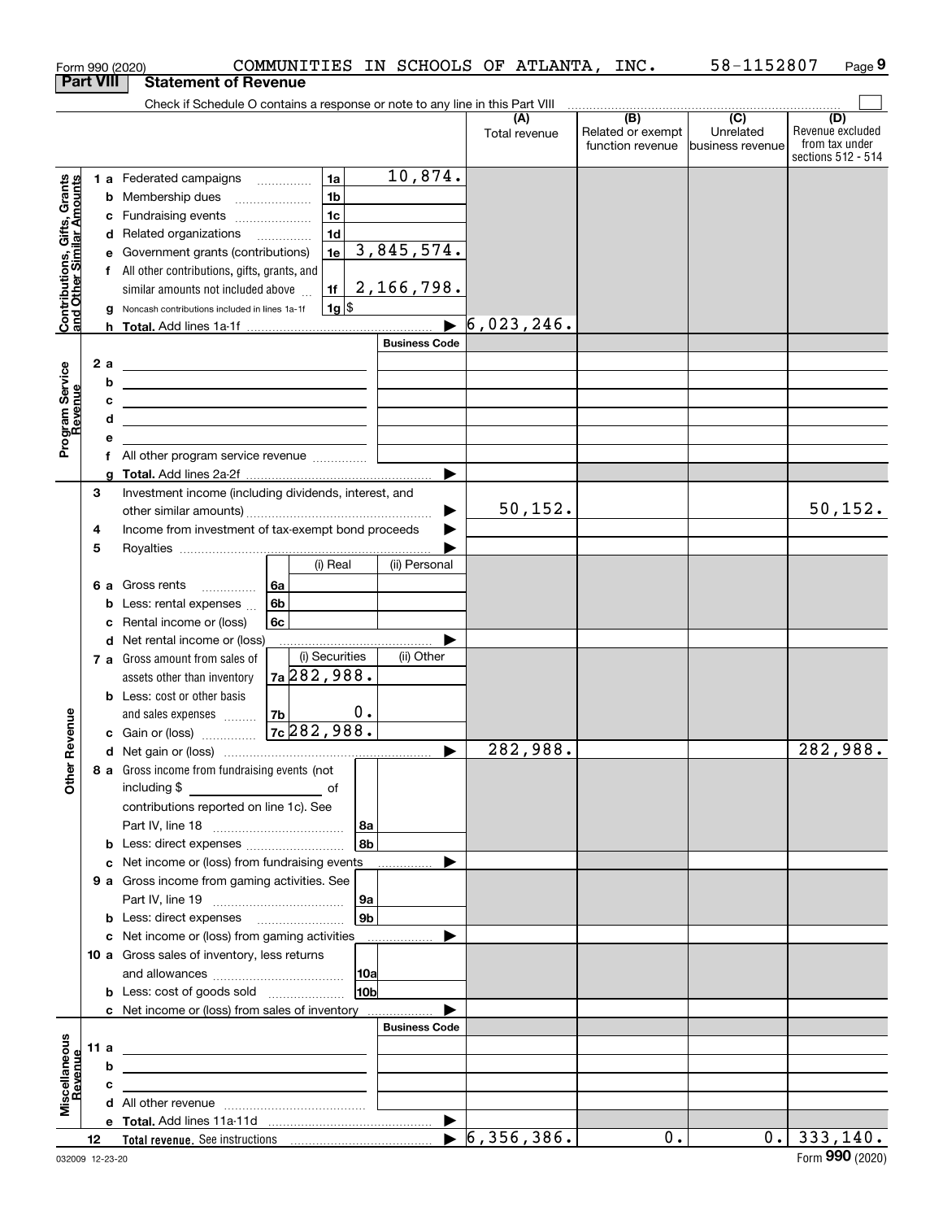Form 990 (2020) COMMUNITIES IN SCHOOLS OF ATLANTA, INC. 58-1152807 Page 9

**Part VIII Statement of Revenue**

Check if Schedule O contains a response or note to any line in this Part VIII

| | | | | (A) Total revenue | (B) Related or exempt function revenue | (C) Unrelated business revenue | (D) Revenue excluded from tax under sections 512 - 514 |
|---|---|---|---|---|---|---|---|
| **Contributions, Gifts, Grants and Other Similar Amounts** | 1a Federated campaigns | 1a | 10,874. | | | | |
| | b Membership dues | 1b | | | | | |
| | c Fundraising events | 1c | | | | | |
| | d Related organizations | 1d | | | | | |
| | e Government grants (contributions) | 1e | 3,845,574. | | | | |
| | f All other contributions, gifts, grants, and similar amounts not included above | 1f | 2,166,798. | | | | |
| | g Noncash contributions included in lines 1a-1f | 1g | $ | | | | |
| | h Total. Add lines 1a-1f | | ▶ | 6,023,246. | | | |
| **Program Service Revenue** | | | Business Code | | | | |
| | 2a | | | | | | |
| | b | | | | | | |
| | c | | | | | | |
| | d | | | | | | |
| | e | | | | | | |
| | f All other program service revenue | | | | | | |
| | g Total. Add lines 2a-2f | | ▶ | | | | |
| **Other Revenue** | 3 Investment income (including dividends, interest, and other similar amounts) | | ▶ | 50,152. | | | 50,152. |
| | 4 Income from investment of tax-exempt bond proceeds | | ▶ | | | | |
| | 5 Royalties | | ▶ | | | | |
| | | (i) Real | (ii) Personal | | | | |
| | 6a Gross rents 6a | | | | | | |
| | b Less: rental expenses 6b | | | | | | |
| | c Rental income or (loss) 6c | | | | | | |
| | d Net rental income or (loss) | | ▶ | | | | |
| | | (i) Securities | (ii) Other | | | | |
| | 7a Gross amount from sales of assets other than inventory 7a | 282,988. | | | | | |
| | b Less: cost or other basis and sales expenses 7b | 0. | | | | | |
| | c Gain or (loss) 7c | 282,988. | | | | | |
| | d Net gain or (loss) | | ▶ | 282,988. | | | 282,988. |
| | 8a Gross income from fundraising events (not including $ ___ of contributions reported on line 1c). See Part IV, line 18 | 8a | | | | | |
| | b Less: direct expenses | 8b | | | | | |
| | c Net income or (loss) from fundraising events | | ▶ | | | | |
| | 9a Gross income from gaming activities. See Part IV, line 19 | 9a | | | | | |
| | b Less: direct expenses | 9b | | | | | |
| | c Net income or (loss) from gaming activities | | ▶ | | | | |
| | 10a Gross sales of inventory, less returns and allowances | 10a | | | | | |
| | b Less: cost of goods sold | 10b | | | | | |
| | c Net income or (loss) from sales of inventory | | ▶ | | | | |
| **Miscellaneous Revenue** | | | Business Code | | | | |
| | 11a | | | | | | |
| | b | | | | | | |
| | c | | | | | | |
| | d All other revenue | | | | | | |
| | e Total. Add lines 11a-11d | | ▶ | | | | |
| | 12 Total revenue. See instructions | | ▶ | 6,356,386. | 0. | 0. | 333,140. |

032009 12-23-20 Form 990 (2020)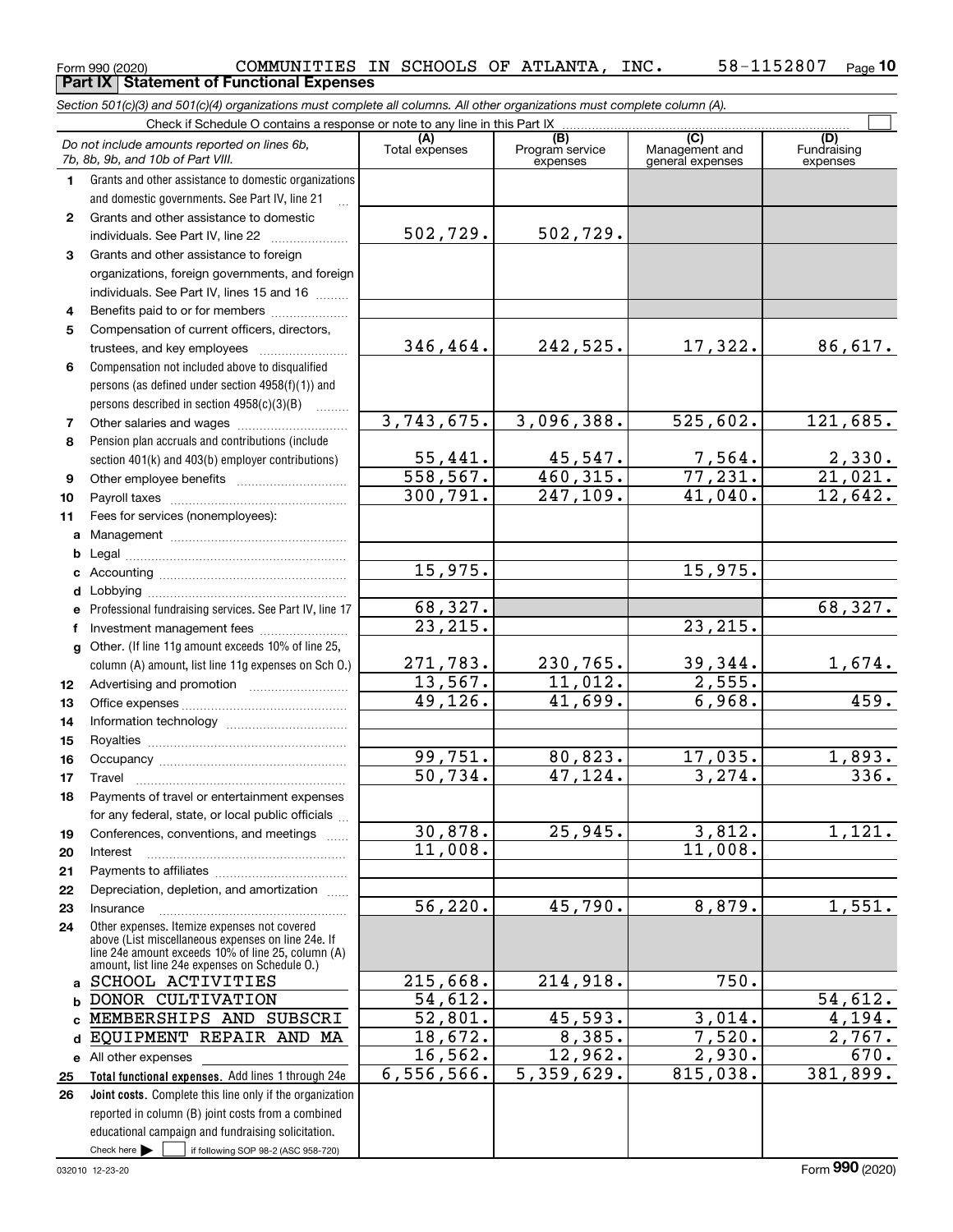Form 990 (2020) COMMUNITIES IN SCHOOLS OF ATLANTA, INC. 58-1152807 Page **10**

**Part IX Statement of Functional Expenses**

*Section 501(c)(3) and 501(c)(4) organizations must complete all columns. All other organizations must complete column (A).*

Check if Schedule O contains a response or note to any line in this Part IX ☐

| | *Do not include amounts reported on lines 6b, 7b, 8b, 9b, and 10b of Part VIII.* | (A) Total expenses | (B) Program service expenses | (C) Management and general expenses | (D) Fundraising expenses |
|---|---|---|---|---|---|
| 1 | Grants and other assistance to domestic organizations and domestic governments. See Part IV, line 21 | | | | |
| 2 | Grants and other assistance to domestic individuals. See Part IV, line 22 | 502,729. | 502,729. | | |
| 3 | Grants and other assistance to foreign organizations, foreign governments, and foreign individuals. See Part IV, lines 15 and 16 | | | | |
| 4 | Benefits paid to or for members | | | | |
| 5 | Compensation of current officers, directors, trustees, and key employees | 346,464. | 242,525. | 17,322. | 86,617. |
| 6 | Compensation not included above to disqualified persons (as defined under section 4958(f)(1)) and persons described in section 4958(c)(3)(B) | | | | |
| 7 | Other salaries and wages | 3,743,675. | 3,096,388. | 525,602. | 121,685. |
| 8 | Pension plan accruals and contributions (include section 401(k) and 403(b) employer contributions) | 55,441. | 45,547. | 7,564. | 2,330. |
| 9 | Other employee benefits | 558,567. | 460,315. | 77,231. | 21,021. |
| 10 | Payroll taxes | 300,791. | 247,109. | 41,040. | 12,642. |
| 11 | Fees for services (nonemployees): | | | | |
| a | Management | | | | |
| b | Legal | | | | |
| c | Accounting | 15,975. | | 15,975. | |
| d | Lobbying | | | | |
| e | Professional fundraising services. See Part IV, line 17 | 68,327. | | | 68,327. |
| f | Investment management fees | 23,215. | | 23,215. | |
| g | Other. (If line 11g amount exceeds 10% of line 25, column (A) amount, list line 11g expenses on Sch O.) | 271,783. | 230,765. | 39,344. | 1,674. |
| 12 | Advertising and promotion | 13,567. | 11,012. | 2,555. | |
| 13 | Office expenses | 49,126. | 41,699. | 6,968. | 459. |
| 14 | Information technology | | | | |
| 15 | Royalties | | | | |
| 16 | Occupancy | 99,751. | 80,823. | 17,035. | 1,893. |
| 17 | Travel | 50,734. | 47,124. | 3,274. | 336. |
| 18 | Payments of travel or entertainment expenses for any federal, state, or local public officials | | | | |
| 19 | Conferences, conventions, and meetings | 30,878. | 25,945. | 3,812. | 1,121. |
| 20 | Interest | 11,008. | | 11,008. | |
| 21 | Payments to affiliates | | | | |
| 22 | Depreciation, depletion, and amortization | | | | |
| 23 | Insurance | 56,220. | 45,790. | 8,879. | 1,551. |
| 24 | Other expenses. Itemize expenses not covered above (List miscellaneous expenses on line 24e. If line 24e amount exceeds 10% of line 25, column (A) amount, list line 24e expenses on Schedule O.) | | | | |
| a | SCHOOL ACTIVITIES | 215,668. | 214,918. | 750. | |
| b | DONOR CULTIVATION | 54,612. | | | 54,612. |
| c | MEMBERSHIPS AND SUBSCRI | 52,801. | 45,593. | 3,014. | 4,194. |
| d | EQUIPMENT REPAIR AND MA | 18,672. | 8,385. | 7,520. | 2,767. |
| e | All other expenses | 16,562. | 12,962. | 2,930. | 670. |
| 25 | **Total functional expenses.** Add lines 1 through 24e | 6,556,566. | 5,359,629. | 815,038. | 381,899. |
| 26 | **Joint costs.** Complete this line only if the organization reported in column (B) joint costs from a combined educational campaign and fundraising solicitation. Check here ▶ ☐ if following SOP 98-2 (ASC 958-720) | | | | |

032010 12-23-20 Form **990** (2020)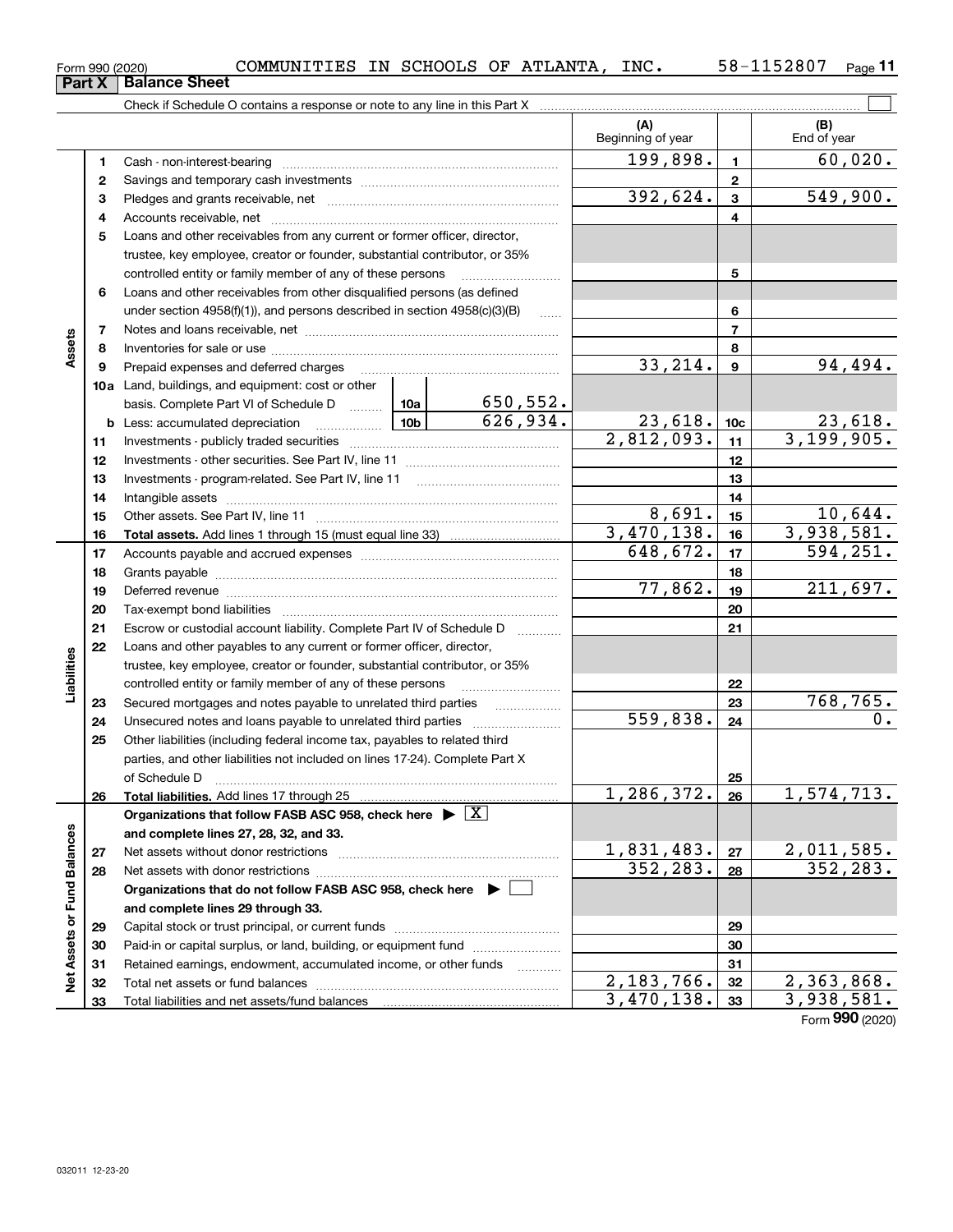Form 990 (2020) COMMUNITIES IN SCHOOLS OF ATLANTA, INC. 58-1152807

## Part X Balance Sheet

Check if Schedule O contains a response or note to any line in this Part X

| | | | | (A) Beginning of year | | (B) End of year |
|---|---|---|---|---|---|---|
| **Assets** | 1 | Cash - non-interest-bearing | | 199,898. | 1 | 60,020. |
| | 2 | Savings and temporary cash investments | | | 2 | |
| | 3 | Pledges and grants receivable, net | | 392,624. | 3 | 549,900. |
| | 4 | Accounts receivable, net | | | 4 | |
| | 5 | Loans and other receivables from any current or former officer, director, trustee, key employee, creator or founder, substantial contributor, or 35% controlled entity or family member of any of these persons | | | 5 | |
| | 6 | Loans and other receivables from other disqualified persons (as defined under section 4958(f)(1)), and persons described in section 4958(c)(3)(B) | | | 6 | |
| | 7 | Notes and loans receivable, net | | | 7 | |
| | 8 | Inventories for sale or use | | | 8 | |
| | 9 | Prepaid expenses and deferred charges | | 33,214. | 9 | 94,494. |
| | 10a | Land, buildings, and equipment: cost or other basis. Complete Part VI of Schedule D | 10a 650,552. | | | |
| | b | Less: accumulated depreciation | 10b 626,934. | 23,618. | 10c | 23,618. |
| | 11 | Investments - publicly traded securities | | 2,812,093. | 11 | 3,199,905. |
| | 12 | Investments - other securities. See Part IV, line 11 | | | 12 | |
| | 13 | Investments - program-related. See Part IV, line 11 | | | 13 | |
| | 14 | Intangible assets | | | 14 | |
| | 15 | Other assets. See Part IV, line 11 | | 8,691. | 15 | 10,644. |
| | 16 | **Total assets.** Add lines 1 through 15 (must equal line 33) | | 3,470,138. | 16 | 3,938,581. |
| **Liabilities** | 17 | Accounts payable and accrued expenses | | 648,672. | 17 | 594,251. |
| | 18 | Grants payable | | | 18 | |
| | 19 | Deferred revenue | | 77,862. | 19 | 211,697. |
| | 20 | Tax-exempt bond liabilities | | | 20 | |
| | 21 | Escrow or custodial account liability. Complete Part IV of Schedule D | | | 21 | |
| | 22 | Loans and other payables to any current or former officer, director, trustee, key employee, creator or founder, substantial contributor, or 35% controlled entity or family member of any of these persons | | | 22 | |
| | 23 | Secured mortgages and notes payable to unrelated third parties | | | 23 | 768,765. |
| | 24 | Unsecured notes and loans payable to unrelated third parties | | 559,838. | 24 | 0. |
| | 25 | Other liabilities (including federal income tax, payables to related third parties, and other liabilities not included on lines 17-24). Complete Part X of Schedule D | | | 25 | |
| | 26 | **Total liabilities.** Add lines 17 through 25 | | 1,286,372. | 26 | 1,574,713. |
| **Net Assets or Fund Balances** | | **Organizations that follow FASB ASC 958, check here ▶ [X] and complete lines 27, 28, 32, and 33.** | | | | |
| | 27 | Net assets without donor restrictions | | 1,831,483. | 27 | 2,011,585. |
| | 28 | Net assets with donor restrictions | | 352,283. | 28 | 352,283. |
| | | **Organizations that do not follow FASB ASC 958, check here ▶ [ ] and complete lines 29 through 33.** | | | | |
| | 29 | Capital stock or trust principal, or current funds | | | 29 | |
| | 30 | Paid-in or capital surplus, or land, building, or equipment fund | | | 30 | |
| | 31 | Retained earnings, endowment, accumulated income, or other funds | | | 31 | |
| | 32 | Total net assets or fund balances | | 2,183,766. | 32 | 2,363,868. |
| | 33 | Total liabilities and net assets/fund balances | | 3,470,138. | 33 | 3,938,581. |

Form **990** (2020)

032011 12-23-20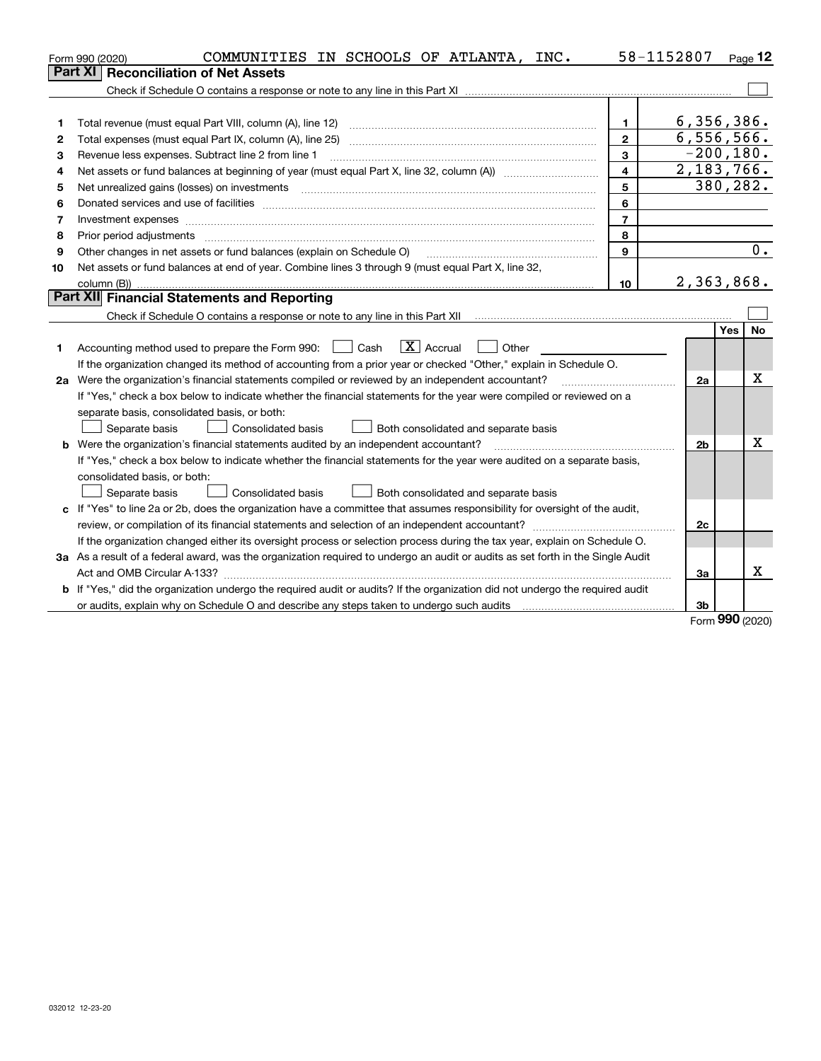Form 990 (2020) COMMUNITIES IN SCHOOLS OF ATLANTA, INC. 58-1152807 Page 12

## Part XI Reconciliation of Net Assets

Check if Schedule O contains a response or note to any line in this Part XI ☐

| | | | |
|---|---|---|---|
| 1 | Total revenue (must equal Part VIII, column (A), line 12) | 1 | 6,356,386. |
| 2 | Total expenses (must equal Part IX, column (A), line 25) | 2 | 6,556,566. |
| 3 | Revenue less expenses. Subtract line 2 from line 1 | 3 | -200,180. |
| 4 | Net assets or fund balances at beginning of year (must equal Part X, line 32, column (A)) | 4 | 2,183,766. |
| 5 | Net unrealized gains (losses) on investments | 5 | 380,282. |
| 6 | Donated services and use of facilities | 6 | |
| 7 | Investment expenses | 7 | |
| 8 | Prior period adjustments | 8 | |
| 9 | Other changes in net assets or fund balances (explain on Schedule O) | 9 | 0. |
| 10 | Net assets or fund balances at end of year. Combine lines 3 through 9 (must equal Part X, line 32, column (B)) | 10 | 2,363,868. |

## Part XII Financial Statements and Reporting

Check if Schedule O contains a response or note to any line in this Part XII ☐

| | | | Yes | No |
|---|---|---|---|---|
| 1 | Accounting method used to prepare the Form 990: ☐ Cash ☒ Accrual ☐ Other<br>If the organization changed its method of accounting from a prior year or checked "Other," explain in Schedule O. | | | |
| 2a | Were the organization's financial statements compiled or reviewed by an independent accountant?<br>If "Yes," check a box below to indicate whether the financial statements for the year were compiled or reviewed on a separate basis, consolidated basis, or both:<br>☐ Separate basis ☐ Consolidated basis ☐ Both consolidated and separate basis | 2a | | X |
| b | Were the organization's financial statements audited by an independent accountant?<br>If "Yes," check a box below to indicate whether the financial statements for the year were audited on a separate basis, consolidated basis, or both:<br>☐ Separate basis ☐ Consolidated basis ☐ Both consolidated and separate basis | 2b | | X |
| c | If "Yes" to line 2a or 2b, does the organization have a committee that assumes responsibility for oversight of the audit, review, or compilation of its financial statements and selection of an independent accountant?<br>If the organization changed either its oversight process or selection process during the tax year, explain on Schedule O. | 2c | | |
| 3a | As a result of a federal award, was the organization required to undergo an audit or audits as set forth in the Single Audit Act and OMB Circular A-133? | 3a | | X |
| b | If "Yes," did the organization undergo the required audit or audits? If the organization did not undergo the required audit or audits, explain why on Schedule O and describe any steps taken to undergo such audits | 3b | | |

Form 990 (2020)

032012 12-23-20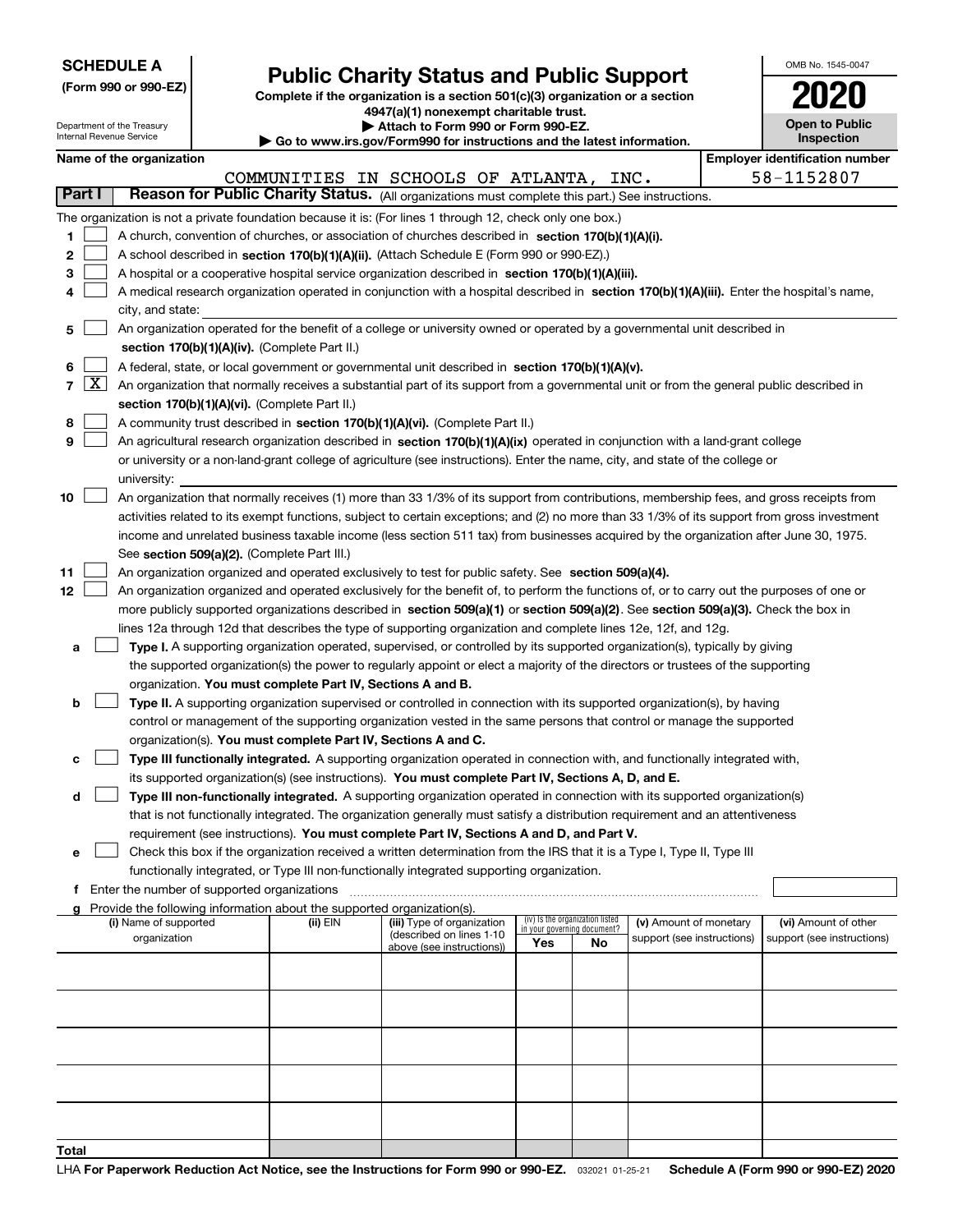**SCHEDULE A**
**(Form 990 or 990-EZ)**

Department of the Treasury
Internal Revenue Service

# Public Charity Status and Public Support

**Complete if the organization is a section 501(c)(3) organization or a section 4947(a)(1) nonexempt charitable trust.**
**▶ Attach to Form 990 or Form 990-EZ.**
**▶ Go to www.irs.gov/Form990 for instructions and the latest information.**

OMB No. 1545-0047

**2020**

**Open to Public Inspection**

**Name of the organization:** COMMUNITIES IN SCHOOLS OF ATLANTA, INC.

**Employer identification number:** 58-1152807

## Part I — Reason for Public Charity Status. (All organizations must complete this part.) See instructions.

The organization is not a private foundation because it is: (For lines 1 through 12, check only one box.)

1. [ ] A church, convention of churches, or association of churches described in **section 170(b)(1)(A)(i).**
2. [ ] A school described in **section 170(b)(1)(A)(ii).** (Attach Schedule E (Form 990 or 990-EZ).)
3. [ ] A hospital or a cooperative hospital service organization described in **section 170(b)(1)(A)(iii).**
4. [ ] A medical research organization operated in conjunction with a hospital described in **section 170(b)(1)(A)(iii).** Enter the hospital's name, city, and state:
5. [ ] An organization operated for the benefit of a college or university owned or operated by a governmental unit described in **section 170(b)(1)(A)(iv).** (Complete Part II.)
6. [ ] A federal, state, or local government or governmental unit described in **section 170(b)(1)(A)(v).**
7. [X] An organization that normally receives a substantial part of its support from a governmental unit or from the general public described in **section 170(b)(1)(A)(vi).** (Complete Part II.)
8. [ ] A community trust described in **section 170(b)(1)(A)(vi).** (Complete Part II.)
9. [ ] An agricultural research organization described in **section 170(b)(1)(A)(ix)** operated in conjunction with a land-grant college or university or a non-land-grant college of agriculture (see instructions). Enter the name, city, and state of the college or university:
10. [ ] An organization that normally receives (1) more than 33 1/3% of its support from contributions, membership fees, and gross receipts from activities related to its exempt functions, subject to certain exceptions; and (2) no more than 33 1/3% of its support from gross investment income and unrelated business taxable income (less section 511 tax) from businesses acquired by the organization after June 30, 1975. See **section 509(a)(2).** (Complete Part III.)
11. [ ] An organization organized and operated exclusively to test for public safety. See **section 509(a)(4).**
12. [ ] An organization organized and operated exclusively for the benefit of, to perform the functions of, or to carry out the purposes of one or more publicly supported organizations described in **section 509(a)(1)** or **section 509(a)(2)**. See **section 509(a)(3).** Check the box in lines 12a through 12d that describes the type of supporting organization and complete lines 12e, 12f, and 12g.
   - **a** [ ] **Type I.** A supporting organization operated, supervised, or controlled by its supported organization(s), typically by giving the supported organization(s) the power to regularly appoint or elect a majority of the directors or trustees of the supporting organization. **You must complete Part IV, Sections A and B.**
   - **b** [ ] **Type II.** A supporting organization supervised or controlled in connection with its supported organization(s), by having control or management of the supporting organization vested in the same persons that control or manage the supported organization(s). **You must complete Part IV, Sections A and C.**
   - **c** [ ] **Type III functionally integrated.** A supporting organization operated in connection with, and functionally integrated with, its supported organization(s) (see instructions). **You must complete Part IV, Sections A, D, and E.**
   - **d** [ ] **Type III non-functionally integrated.** A supporting organization operated in connection with its supported organization(s) that is not functionally integrated. The organization generally must satisfy a distribution requirement and an attentiveness requirement (see instructions). **You must complete Part IV, Sections A and D, and Part V.**
   - **e** [ ] Check this box if the organization received a written determination from the IRS that it is a Type I, Type II, Type III functionally integrated, or Type III non-functionally integrated supporting organization.
   - **f** Enter the number of supported organizations
   - **g** Provide the following information about the supported organization(s).

| (i) Name of supported organization | (ii) EIN | (iii) Type of organization (described on lines 1-10 above (see instructions)) | (iv) Is the organization listed in your governing document? Yes | No | (v) Amount of monetary support (see instructions) | (vi) Amount of other support (see instructions) |
|---|---|---|---|---|---|---|
| | | | | | | |
| | | | | | | |
| | | | | | | |
| | | | | | | |
| | | | | | | |
| **Total** | | | | | | |

LHA **For Paperwork Reduction Act Notice, see the Instructions for Form 990 or 990-EZ.** 032021 01-25-21 **Schedule A (Form 990 or 990-EZ) 2020**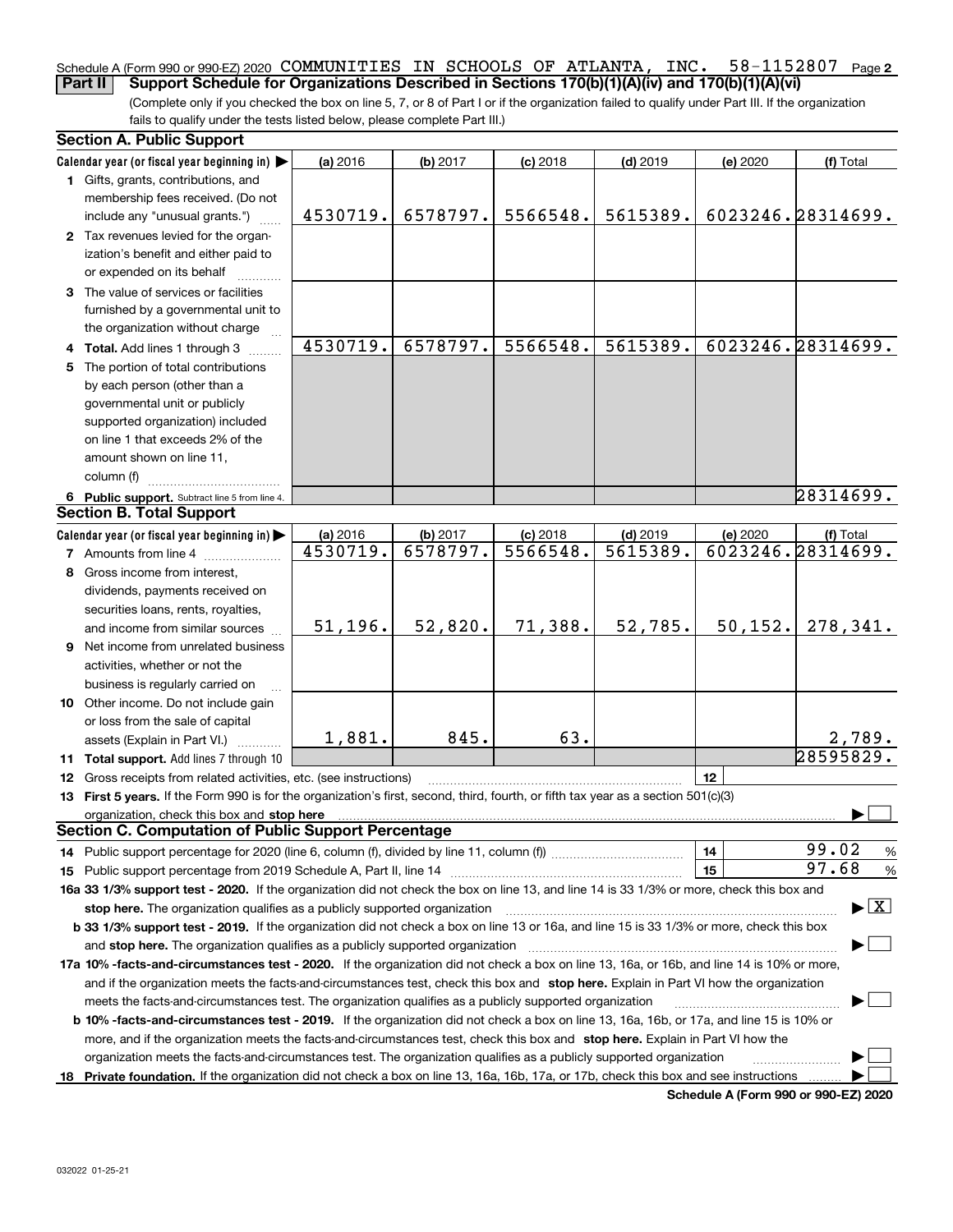Schedule A (Form 990 or 990-EZ) 2020 COMMUNITIES IN SCHOOLS OF ATLANTA, INC. 58-1152807 Page 2

**Part II** **Support Schedule for Organizations Described in Sections 170(b)(1)(A)(iv) and 170(b)(1)(A)(vi)**

(Complete only if you checked the box on line 5, 7, or 8 of Part I or if the organization failed to qualify under Part III. If the organization fails to qualify under the tests listed below, please complete Part III.)

**Section A. Public Support**

| Calendar year (or fiscal year beginning in) ▶ | (a) 2016 | (b) 2017 | (c) 2018 | (d) 2019 | (e) 2020 | (f) Total |
|---|---|---|---|---|---|---|
| **1** Gifts, grants, contributions, and membership fees received. (Do not include any "unusual grants.") | 4530719. | 6578797. | 5566548. | 5615389. | 6023246. | 28314699. |
| **2** Tax revenues levied for the organization's benefit and either paid to or expended on its behalf | | | | | | |
| **3** The value of services or facilities furnished by a governmental unit to the organization without charge | | | | | | |
| **4 Total.** Add lines 1 through 3 | 4530719. | 6578797. | 5566548. | 5615389. | 6023246. | 28314699. |
| **5** The portion of total contributions by each person (other than a governmental unit or publicly supported organization) included on line 1 that exceeds 2% of the amount shown on line 11, column (f) | | | | | | |
| **6 Public support.** Subtract line 5 from line 4. | | | | | | 28314699. |

**Section B. Total Support**

| Calendar year (or fiscal year beginning in) ▶ | (a) 2016 | (b) 2017 | (c) 2018 | (d) 2019 | (e) 2020 | (f) Total |
|---|---|---|---|---|---|---|
| **7** Amounts from line 4 | 4530719. | 6578797. | 5566548. | 5615389. | 6023246. | 28314699. |
| **8** Gross income from interest, dividends, payments received on securities loans, rents, royalties, and income from similar sources | 51,196. | 52,820. | 71,388. | 52,785. | 50,152. | 278,341. |
| **9** Net income from unrelated business activities, whether or not the business is regularly carried on | | | | | | |
| **10** Other income. Do not include gain or loss from the sale of capital assets (Explain in Part VI.) | 1,881. | 845. | 63. | | | 2,789. |
| **11 Total support.** Add lines 7 through 10 | | | | | | 28595829. |

**12** Gross receipts from related activities, etc. (see instructions) | 12 |

**13 First 5 years.** If the Form 990 is for the organization's first, second, third, fourth, or fifth tax year as a section 501(c)(3) organization, check this box and **stop here** ▶ ☐

**Section C. Computation of Public Support Percentage**

**14** Public support percentage for 2020 (line 6, column (f), divided by line 11, column (f)) | 14 | 99.02 %

**15** Public support percentage from 2019 Schedule A, Part II, line 14 | 15 | 97.68 %

**16a 33 1/3% support test - 2020.** If the organization did not check the box on line 13, and line 14 is 33 1/3% or more, check this box and **stop here.** The organization qualifies as a publicly supported organization ▶ ☒

**b 33 1/3% support test - 2019.** If the organization did not check a box on line 13 or 16a, and line 15 is 33 1/3% or more, check this box and **stop here.** The organization qualifies as a publicly supported organization ▶ ☐

**17a 10% -facts-and-circumstances test - 2020.** If the organization did not check a box on line 13, 16a, or 16b, and line 14 is 10% or more, and if the organization meets the facts-and-circumstances test, check this box and **stop here.** Explain in Part VI how the organization meets the facts-and-circumstances test. The organization qualifies as a publicly supported organization ▶ ☐

**b 10% -facts-and-circumstances test - 2019.** If the organization did not check a box on line 13, 16a, 16b, or 17a, and line 15 is 10% or more, and if the organization meets the facts-and-circumstances test, check this box and **stop here.** Explain in Part VI how the organization meets the facts-and-circumstances test. The organization qualifies as a publicly supported organization ▶ ☐

**18 Private foundation.** If the organization did not check a box on line 13, 16a, 16b, 17a, or 17b, check this box and see instructions ▶ ☐

**Schedule A (Form 990 or 990-EZ) 2020**

032022 01-25-21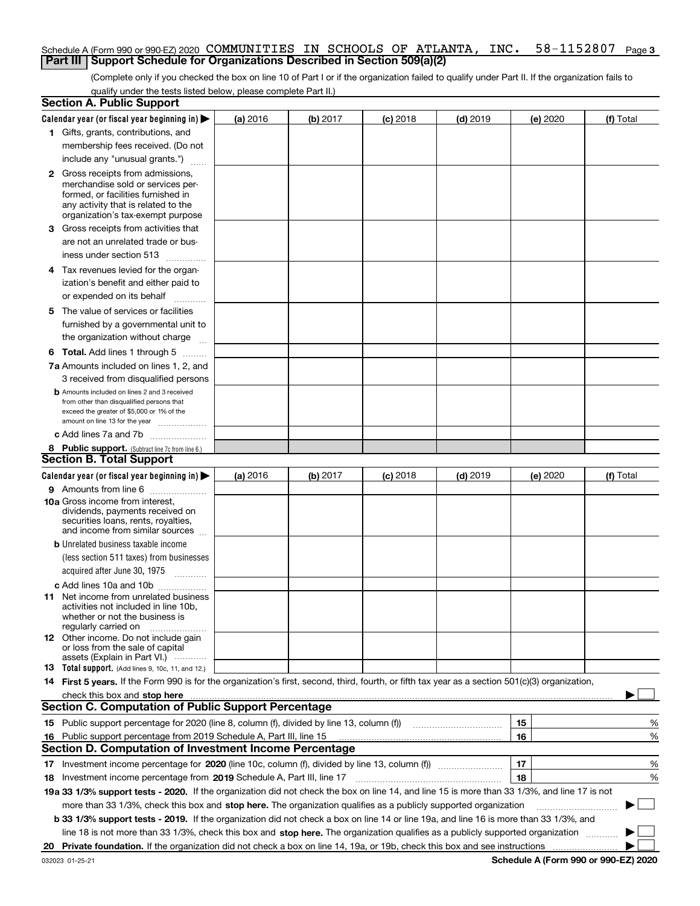Schedule A (Form 990 or 990-EZ) 2020 COMMUNITIES IN SCHOOLS OF ATLANTA, INC. 58-1152807 Page 3

## Part III | Support Schedule for Organizations Described in Section 509(a)(2)

(Complete only if you checked the box on line 10 of Part I or if the organization failed to qualify under Part II. If the organization fails to qualify under the tests listed below, please complete Part II.)

### Section A. Public Support

| Calendar year (or fiscal year beginning in) ▶ | (a) 2016 | (b) 2017 | (c) 2018 | (d) 2019 | (e) 2020 | (f) Total |
|---|---|---|---|---|---|---|
| 1 Gifts, grants, contributions, and membership fees received. (Do not include any "unusual grants.") | | | | | | |
| 2 Gross receipts from admissions, merchandise sold or services performed, or facilities furnished in any activity that is related to the organization's tax-exempt purpose | | | | | | |
| 3 Gross receipts from activities that are not an unrelated trade or business under section 513 | | | | | | |
| 4 Tax revenues levied for the organization's benefit and either paid to or expended on its behalf | | | | | | |
| 5 The value of services or facilities furnished by a governmental unit to the organization without charge | | | | | | |
| 6 Total. Add lines 1 through 5 | | | | | | |
| 7a Amounts included on lines 1, 2, and 3 received from disqualified persons | | | | | | |
| b Amounts included on lines 2 and 3 received from other than disqualified persons that exceed the greater of $5,000 or 1% of the amount on line 13 for the year | | | | | | |
| c Add lines 7a and 7b | | | | | | |
| 8 Public support. (Subtract line 7c from line 6.) | | | | | | |

### Section B. Total Support

| Calendar year (or fiscal year beginning in) ▶ | (a) 2016 | (b) 2017 | (c) 2018 | (d) 2019 | (e) 2020 | (f) Total |
|---|---|---|---|---|---|---|
| 9 Amounts from line 6 | | | | | | |
| 10a Gross income from interest, dividends, payments received on securities loans, rents, royalties, and income from similar sources | | | | | | |
| b Unrelated business taxable income (less section 511 taxes) from businesses acquired after June 30, 1975 | | | | | | |
| c Add lines 10a and 10b | | | | | | |
| 11 Net income from unrelated business activities not included in line 10b, whether or not the business is regularly carried on | | | | | | |
| 12 Other income. Do not include gain or loss from the sale of capital assets (Explain in Part VI.) | | | | | | |
| 13 Total support. (Add lines 9, 10c, 11, and 12.) | | | | | | |

14 **First 5 years.** If the Form 990 is for the organization's first, second, third, fourth, or fifth tax year as a section 501(c)(3) organization, check this box and **stop here** ▶ ☐

### Section C. Computation of Public Support Percentage

| | | | |
|---|---|---|---|
| 15 | Public support percentage for 2020 (line 8, column (f), divided by line 13, column (f)) | 15 | % |
| 16 | Public support percentage from 2019 Schedule A, Part III, line 15 | 16 | % |

### Section D. Computation of Investment Income Percentage

| | | | |
|---|---|---|---|
| 17 | Investment income percentage for **2020** (line 10c, column (f), divided by line 13, column (f)) | 17 | % |
| 18 | Investment income percentage from **2019** Schedule A, Part III, line 17 | 18 | % |

**19a 33 1/3% support tests - 2020.** If the organization did not check the box on line 14, and line 15 is more than 33 1/3%, and line 17 is not more than 33 1/3%, check this box and **stop here.** The organization qualifies as a publicly supported organization ▶ ☐

**b 33 1/3% support tests - 2019.** If the organization did not check a box on line 14 or line 19a, and line 16 is more than 33 1/3%, and line 18 is not more than 33 1/3%, check this box and **stop here.** The organization qualifies as a publicly supported organization ▶ ☐

**20 Private foundation.** If the organization did not check a box on line 14, 19a, or 19b, check this box and see instructions ▶ ☐

032023 01-25-21

**Schedule A (Form 990 or 990-EZ) 2020**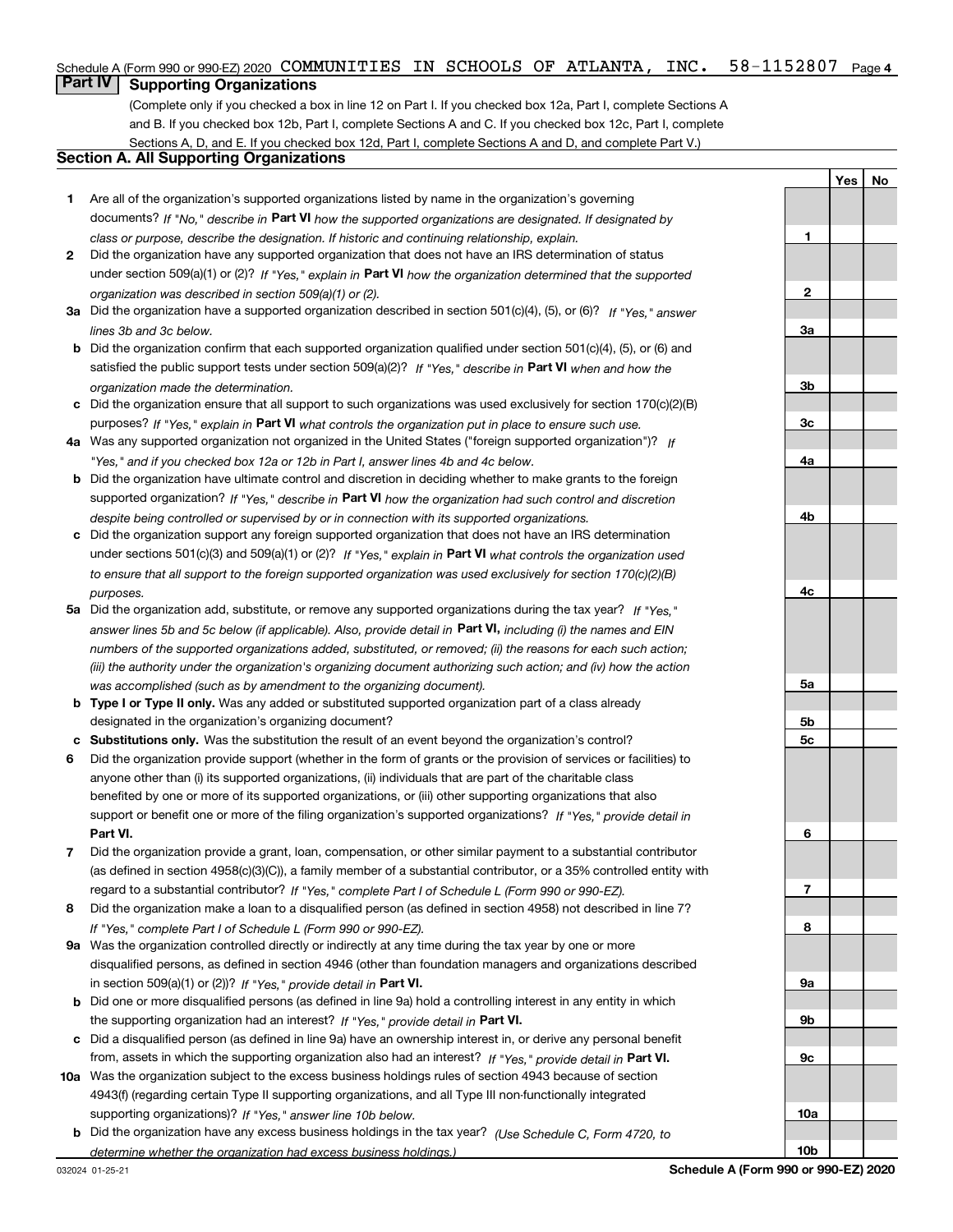Schedule A (Form 990 or 990-EZ) 2020 COMMUNITIES IN SCHOOLS OF ATLANTA, INC. 58-1152807

## Part IV Supporting Organizations

(Complete only if you checked a box in line 12 on Part I. If you checked box 12a, Part I, complete Sections A and B. If you checked box 12b, Part I, complete Sections A and C. If you checked box 12c, Part I, complete Sections A, D, and E. If you checked box 12d, Part I, complete Sections A and D, and complete Part V.)

### Section A. All Supporting Organizations

| | | | Yes | No |
|---|---|---|---|---|
| **1** | Are all of the organization's supported organizations listed by name in the organization's governing documents? *If "No," describe in* **Part VI** *how the supported organizations are designated. If designated by class or purpose, describe the designation. If historic and continuing relationship, explain.* | **1** | | |
| **2** | Did the organization have any supported organization that does not have an IRS determination of status under section 509(a)(1) or (2)? *If "Yes," explain in* **Part VI** *how the organization determined that the supported organization was described in section 509(a)(1) or (2).* | **2** | | |
| **3a** | Did the organization have a supported organization described in section 501(c)(4), (5), or (6)? *If "Yes," answer lines 3b and 3c below.* | **3a** | | |
| **b** | Did the organization confirm that each supported organization qualified under section 501(c)(4), (5), or (6) and satisfied the public support tests under section 509(a)(2)? *If "Yes," describe in* **Part VI** *when and how the organization made the determination.* | **3b** | | |
| **c** | Did the organization ensure that all support to such organizations was used exclusively for section 170(c)(2)(B) purposes? *If "Yes," explain in* **Part VI** *what controls the organization put in place to ensure such use.* | **3c** | | |
| **4a** | Was any supported organization not organized in the United States ("foreign supported organization")? *If "Yes," and if you checked box 12a or 12b in Part I, answer lines 4b and 4c below.* | **4a** | | |
| **b** | Did the organization have ultimate control and discretion in deciding whether to make grants to the foreign supported organization? *If "Yes," describe in* **Part VI** *how the organization had such control and discretion despite being controlled or supervised by or in connection with its supported organizations.* | **4b** | | |
| **c** | Did the organization support any foreign supported organization that does not have an IRS determination under sections 501(c)(3) and 509(a)(1) or (2)? *If "Yes," explain in* **Part VI** *what controls the organization used to ensure that all support to the foreign supported organization was used exclusively for section 170(c)(2)(B) purposes.* | **4c** | | |
| **5a** | Did the organization add, substitute, or remove any supported organizations during the tax year? *If "Yes," answer lines 5b and 5c below (if applicable). Also, provide detail in* **Part VI,** *including (i) the names and EIN numbers of the supported organizations added, substituted, or removed; (ii) the reasons for each such action; (iii) the authority under the organization's organizing document authorizing such action; and (iv) how the action was accomplished (such as by amendment to the organizing document).* | **5a** | | |
| **b** | **Type I or Type II only.** Was any added or substituted supported organization part of a class already designated in the organization's organizing document? | **5b** | | |
| **c** | **Substitutions only.** Was the substitution the result of an event beyond the organization's control? | **5c** | | |
| **6** | Did the organization provide support (whether in the form of grants or the provision of services or facilities) to anyone other than (i) its supported organizations, (ii) individuals that are part of the charitable class benefited by one or more of its supported organizations, or (iii) other supporting organizations that also support or benefit one or more of the filing organization's supported organizations? *If "Yes," provide detail in* **Part VI.** | **6** | | |
| **7** | Did the organization provide a grant, loan, compensation, or other similar payment to a substantial contributor (as defined in section 4958(c)(3)(C)), a family member of a substantial contributor, or a 35% controlled entity with regard to a substantial contributor? *If "Yes," complete Part I of Schedule L (Form 990 or 990-EZ).* | **7** | | |
| **8** | Did the organization make a loan to a disqualified person (as defined in section 4958) not described in line 7? *If "Yes," complete Part I of Schedule L (Form 990 or 990-EZ).* | **8** | | |
| **9a** | Was the organization controlled directly or indirectly at any time during the tax year by one or more disqualified persons, as defined in section 4946 (other than foundation managers and organizations described in section 509(a)(1) or (2))? *If "Yes," provide detail in* **Part VI.** | **9a** | | |
| **b** | Did one or more disqualified persons (as defined in line 9a) hold a controlling interest in any entity in which the supporting organization had an interest? *If "Yes," provide detail in* **Part VI.** | **9b** | | |
| **c** | Did a disqualified person (as defined in line 9a) have an ownership interest in, or derive any personal benefit from, assets in which the supporting organization also had an interest? *If "Yes," provide detail in* **Part VI.** | **9c** | | |
| **10a** | Was the organization subject to the excess business holdings rules of section 4943 because of section 4943(f) (regarding certain Type II supporting organizations, and all Type III non-functionally integrated supporting organizations)? *If "Yes," answer line 10b below.* | **10a** | | |
| **b** | Did the organization have any excess business holdings in the tax year? *(Use Schedule C, Form 4720, to determine whether the organization had excess business holdings.)* | **10b** | | |

032024 01-25-21 **Schedule A (Form 990 or 990-EZ) 2020**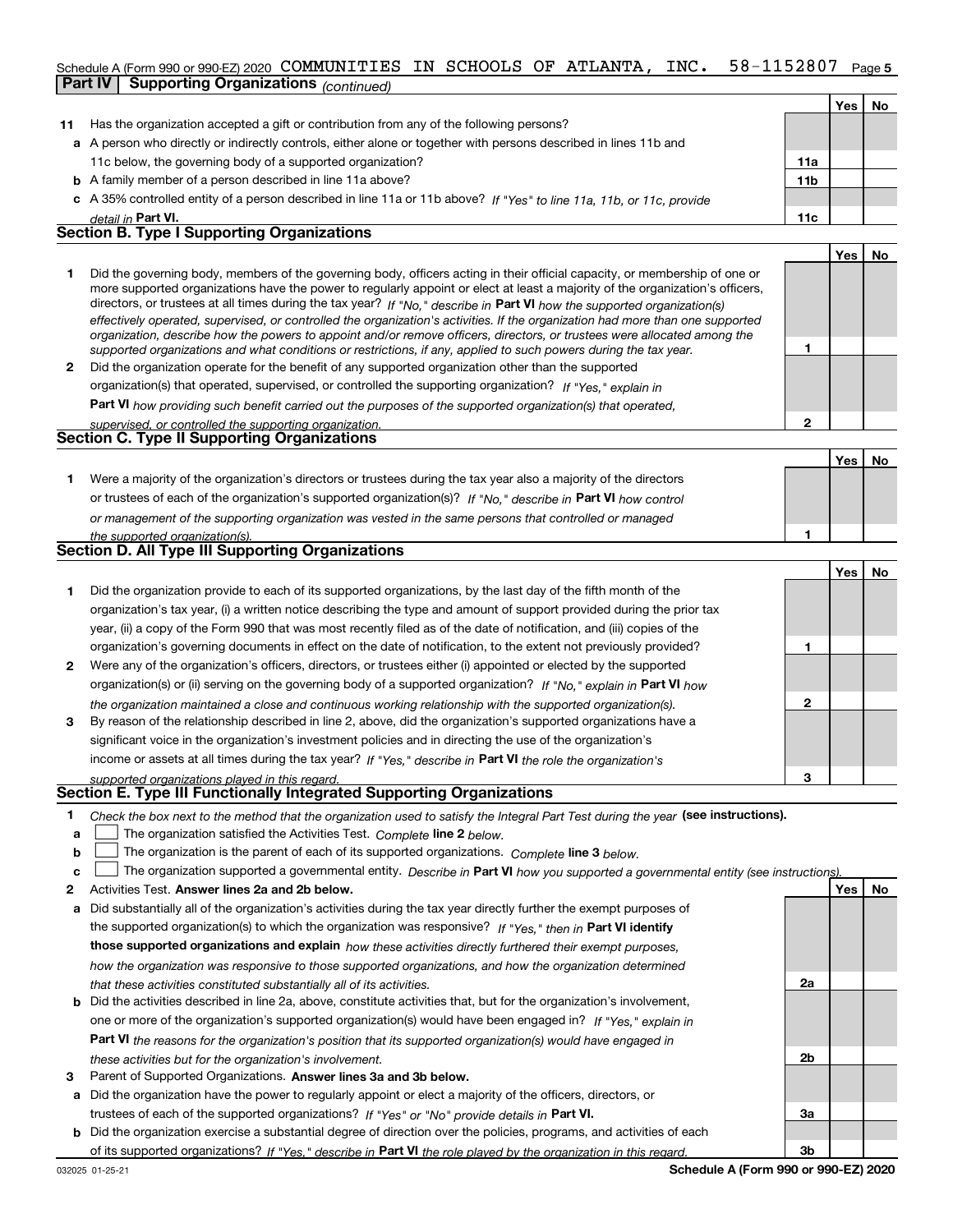Schedule A (Form 990 or 990-EZ) 2020 COMMUNITIES IN SCHOOLS OF ATLANTA, INC. 58-1152807 Page 5

**Part IV | Supporting Organizations** *(continued)*

| | | | Yes | No |
|---|---|---|---|---|
| **11** | Has the organization accepted a gift or contribution from any of the following persons? | | | |
| **a** | A person who directly or indirectly controls, either alone or together with persons described in lines 11b and 11c below, the governing body of a supported organization? | **11a** | | |
| **b** | A family member of a person described in line 11a above? | **11b** | | |
| **c** | A 35% controlled entity of a person described in line 11a or 11b above? *If "Yes" to line 11a, 11b, or 11c, provide detail in* **Part VI.** | **11c** | | |

## Section B. Type I Supporting Organizations

| | | | Yes | No |
|---|---|---|---|---|
| **1** | Did the governing body, members of the governing body, officers acting in their official capacity, or membership of one or more supported organizations have the power to regularly appoint or elect at least a majority of the organization's officers, directors, or trustees at all times during the tax year? *If "No," describe in* **Part VI** *how the supported organization(s) effectively operated, supervised, or controlled the organization's activities. If the organization had more than one supported organization, describe how the powers to appoint and/or remove officers, directors, or trustees were allocated among the supported organizations and what conditions or restrictions, if any, applied to such powers during the tax year.* | **1** | | |
| **2** | Did the organization operate for the benefit of any supported organization other than the supported organization(s) that operated, supervised, or controlled the supporting organization? *If "Yes," explain in* **Part VI** *how providing such benefit carried out the purposes of the supported organization(s) that operated, supervised, or controlled the supporting organization.* | **2** | | |

## Section C. Type II Supporting Organizations

| | | | Yes | No |
|---|---|---|---|---|
| **1** | Were a majority of the organization's directors or trustees during the tax year also a majority of the directors or trustees of each of the organization's supported organization(s)? *If "No," describe in* **Part VI** *how control or management of the supporting organization was vested in the same persons that controlled or managed the supported organization(s).* | **1** | | |

## Section D. All Type III Supporting Organizations

| | | | Yes | No |
|---|---|---|---|---|
| **1** | Did the organization provide to each of its supported organizations, by the last day of the fifth month of the organization's tax year, (i) a written notice describing the type and amount of support provided during the prior tax year, (ii) a copy of the Form 990 that was most recently filed as of the date of notification, and (iii) copies of the organization's governing documents in effect on the date of notification, to the extent not previously provided? | **1** | | |
| **2** | Were any of the organization's officers, directors, or trustees either (i) appointed or elected by the supported organization(s) or (ii) serving on the governing body of a supported organization? *If "No," explain in* **Part VI** *how the organization maintained a close and continuous working relationship with the supported organization(s).* | **2** | | |
| **3** | By reason of the relationship described in line 2, above, did the organization's supported organizations have a significant voice in the organization's investment policies and in directing the use of the organization's income or assets at all times during the tax year? *If "Yes," describe in* **Part VI** *the role the organization's supported organizations played in this regard.* | **3** | | |

## Section E. Type III Functionally Integrated Supporting Organizations

**1** *Check the box next to the method that the organization used to satisfy the Integral Part Test during the year* **(see instructions).**

**a** ☐ The organization satisfied the Activities Test. *Complete* **line 2** *below.*

**b** ☐ The organization is the parent of each of its supported organizations. *Complete* **line 3** *below.*

**c** ☐ The organization supported a governmental entity. *Describe in* **Part VI** *how you supported a governmental entity (see instructions).*

| | | | Yes | No |
|---|---|---|---|---|
| **2** | Activities Test. **Answer lines 2a and 2b below.** | | | |
| **a** | Did substantially all of the organization's activities during the tax year directly further the exempt purposes of the supported organization(s) to which the organization was responsive? *If "Yes," then in* **Part VI identify those supported organizations and explain** *how these activities directly furthered their exempt purposes, how the organization was responsive to those supported organizations, and how the organization determined that these activities constituted substantially all of its activities.* | **2a** | | |
| **b** | Did the activities described in line 2a, above, constitute activities that, but for the organization's involvement, one or more of the organization's supported organization(s) would have been engaged in? *If "Yes," explain in* **Part VI** *the reasons for the organization's position that its supported organization(s) would have engaged in these activities but for the organization's involvement.* | **2b** | | |
| **3** | Parent of Supported Organizations. **Answer lines 3a and 3b below.** | | | |
| **a** | Did the organization have the power to regularly appoint or elect a majority of the officers, directors, or trustees of each of the supported organizations? *If "Yes" or "No" provide details in* **Part VI.** | **3a** | | |
| **b** | Did the organization exercise a substantial degree of direction over the policies, programs, and activities of each of its supported organizations? *If "Yes," describe in* **Part VI** *the role played by the organization in this regard.* | **3b** | | |

032025 01-25-21 **Schedule A (Form 990 or 990-EZ) 2020**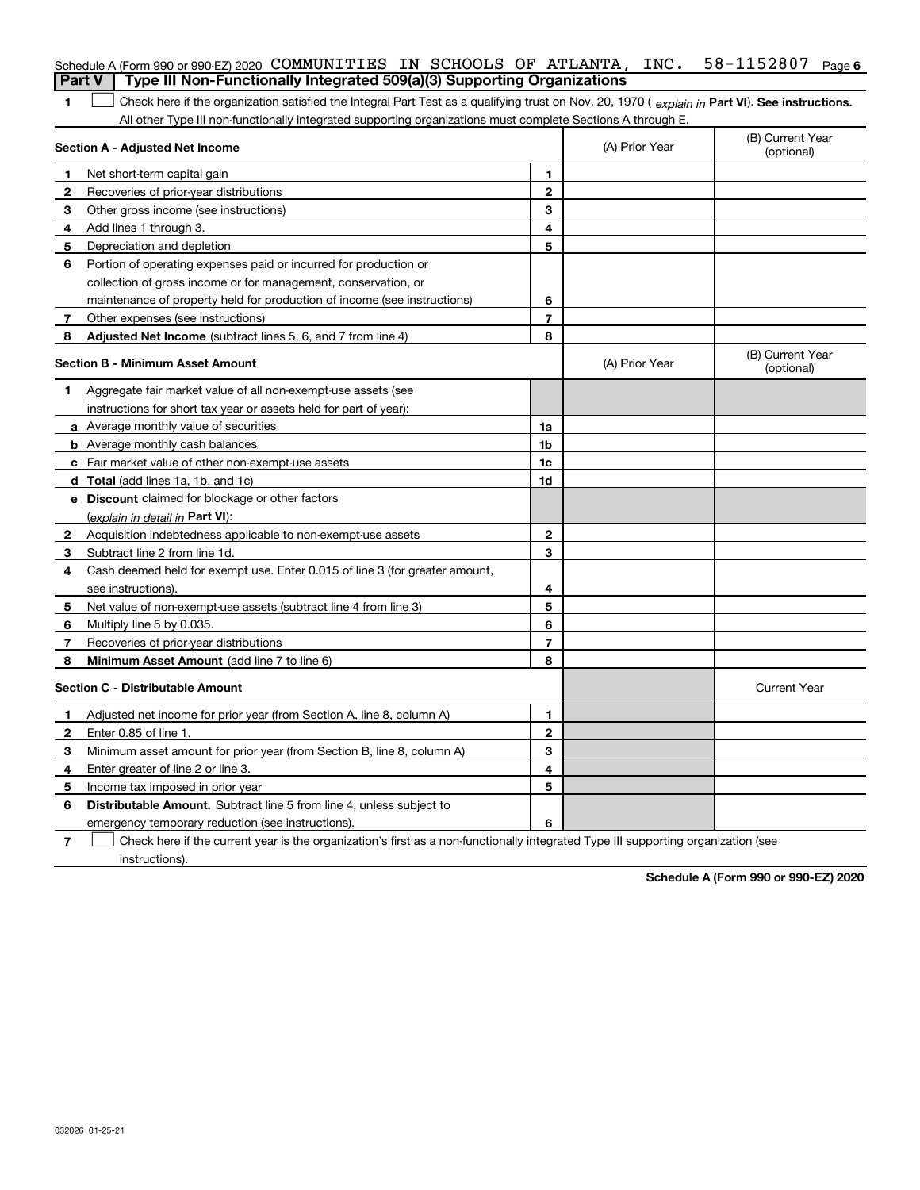Schedule A (Form 990 or 990-EZ) 2020 COMMUNITIES IN SCHOOLS OF ATLANTA, INC. 58-1152807 Page 6

## Part V | Type III Non-Functionally Integrated 509(a)(3) Supporting Organizations

1 ☐ Check here if the organization satisfied the Integral Part Test as a qualifying trust on Nov. 20, 1970 ( *explain in* **Part VI**). **See instructions.** All other Type III non-functionally integrated supporting organizations must complete Sections A through E.

| **Section A - Adjusted Net Income** | | | (A) Prior Year | (B) Current Year (optional) |
|---|---|---|---|---|
| 1 | Net short-term capital gain | 1 | | |
| 2 | Recoveries of prior-year distributions | 2 | | |
| 3 | Other gross income (see instructions) | 3 | | |
| 4 | Add lines 1 through 3. | 4 | | |
| 5 | Depreciation and depletion | 5 | | |
| 6 | Portion of operating expenses paid or incurred for production or collection of gross income or for management, conservation, or maintenance of property held for production of income (see instructions) | 6 | | |
| 7 | Other expenses (see instructions) | 7 | | |
| 8 | **Adjusted Net Income** (subtract lines 5, 6, and 7 from line 4) | 8 | | |

| **Section B - Minimum Asset Amount** | | | (A) Prior Year | (B) Current Year (optional) |
|---|---|---|---|---|
| 1 | Aggregate fair market value of all non-exempt-use assets (see instructions for short tax year or assets held for part of year): | | | |
| a | Average monthly value of securities | 1a | | |
| b | Average monthly cash balances | 1b | | |
| c | Fair market value of other non-exempt-use assets | 1c | | |
| d | **Total** (add lines 1a, 1b, and 1c) | 1d | | |
| e | **Discount** claimed for blockage or other factors (*explain in detail in* **Part VI**): | | | |
| 2 | Acquisition indebtedness applicable to non-exempt-use assets | 2 | | |
| 3 | Subtract line 2 from line 1d. | 3 | | |
| 4 | Cash deemed held for exempt use. Enter 0.015 of line 3 (for greater amount, see instructions). | 4 | | |
| 5 | Net value of non-exempt-use assets (subtract line 4 from line 3) | 5 | | |
| 6 | Multiply line 5 by 0.035. | 6 | | |
| 7 | Recoveries of prior-year distributions | 7 | | |
| 8 | **Minimum Asset Amount** (add line 7 to line 6) | 8 | | |

| **Section C - Distributable Amount** | | | | Current Year |
|---|---|---|---|---|
| 1 | Adjusted net income for prior year (from Section A, line 8, column A) | 1 | | |
| 2 | Enter 0.85 of line 1. | 2 | | |
| 3 | Minimum asset amount for prior year (from Section B, line 8, column A) | 3 | | |
| 4 | Enter greater of line 2 or line 3. | 4 | | |
| 5 | Income tax imposed in prior year | 5 | | |
| 6 | **Distributable Amount.** Subtract line 5 from line 4, unless subject to emergency temporary reduction (see instructions). | 6 | | |

7 ☐ Check here if the current year is the organization's first as a non-functionally integrated Type III supporting organization (see instructions).

**Schedule A (Form 990 or 990-EZ) 2020**

032026 01-25-21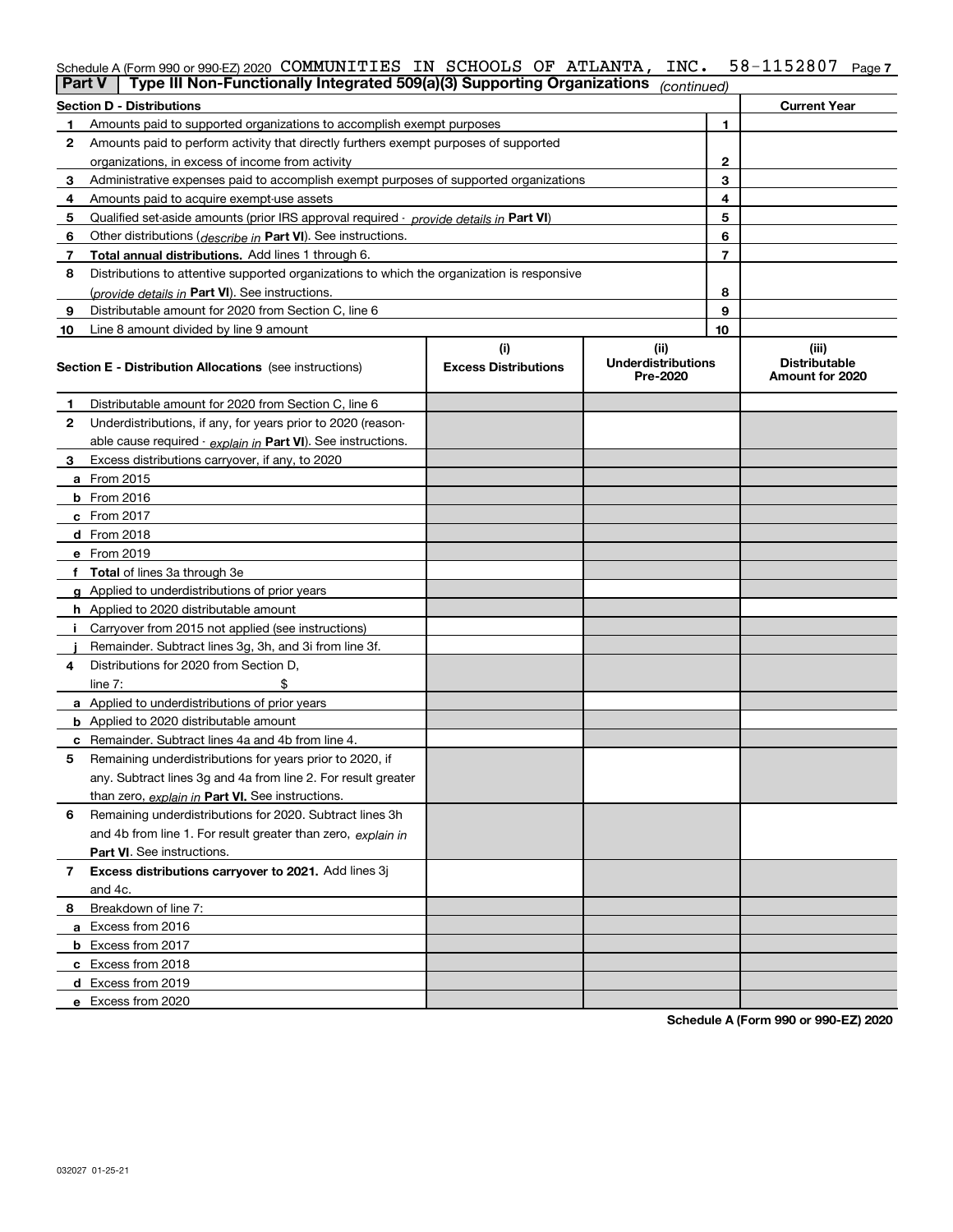Schedule A (Form 990 or 990-EZ) 2020 COMMUNITIES IN SCHOOLS OF ATLANTA, INC. 58-1152807 Page 7

**Part V | Type III Non-Functionally Integrated 509(a)(3) Supporting Organizations** *(continued)*

| Section D - Distributions | | | Current Year |
|---|---|---|---|
| 1 | Amounts paid to supported organizations to accomplish exempt purposes | 1 | |
| 2 | Amounts paid to perform activity that directly furthers exempt purposes of supported organizations, in excess of income from activity | 2 | |
| 3 | Administrative expenses paid to accomplish exempt purposes of supported organizations | 3 | |
| 4 | Amounts paid to acquire exempt-use assets | 4 | |
| 5 | Qualified set-aside amounts (prior IRS approval required - *provide details in* **Part VI**) | 5 | |
| 6 | Other distributions (*describe in* **Part VI**). See instructions. | 6 | |
| 7 | **Total annual distributions.** Add lines 1 through 6. | 7 | |
| 8 | Distributions to attentive supported organizations to which the organization is responsive (*provide details in* **Part VI**). See instructions. | 8 | |
| 9 | Distributable amount for 2020 from Section C, line 6 | 9 | |
| 10 | Line 8 amount divided by line 9 amount | 10 | |

| | Section E - Distribution Allocations (see instructions) | (i) Excess Distributions | (ii) Underdistributions Pre-2020 | (iii) Distributable Amount for 2020 |
|---|---|---|---|---|
| 1 | Distributable amount for 2020 from Section C, line 6 | | | |
| 2 | Underdistributions, if any, for years prior to 2020 (reasonable cause required - *explain in* **Part VI**). See instructions. | | | |
| 3 | Excess distributions carryover, if any, to 2020 | | | |
| a | From 2015 | | | |
| b | From 2016 | | | |
| c | From 2017 | | | |
| d | From 2018 | | | |
| e | From 2019 | | | |
| f | **Total** of lines 3a through 3e | | | |
| g | Applied to underdistributions of prior years | | | |
| h | Applied to 2020 distributable amount | | | |
| i | Carryover from 2015 not applied (see instructions) | | | |
| j | Remainder. Subtract lines 3g, 3h, and 3i from line 3f. | | | |
| 4 | Distributions for 2020 from Section D, line 7: $ | | | |
| a | Applied to underdistributions of prior years | | | |
| b | Applied to 2020 distributable amount | | | |
| c | Remainder. Subtract lines 4a and 4b from line 4. | | | |
| 5 | Remaining underdistributions for years prior to 2020, if any. Subtract lines 3g and 4a from line 2. For result greater than zero, *explain in* **Part VI.** See instructions. | | | |
| 6 | Remaining underdistributions for 2020. Subtract lines 3h and 4b from line 1. For result greater than zero, *explain in* **Part VI**. See instructions. | | | |
| 7 | **Excess distributions carryover to 2021.** Add lines 3j and 4c. | | | |
| 8 | Breakdown of line 7: | | | |
| a | Excess from 2016 | | | |
| b | Excess from 2017 | | | |
| c | Excess from 2018 | | | |
| d | Excess from 2019 | | | |
| e | Excess from 2020 | | | |

**Schedule A (Form 990 or 990-EZ) 2020**

032027 01-25-21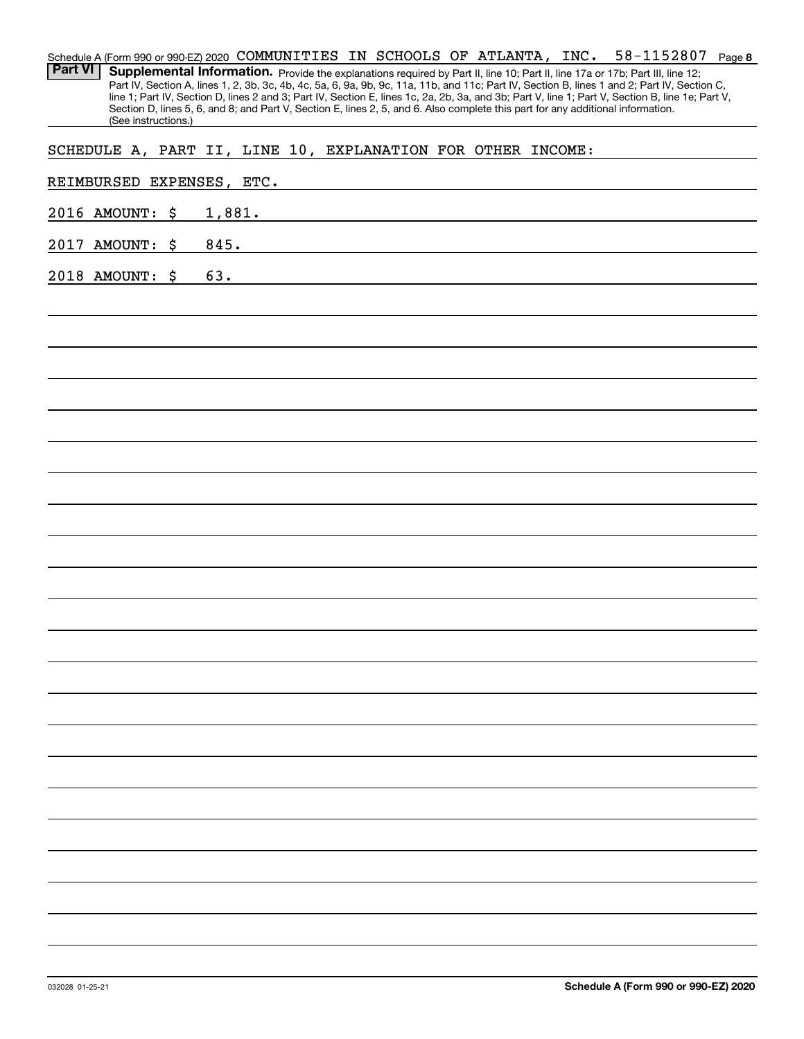Schedule A (Form 990 or 990-EZ) 2020 COMMUNITIES IN SCHOOLS OF ATLANTA, INC. 58-1152807 Page **8**

**Part VI** **Supplemental Information.** Provide the explanations required by Part II, line 10; Part II, line 17a or 17b; Part III, line 12; Part IV, Section A, lines 1, 2, 3b, 3c, 4b, 4c, 5a, 6, 9a, 9b, 9c, 11a, 11b, and 11c; Part IV, Section B, lines 1 and 2; Part IV, Section C, line 1; Part IV, Section D, lines 2 and 3; Part IV, Section E, lines 1c, 2a, 2b, 3a, and 3b; Part V, line 1; Part V, Section B, line 1e; Part V, Section D, lines 5, 6, and 8; and Part V, Section E, lines 2, 5, and 6. Also complete this part for any additional information. (See instructions.)

SCHEDULE A, PART II, LINE 10, EXPLANATION FOR OTHER INCOME:

REIMBURSED EXPENSES, ETC.

2016 AMOUNT: $ 1,881.

2017 AMOUNT: $ 845.

2018 AMOUNT: $ 63.

032028 01-25-21 **Schedule A (Form 990 or 990-EZ) 2020**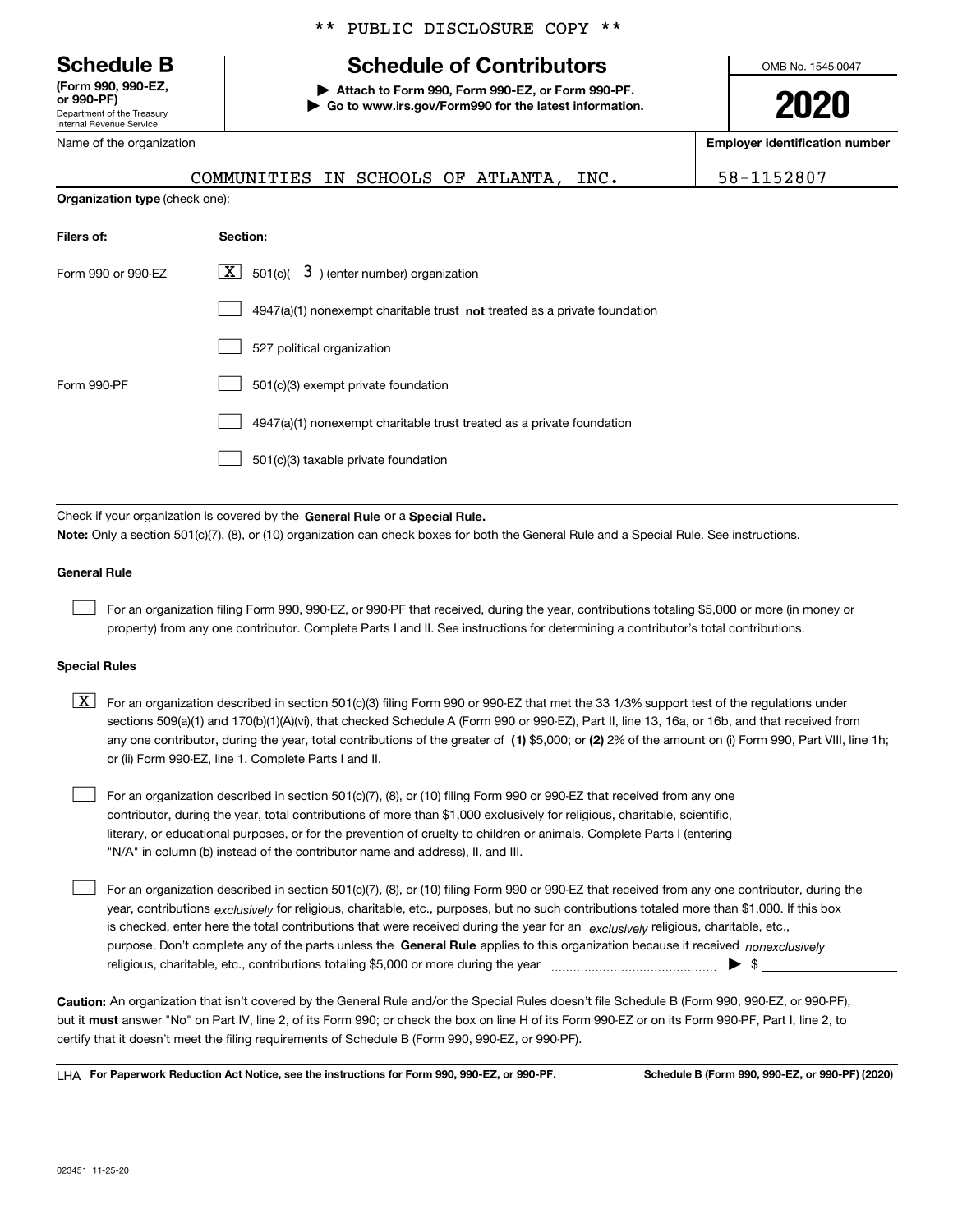\*\* PUBLIC DISCLOSURE COPY \*\*

# Schedule B

**(Form 990, 990-EZ, or 990-PF)**
Department of the Treasury
Internal Revenue Service

## Schedule of Contributors

▶ **Attach to Form 990, Form 990-EZ, or Form 990-PF.**
▶ **Go to www.irs.gov/Form990 for the latest information.**

OMB No. 1545-0047

**2020**

| Name of the organization | Employer identification number |
| --- | --- |
| COMMUNITIES IN SCHOOLS OF ATLANTA, INC. | 58-1152807 |

**Organization type** (check one):

| Filers of: | Section: |
| --- | --- |
| Form 990 or 990-EZ | [X] 501(c)( 3 ) (enter number) organization |
| | [ ] 4947(a)(1) nonexempt charitable trust **not** treated as a private foundation |
| | [ ] 527 political organization |
| Form 990-PF | [ ] 501(c)(3) exempt private foundation |
| | [ ] 4947(a)(1) nonexempt charitable trust treated as a private foundation |
| | [ ] 501(c)(3) taxable private foundation |

Check if your organization is covered by the **General Rule** or a **Special Rule.**

**Note:** Only a section 501(c)(7), (8), or (10) organization can check boxes for both the General Rule and a Special Rule. See instructions.

**General Rule**

[ ] For an organization filing Form 990, 990-EZ, or 990-PF that received, during the year, contributions totaling $5,000 or more (in money or property) from any one contributor. Complete Parts I and II. See instructions for determining a contributor's total contributions.

**Special Rules**

[X] For an organization described in section 501(c)(3) filing Form 990 or 990-EZ that met the 33 1/3% support test of the regulations under sections 509(a)(1) and 170(b)(1)(A)(vi), that checked Schedule A (Form 990 or 990-EZ), Part II, line 13, 16a, or 16b, and that received from any one contributor, during the year, total contributions of the greater of **(1)** $5,000; or **(2)** 2% of the amount on (i) Form 990, Part VIII, line 1h; or (ii) Form 990-EZ, line 1. Complete Parts I and II.

[ ] For an organization described in section 501(c)(7), (8), or (10) filing Form 990 or 990-EZ that received from any one contributor, during the year, total contributions of more than $1,000 exclusively for religious, charitable, scientific, literary, or educational purposes, or for the prevention of cruelty to children or animals. Complete Parts I (entering "N/A" in column (b) instead of the contributor name and address), II, and III.

[ ] For an organization described in section 501(c)(7), (8), or (10) filing Form 990 or 990-EZ that received from any one contributor, during the year, contributions *exclusively* for religious, charitable, etc., purposes, but no such contributions totaled more than $1,000. If this box is checked, enter here the total contributions that were received during the year for an *exclusively* religious, charitable, etc., purpose. Don't complete any of the parts unless the **General Rule** applies to this organization because it received *nonexclusively* religious, charitable, etc., contributions totaling $5,000 or more during the year ▶ $

**Caution:** An organization that isn't covered by the General Rule and/or the Special Rules doesn't file Schedule B (Form 990, 990-EZ, or 990-PF), but it **must** answer "No" on Part IV, line 2, of its Form 990; or check the box on line H of its Form 990-EZ or on its Form 990-PF, Part I, line 2, to certify that it doesn't meet the filing requirements of Schedule B (Form 990, 990-EZ, or 990-PF).

LHA **For Paperwork Reduction Act Notice, see the instructions for Form 990, 990-EZ, or 990-PF.** **Schedule B (Form 990, 990-EZ, or 990-PF) (2020)**

023451 11-25-20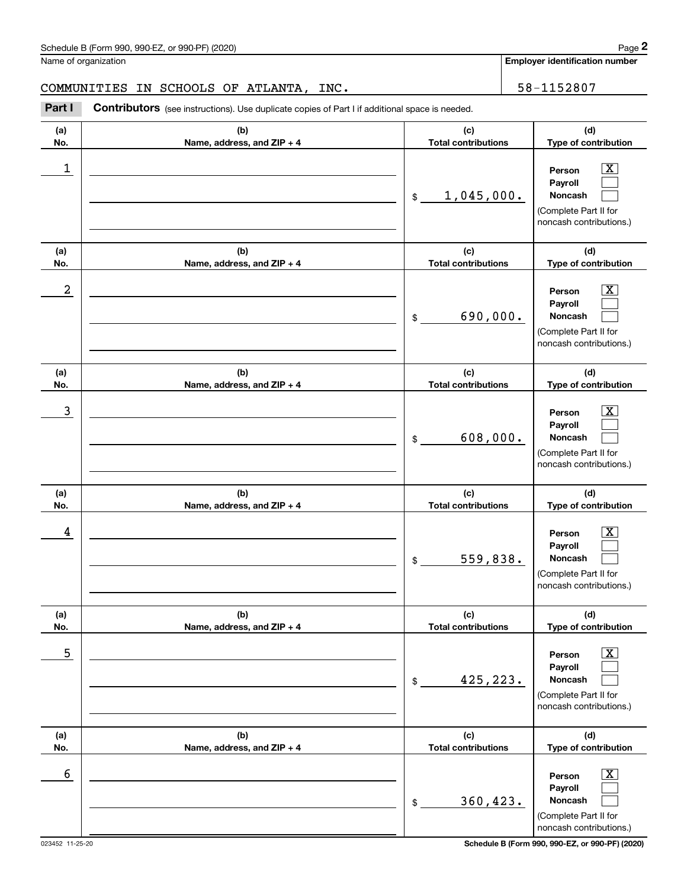Schedule B (Form 990, 990-EZ, or 990-PF) (2020)

Name of organization: COMMUNITIES IN SCHOOLS OF ATLANTA, INC.

Employer identification number: 58-1152807

**Part I** **Contributors** (see instructions). Use duplicate copies of Part I if additional space is needed.

| (a) No. | (b) Name, address, and ZIP + 4 | (c) Total contributions | (d) Type of contribution |
|---|---|---|---|
| 1 | | $ 1,045,000. | Person [X] Payroll [ ] Noncash [ ] (Complete Part II for noncash contributions.) |
| 2 | | $ 690,000. | Person [X] Payroll [ ] Noncash [ ] (Complete Part II for noncash contributions.) |
| 3 | | $ 608,000. | Person [X] Payroll [ ] Noncash [ ] (Complete Part II for noncash contributions.) |
| 4 | | $ 559,838. | Person [X] Payroll [ ] Noncash [ ] (Complete Part II for noncash contributions.) |
| 5 | | $ 425,223. | Person [X] Payroll [ ] Noncash [ ] (Complete Part II for noncash contributions.) |
| 6 | | $ 360,423. | Person [X] Payroll [ ] Noncash [ ] (Complete Part II for noncash contributions.) |

023452 11-25-20 Schedule B (Form 990, 990-EZ, or 990-PF) (2020)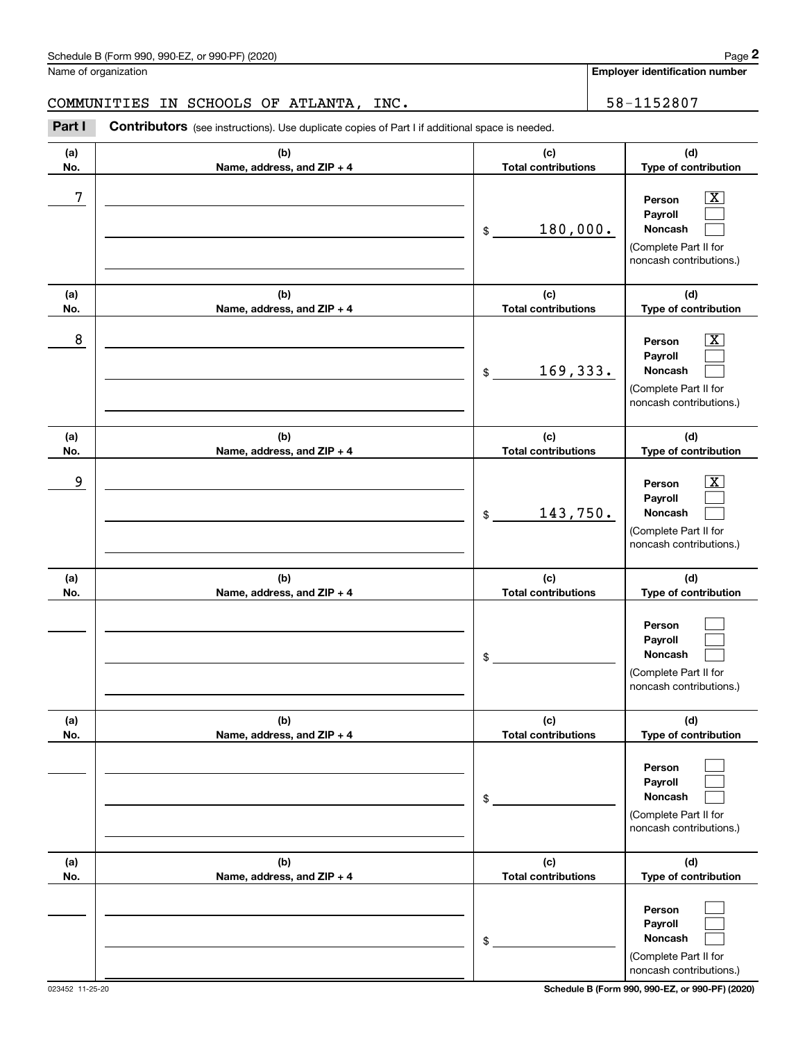Schedule B (Form 990, 990-EZ, or 990-PF) (2020)

Name of organization: COMMUNITIES IN SCHOOLS OF ATLANTA, INC.

**Employer identification number:** 58-1152807

**Part I** **Contributors** (see instructions). Use duplicate copies of Part I if additional space is needed.

| (a) No. | (b) Name, address, and ZIP + 4 | (c) Total contributions | (d) Type of contribution |
|---|---|---|---|
| 7 | | $ 180,000. | Person [X] Payroll [ ] Noncash [ ] (Complete Part II for noncash contributions.) |
| 8 | | $ 169,333. | Person [X] Payroll [ ] Noncash [ ] (Complete Part II for noncash contributions.) |
| 9 | | $ 143,750. | Person [X] Payroll [ ] Noncash [ ] (Complete Part II for noncash contributions.) |
| | | $ | Person [ ] Payroll [ ] Noncash [ ] (Complete Part II for noncash contributions.) |
| | | $ | Person [ ] Payroll [ ] Noncash [ ] (Complete Part II for noncash contributions.) |
| | | $ | Person [ ] Payroll [ ] Noncash [ ] (Complete Part II for noncash contributions.) |

023452 11-25-20

Schedule B (Form 990, 990-EZ, or 990-PF) (2020)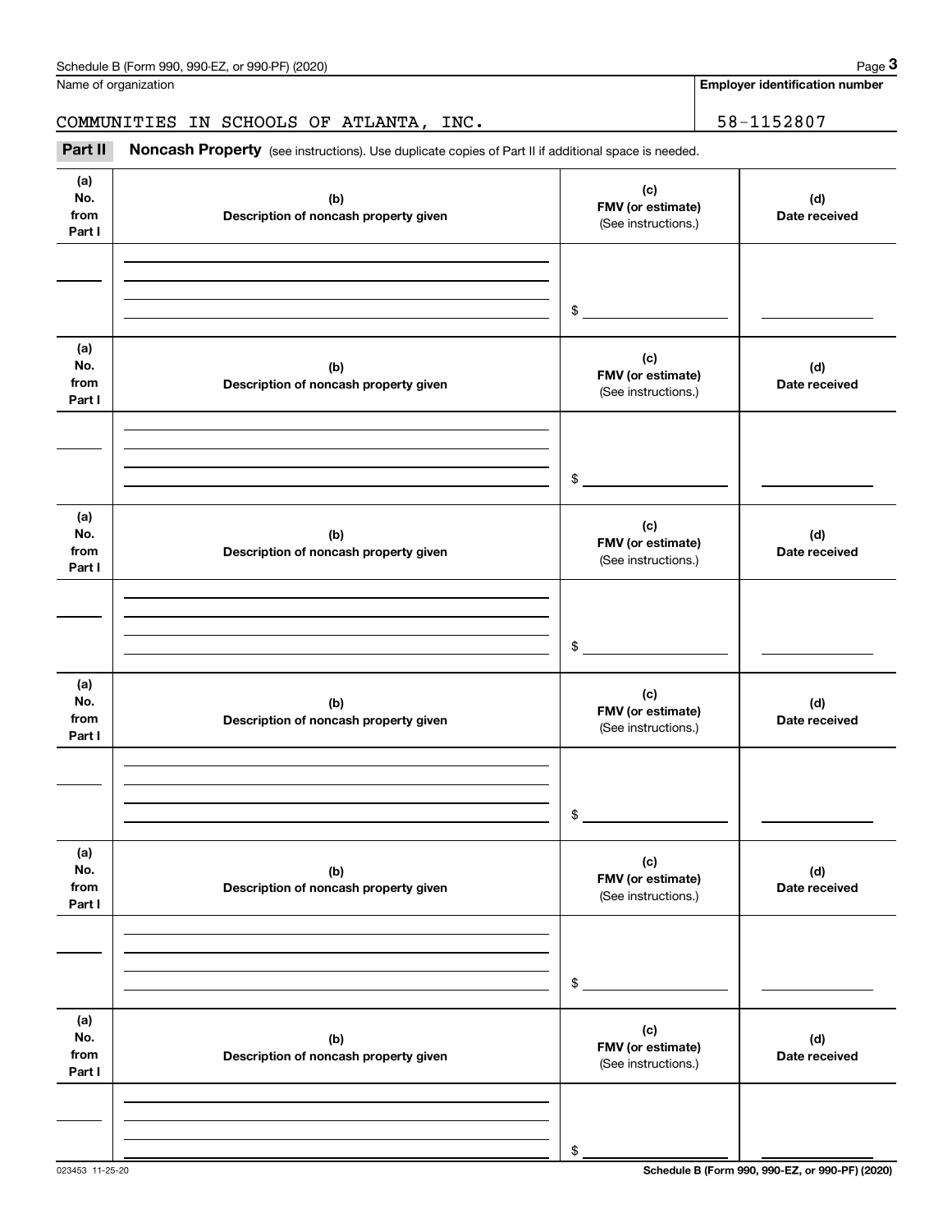Name of organization

**Employer identification number**

COMMUNITIES IN SCHOOLS OF ATLANTA, INC. 58-1152807

**Part II** **Noncash Property** (see instructions). Use duplicate copies of Part II if additional space is needed.

| (a) No. from Part I | (b) Description of noncash property given | (c) FMV (or estimate) (See instructions.) | (d) Date received |
|---|---|---|---|
| | | $ | |

| (a) No. from Part I | (b) Description of noncash property given | (c) FMV (or estimate) (See instructions.) | (d) Date received |
|---|---|---|---|
| | | $ | |

| (a) No. from Part I | (b) Description of noncash property given | (c) FMV (or estimate) (See instructions.) | (d) Date received |
|---|---|---|---|
| | | $ | |

| (a) No. from Part I | (b) Description of noncash property given | (c) FMV (or estimate) (See instructions.) | (d) Date received |
|---|---|---|---|
| | | $ | |

| (a) No. from Part I | (b) Description of noncash property given | (c) FMV (or estimate) (See instructions.) | (d) Date received |
|---|---|---|---|
| | | $ | |

| (a) No. from Part I | (b) Description of noncash property given | (c) FMV (or estimate) (See instructions.) | (d) Date received |
|---|---|---|---|
| | | $ | |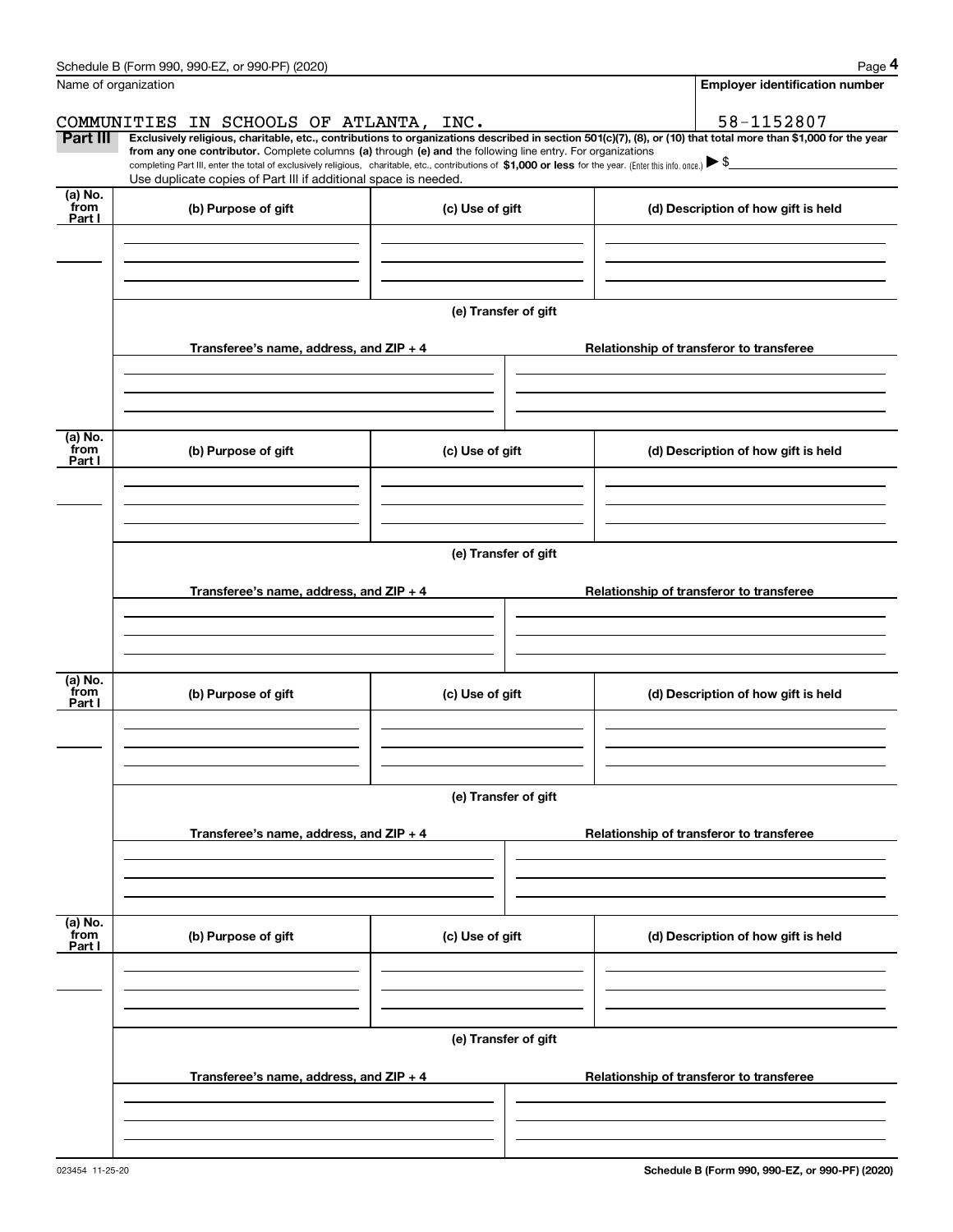Name of organization

COMMUNITIES IN SCHOOLS OF ATLANTA, INC.

**Employer identification number**

58-1152807

**Part III** **Exclusively religious, charitable, etc., contributions to organizations described in section 501(c)(7), (8), or (10) that total more than $1,000 for the year from any one contributor.** Complete columns **(a)** through **(e) and** the following line entry. For organizations completing Part III, enter the total of exclusively religious, charitable, etc., contributions of **$1,000 or less** for the year. (Enter this info. once.) ▶ $

Use duplicate copies of Part III if additional space is needed.

| (a) No. from Part I | (b) Purpose of gift | (c) Use of gift | (d) Description of how gift is held |
|---|---|---|---|
| | | | |

**(e) Transfer of gift**

| Transferee's name, address, and ZIP + 4 | Relationship of transferor to transferee |
|---|---|
| | |

| (a) No. from Part I | (b) Purpose of gift | (c) Use of gift | (d) Description of how gift is held |
|---|---|---|---|
| | | | |

**(e) Transfer of gift**

| Transferee's name, address, and ZIP + 4 | Relationship of transferor to transferee |
|---|---|
| | |

| (a) No. from Part I | (b) Purpose of gift | (c) Use of gift | (d) Description of how gift is held |
|---|---|---|---|
| | | | |

**(e) Transfer of gift**

| Transferee's name, address, and ZIP + 4 | Relationship of transferor to transferee |
|---|---|
| | |

| (a) No. from Part I | (b) Purpose of gift | (c) Use of gift | (d) Description of how gift is held |
|---|---|---|---|
| | | | |

**(e) Transfer of gift**

| Transferee's name, address, and ZIP + 4 | Relationship of transferor to transferee |
|---|---|
| | |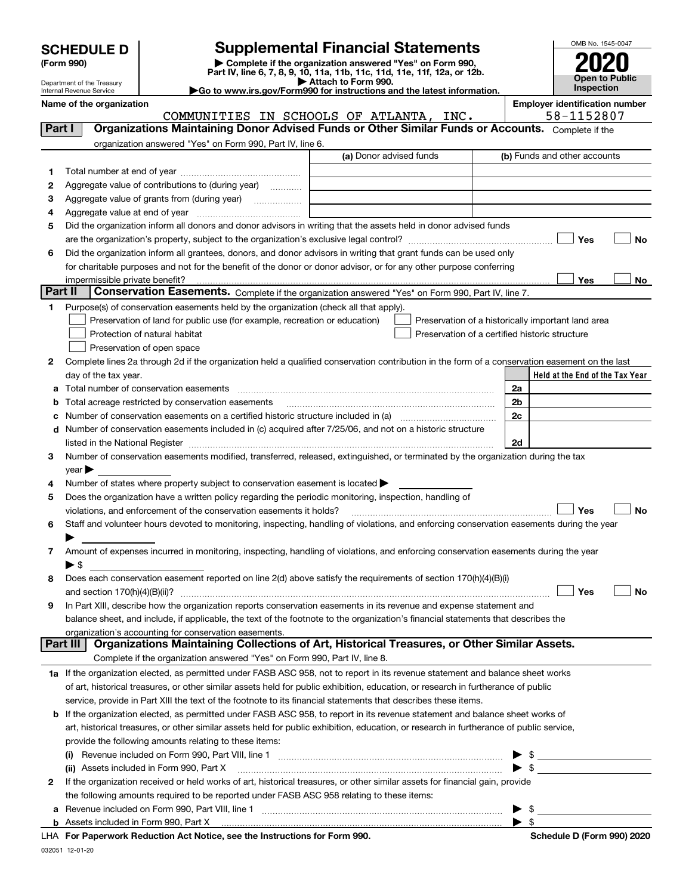# SCHEDULE D (Form 990)

Department of the Treasury
Internal Revenue Service

# Supplemental Financial Statements

▶ Complete if the organization answered "Yes" on Form 990, Part IV, line 6, 7, 8, 9, 10, 11a, 11b, 11c, 11d, 11e, 11f, 12a, or 12b.
▶ Attach to Form 990.
▶Go to www.irs.gov/Form990 for instructions and the latest information.

OMB No. 1545-0047

**2020**

**Open to Public Inspection**

Name of the organization: COMMUNITIES IN SCHOOLS OF ATLANTA, INC.

Employer identification number: 58-1152807

## Part I Organizations Maintaining Donor Advised Funds or Other Similar Funds or Accounts. Complete if the organization answered "Yes" on Form 990, Part IV, line 6.

| | | (a) Donor advised funds | (b) Funds and other accounts |
|---|---|---|---|
| 1 | Total number at end of year | | |
| 2 | Aggregate value of contributions to (during year) | | |
| 3 | Aggregate value of grants from (during year) | | |
| 4 | Aggregate value at end of year | | |

5 Did the organization inform all donors and donor advisors in writing that the assets held in donor advised funds are the organization's property, subject to the organization's exclusive legal control? ☐ Yes ☐ No

6 Did the organization inform all grantees, donors, and donor advisors in writing that grant funds can be used only for charitable purposes and not for the benefit of the donor or donor advisor, or for any other purpose conferring impermissible private benefit? ☐ Yes ☐ No

## Part II Conservation Easements. Complete if the organization answered "Yes" on Form 990, Part IV, line 7.

1 Purpose(s) of conservation easements held by the organization (check all that apply).

☐ Preservation of land for public use (for example, recreation or education)
☐ Preservation of a historically important land area
☐ Protection of natural habitat
☐ Preservation of a certified historic structure
☐ Preservation of open space

2 Complete lines 2a through 2d if the organization held a qualified conservation contribution in the form of a conservation easement on the last day of the tax year.

| | | | Held at the End of the Tax Year |
|---|---|---|---|
| a | Total number of conservation easements | 2a | |
| b | Total acreage restricted by conservation easements | 2b | |
| c | Number of conservation easements on a certified historic structure included in (a) | 2c | |
| d | Number of conservation easements included in (c) acquired after 7/25/06, and not on a historic structure listed in the National Register | 2d | |

3 Number of conservation easements modified, transferred, released, extinguished, or terminated by the organization during the tax year ▶

4 Number of states where property subject to conservation easement is located ▶

5 Does the organization have a written policy regarding the periodic monitoring, inspection, handling of violations, and enforcement of the conservation easements it holds? ☐ Yes ☐ No

6 Staff and volunteer hours devoted to monitoring, inspecting, handling of violations, and enforcing conservation easements during the year ▶

7 Amount of expenses incurred in monitoring, inspecting, handling of violations, and enforcing conservation easements during the year ▶ $

8 Does each conservation easement reported on line 2(d) above satisfy the requirements of section 170(h)(4)(B)(i) and section 170(h)(4)(B)(ii)? ☐ Yes ☐ No

9 In Part XIII, describe how the organization reports conservation easements in its revenue and expense statement and balance sheet, and include, if applicable, the text of the footnote to the organization's financial statements that describes the organization's accounting for conservation easements.

## Part III Organizations Maintaining Collections of Art, Historical Treasures, or Other Similar Assets. Complete if the organization answered "Yes" on Form 990, Part IV, line 8.

1a If the organization elected, as permitted under FASB ASC 958, not to report in its revenue statement and balance sheet works of art, historical treasures, or other similar assets held for public exhibition, education, or research in furtherance of public service, provide in Part XIII the text of the footnote to its financial statements that describes these items.

b If the organization elected, as permitted under FASB ASC 958, to report in its revenue statement and balance sheet works of art, historical treasures, or other similar assets held for public exhibition, education, or research in furtherance of public service, provide the following amounts relating to these items:

(i) Revenue included on Form 990, Part VIII, line 1 ▶ $

(ii) Assets included in Form 990, Part X ▶ $

2 If the organization received or held works of art, historical treasures, or other similar assets for financial gain, provide the following amounts required to be reported under FASB ASC 958 relating to these items:

a Revenue included on Form 990, Part VIII, line 1 ▶ $

b Assets included in Form 990, Part X ▶ $

LHA For Paperwork Reduction Act Notice, see the Instructions for Form 990. Schedule D (Form 990) 2020

032051 12-01-20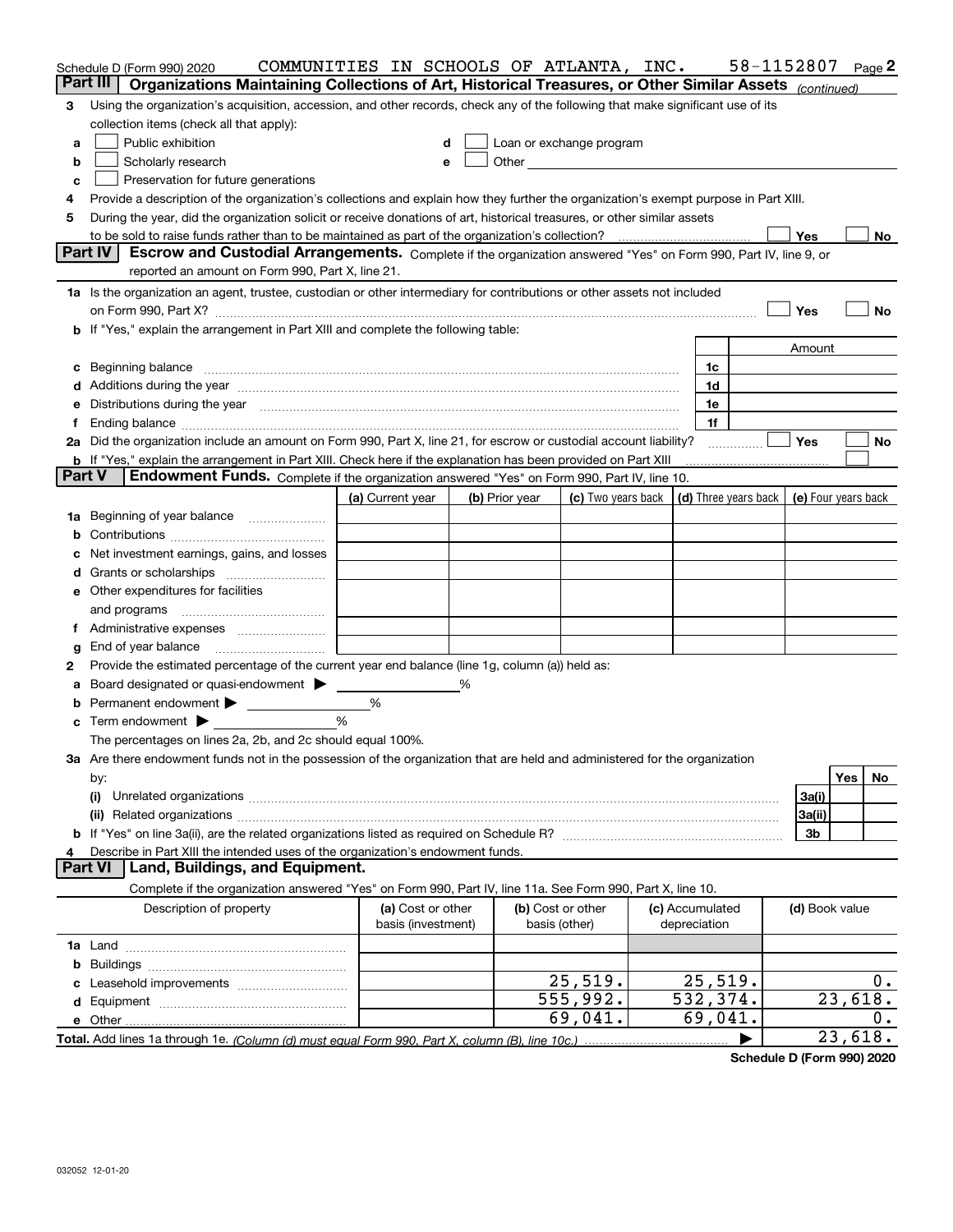Schedule D (Form 990) 2020 COMMUNITIES IN SCHOOLS OF ATLANTA, INC. 58-1152807 Page 2

## Part III Organizations Maintaining Collections of Art, Historical Treasures, or Other Similar Assets *(continued)*

3 Using the organization's acquisition, accession, and other records, check any of the following that make significant use of its collection items (check all that apply):

a ☐ Public exhibition
b ☐ Scholarly research
c ☐ Preservation for future generations
d ☐ Loan or exchange program
e ☐ Other

4 Provide a description of the organization's collections and explain how they further the organization's exempt purpose in Part XIII.

5 During the year, did the organization solicit or receive donations of art, historical treasures, or other similar assets to be sold to raise funds rather than to be maintained as part of the organization's collection? ☐ Yes ☐ No

## Part IV Escrow and Custodial Arrangements.

Complete if the organization answered "Yes" on Form 990, Part IV, line 9, or reported an amount on Form 990, Part X, line 21.

1a Is the organization an agent, trustee, custodian or other intermediary for contributions or other assets not included on Form 990, Part X? ☐ Yes ☐ No

b If "Yes," explain the arrangement in Part XIII and complete the following table:

| | | Amount |
|---|---|---|
| c Beginning balance | 1c | |
| d Additions during the year | 1d | |
| e Distributions during the year | 1e | |
| f Ending balance | 1f | |

2a Did the organization include an amount on Form 990, Part X, line 21, for escrow or custodial account liability? ☐ Yes ☐ No

b If "Yes," explain the arrangement in Part XIII. Check here if the explanation has been provided on Part XIII ☐

## Part V Endowment Funds.

Complete if the organization answered "Yes" on Form 990, Part IV, line 10.

| | (a) Current year | (b) Prior year | (c) Two years back | (d) Three years back | (e) Four years back |
|---|---|---|---|---|---|
| 1a Beginning of year balance | | | | | |
| b Contributions | | | | | |
| c Net investment earnings, gains, and losses | | | | | |
| d Grants or scholarships | | | | | |
| e Other expenditures for facilities and programs | | | | | |
| f Administrative expenses | | | | | |
| g End of year balance | | | | | |

2 Provide the estimated percentage of the current year end balance (line 1g, column (a)) held as:

a Board designated or quasi-endowment ▶ %
b Permanent endowment ▶ %
c Term endowment ▶ %

The percentages on lines 2a, 2b, and 2c should equal 100%.

3a Are there endowment funds not in the possession of the organization that are held and administered for the organization by:

| | | Yes | No |
|---|---|---|---|
| (i) Unrelated organizations | 3a(i) | | |
| (ii) Related organizations | 3a(ii) | | |
| b If "Yes" on line 3a(ii), are the related organizations listed as required on Schedule R? | 3b | | |

4 Describe in Part XIII the intended uses of the organization's endowment funds.

## Part VI Land, Buildings, and Equipment.

Complete if the organization answered "Yes" on Form 990, Part IV, line 11a. See Form 990, Part X, line 10.

| Description of property | (a) Cost or other basis (investment) | (b) Cost or other basis (other) | (c) Accumulated depreciation | (d) Book value |
|---|---|---|---|---|
| 1a Land | | | | |
| b Buildings | | | | |
| c Leasehold improvements | | 25,519. | 25,519. | 0. |
| d Equipment | | 555,992. | 532,374. | 23,618. |
| e Other | | 69,041. | 69,041. | 0. |
| Total. Add lines 1a through 1e. *(Column (d) must equal Form 990, Part X, column (B), line 10c.)* | | | ▶ | 23,618. |

Schedule D (Form 990) 2020

032052 12-01-20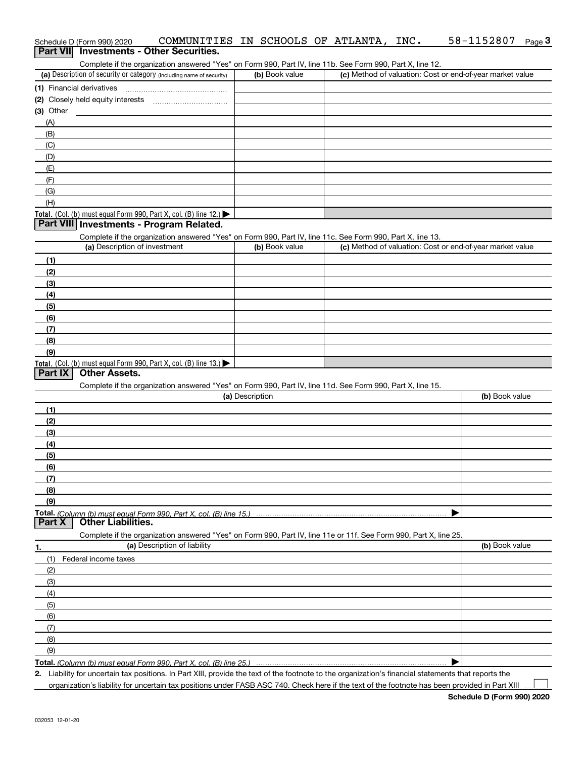Schedule D (Form 990) 2020 COMMUNITIES IN SCHOOLS OF ATLANTA, INC. 58-1152807 Page 3

## Part VII Investments - Other Securities.

Complete if the organization answered "Yes" on Form 990, Part IV, line 11b. See Form 990, Part X, line 12.

| (a) Description of security or category (including name of security) | (b) Book value | (c) Method of valuation: Cost or end-of-year market value |
|---|---|---|
| (1) Financial derivatives | | |
| (2) Closely held equity interests | | |
| (3) Other | | |
| (A) | | |
| (B) | | |
| (C) | | |
| (D) | | |
| (E) | | |
| (F) | | |
| (G) | | |
| (H) | | |
| **Total.** (Col. (b) must equal Form 990, Part X, col. (B) line 12.) ▶ | | |

## Part VIII Investments - Program Related.

Complete if the organization answered "Yes" on Form 990, Part IV, line 11c. See Form 990, Part X, line 13.

| (a) Description of investment | (b) Book value | (c) Method of valuation: Cost or end-of-year market value |
|---|---|---|
| (1) | | |
| (2) | | |
| (3) | | |
| (4) | | |
| (5) | | |
| (6) | | |
| (7) | | |
| (8) | | |
| (9) | | |
| **Total.** (Col. (b) must equal Form 990, Part X, col. (B) line 13.) ▶ | | |

## Part IX Other Assets.

Complete if the organization answered "Yes" on Form 990, Part IV, line 11d. See Form 990, Part X, line 15.

| (a) Description | (b) Book value |
|---|---|
| (1) | |
| (2) | |
| (3) | |
| (4) | |
| (5) | |
| (6) | |
| (7) | |
| (8) | |
| (9) | |
| **Total.** *(Column (b) must equal Form 990, Part X, col. (B) line 15.)* ▶ | |

## Part X Other Liabilities.

Complete if the organization answered "Yes" on Form 990, Part IV, line 11e or 11f. See Form 990, Part X, line 25.

| 1. (a) Description of liability | (b) Book value |
|---|---|
| (1) Federal income taxes | |
| (2) | |
| (3) | |
| (4) | |
| (5) | |
| (6) | |
| (7) | |
| (8) | |
| (9) | |
| **Total.** *(Column (b) must equal Form 990, Part X, col. (B) line 25.)* ▶ | |

2. Liability for uncertain tax positions. In Part XIII, provide the text of the footnote to the organization's financial statements that reports the organization's liability for uncertain tax positions under FASB ASC 740. Check here if the text of the footnote has been provided in Part XIII ☐

**Schedule D (Form 990) 2020**

032053 12-01-20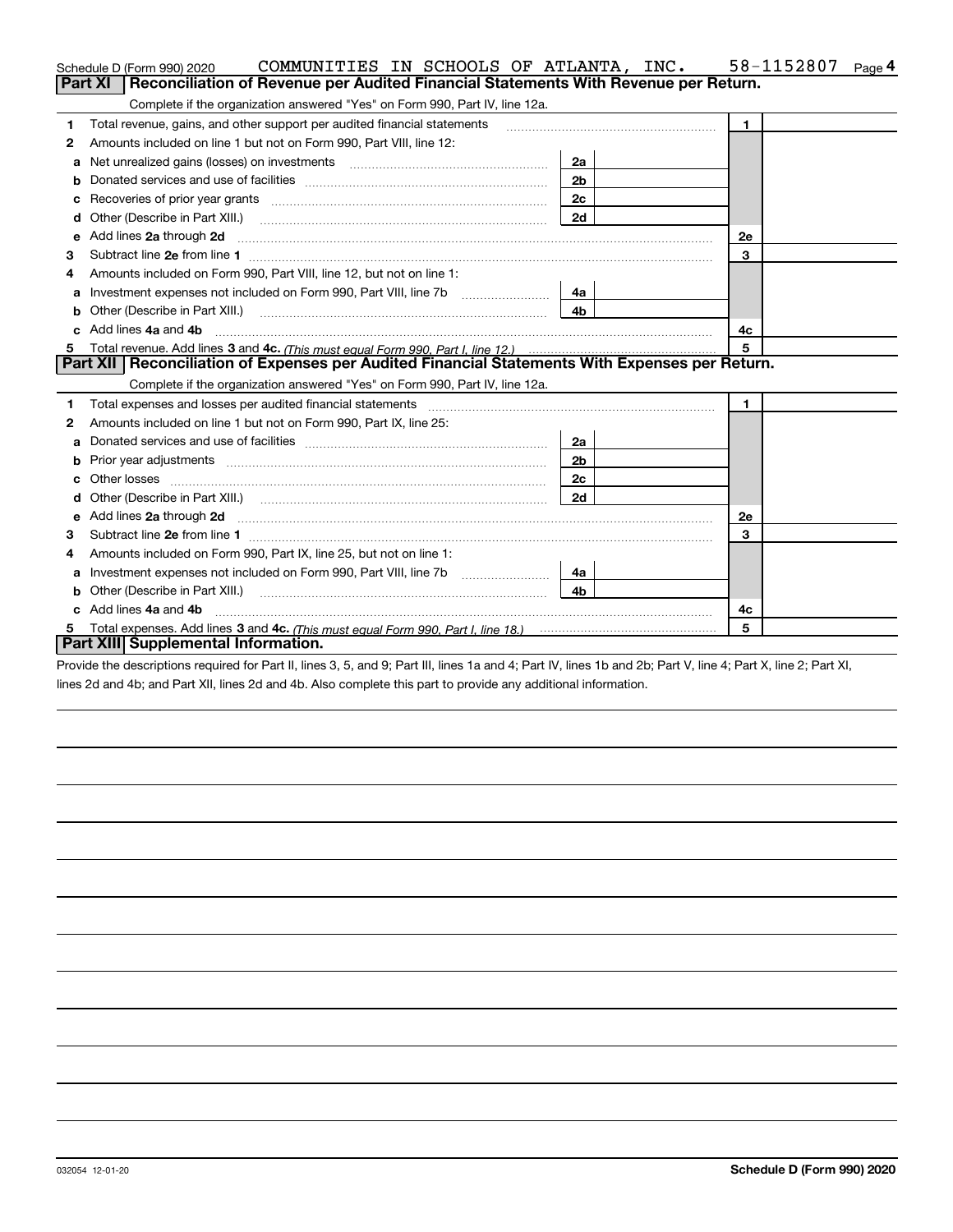Schedule D (Form 990) 2020 COMMUNITIES IN SCHOOLS OF ATLANTA, INC. 58-1152807 Page 4

## Part XI Reconciliation of Revenue per Audited Financial Statements With Revenue per Return.

Complete if the organization answered "Yes" on Form 990, Part IV, line 12a.

| | | | | | |
|---|---|---|---|---|---|
| 1 | Total revenue, gains, and other support per audited financial statements | | | 1 | |
| 2 | Amounts included on line 1 but not on Form 990, Part VIII, line 12: | | | | |
| a | Net unrealized gains (losses) on investments | 2a | | | |
| b | Donated services and use of facilities | 2b | | | |
| c | Recoveries of prior year grants | 2c | | | |
| d | Other (Describe in Part XIII.) | 2d | | | |
| e | Add lines **2a** through **2d** | | | 2e | |
| 3 | Subtract line **2e** from line **1** | | | 3 | |
| 4 | Amounts included on Form 990, Part VIII, line 12, but not on line 1: | | | | |
| a | Investment expenses not included on Form 990, Part VIII, line 7b | 4a | | | |
| b | Other (Describe in Part XIII.) | 4b | | | |
| c | Add lines **4a** and **4b** | | | 4c | |
| 5 | Total revenue. Add lines **3** and **4c.** *(This must equal Form 990, Part I, line 12.)* | | | 5 | |

## Part XII Reconciliation of Expenses per Audited Financial Statements With Expenses per Return.

Complete if the organization answered "Yes" on Form 990, Part IV, line 12a.

| | | | | | |
|---|---|---|---|---|---|
| 1 | Total expenses and losses per audited financial statements | | | 1 | |
| 2 | Amounts included on line 1 but not on Form 990, Part IX, line 25: | | | | |
| a | Donated services and use of facilities | 2a | | | |
| b | Prior year adjustments | 2b | | | |
| c | Other losses | 2c | | | |
| d | Other (Describe in Part XIII.) | 2d | | | |
| e | Add lines **2a** through **2d** | | | 2e | |
| 3 | Subtract line **2e** from line **1** | | | 3 | |
| 4 | Amounts included on Form 990, Part IX, line 25, but not on line 1: | | | | |
| a | Investment expenses not included on Form 990, Part VIII, line 7b | 4a | | | |
| b | Other (Describe in Part XIII.) | 4b | | | |
| c | Add lines **4a** and **4b** | | | 4c | |
| 5 | Total expenses. Add lines **3** and **4c.** *(This must equal Form 990, Part I, line 18.)* | | | 5 | |

## Part XIII Supplemental Information.

Provide the descriptions required for Part II, lines 3, 5, and 9; Part III, lines 1a and 4; Part IV, lines 1b and 2b; Part V, line 4; Part X, line 2; Part XI, lines 2d and 4b; and Part XII, lines 2d and 4b. Also complete this part to provide any additional information.

032054 12-01-20 **Schedule D (Form 990) 2020**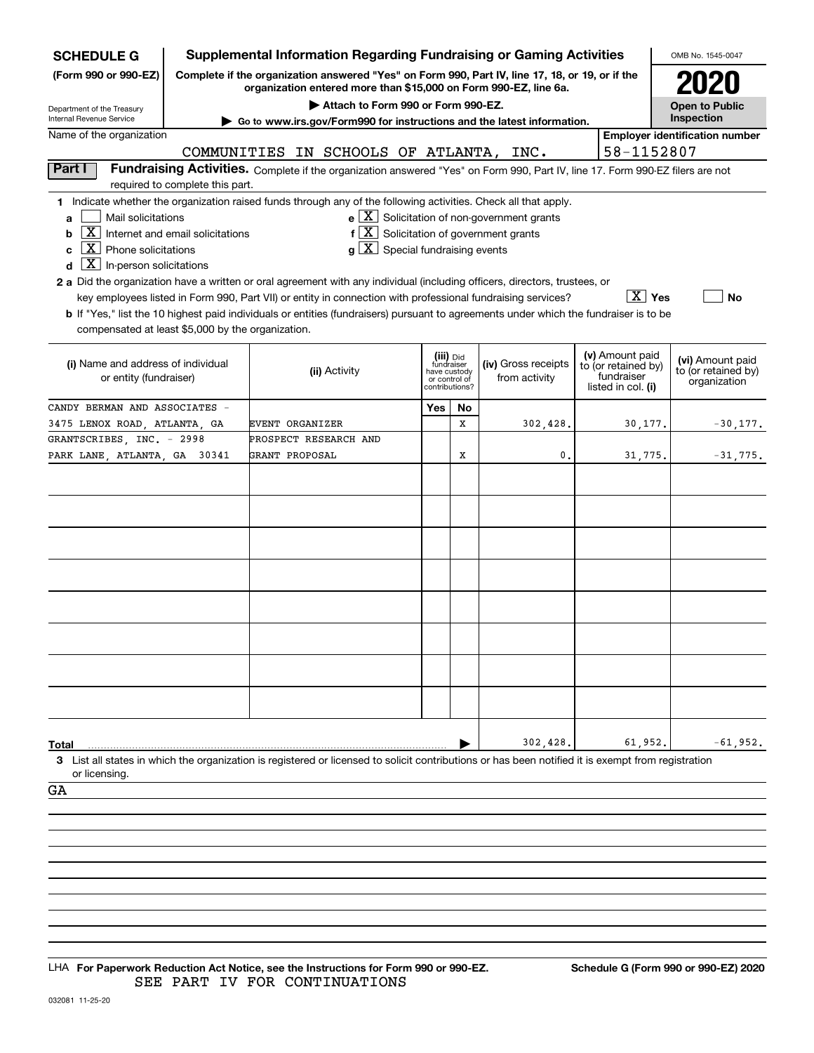**SCHEDULE G (Form 990 or 990-EZ)**

Department of the Treasury
Internal Revenue Service

# Supplemental Information Regarding Fundraising or Gaming Activities

**Complete if the organization answered "Yes" on Form 990, Part IV, line 17, 18, or 19, or if the organization entered more than $15,000 on Form 990-EZ, line 6a.**

▶ Attach to Form 990 or Form 990-EZ.

▶ Go to www.irs.gov/Form990 for instructions and the latest information.

OMB No. 1545-0047

**2020**

**Open to Public Inspection**

Name of the organization: COMMUNITIES IN SCHOOLS OF ATLANTA, INC.

Employer identification number: 58-1152807

**Part I** **Fundraising Activities.** Complete if the organization answered "Yes" on Form 990, Part IV, line 17. Form 990-EZ filers are not required to complete this part.

1 Indicate whether the organization raised funds through any of the following activities. Check all that apply.

- a [ ] Mail solicitations
- b [X] Internet and email solicitations
- c [X] Phone solicitations
- d [X] In-person solicitations
- e [X] Solicitation of non-government grants
- f [X] Solicitation of government grants
- g [X] Special fundraising events

2 a Did the organization have a written or oral agreement with any individual (including officers, directors, trustees, or key employees listed in Form 990, Part VII) or entity in connection with professional fundraising services? [X] Yes [ ] No

b If "Yes," list the 10 highest paid individuals or entities (fundraisers) pursuant to agreements under which the fundraiser is to be compensated at least $5,000 by the organization.

| (i) Name and address of individual or entity (fundraiser) | (ii) Activity | (iii) Did fundraiser have custody or control of contributions? Yes | No | (iv) Gross receipts from activity | (v) Amount paid to (or retained by) fundraiser listed in col. (i) | (vi) Amount paid to (or retained by) organization |
|---|---|---|---|---|---|---|
| CANDY BERMAN AND ASSOCIATES - 3475 LENOX ROAD, ATLANTA, GA | EVENT ORGANIZER | | X | 302,428. | 30,177. | -30,177. |
| GRANTSCRIBES, INC. - 2998 PARK LANE, ATLANTA, GA 30341 | PROSPECT RESEARCH AND GRANT PROPOSAL | | X | 0. | 31,775. | -31,775. |
| | | | | | | |
| | | | | | | |
| | | | | | | |
| | | | | | | |
| | | | | | | |
| | | | | | | |
| | | | | | | |
| | | | | | | |
| **Total** | | | ▶ | 302,428. | 61,952. | -61,952. |

3 List all states in which the organization is registered or licensed to solicit contributions or has been notified it is exempt from registration or licensing.

GA

LHA **For Paperwork Reduction Act Notice, see the Instructions for Form 990 or 990-EZ.** **Schedule G (Form 990 or 990-EZ) 2020**

SEE PART IV FOR CONTINUATIONS

032081 11-25-20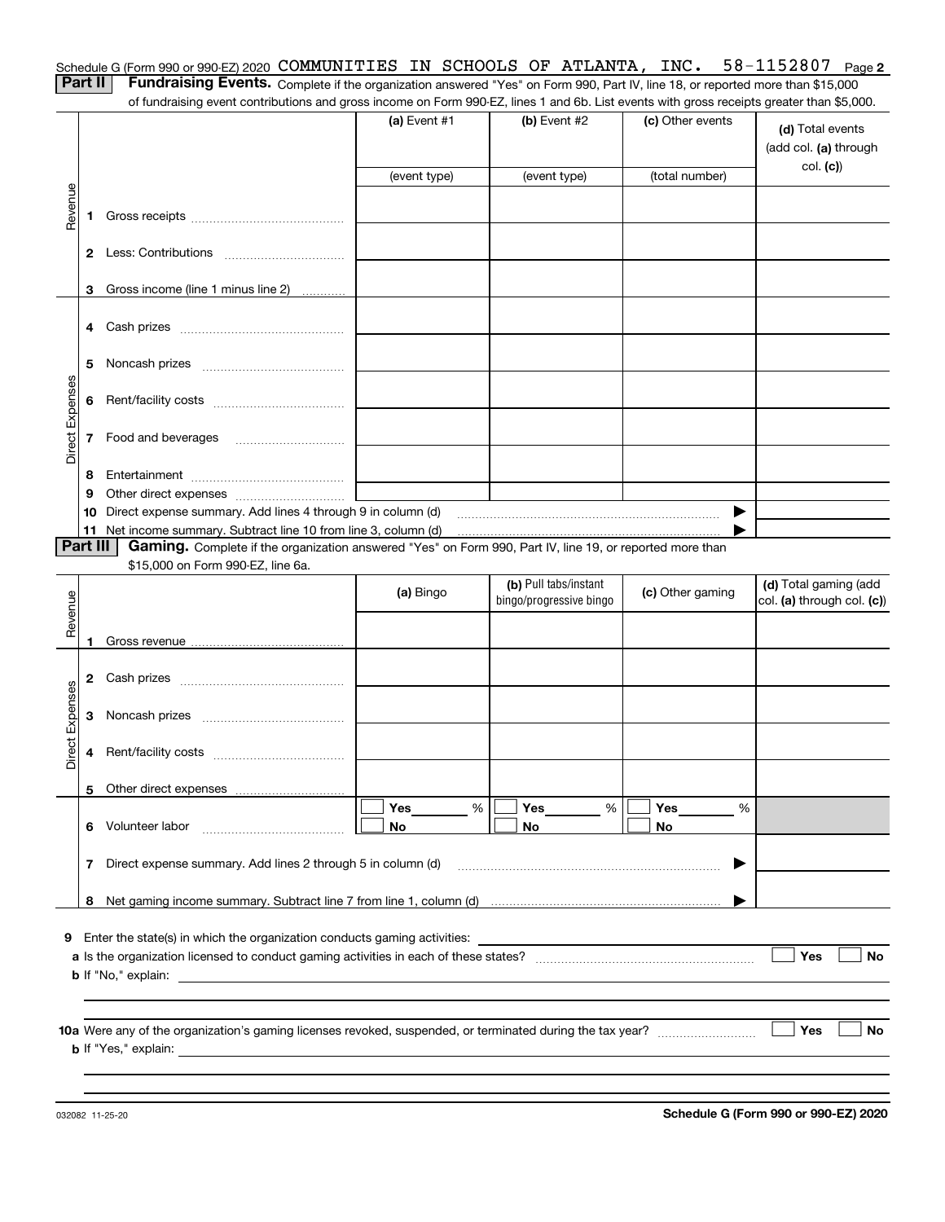Schedule G (Form 990 or 990-EZ) 2020 COMMUNITIES IN SCHOOLS OF ATLANTA, INC. 58-1152807 Page **2**

**Part II** **Fundraising Events.** Complete if the organization answered "Yes" on Form 990, Part IV, line 18, or reported more than $15,000 of fundraising event contributions and gross income on Form 990-EZ, lines 1 and 6b. List events with gross receipts greater than $5,000.

| | | (a) Event #1 | (b) Event #2 | (c) Other events | (d) Total events (add col. (a) through col. (c)) |
|---|---|---|---|---|---|
| | | (event type) | (event type) | (total number) | |
| Revenue | 1 Gross receipts | | | | |
| | 2 Less: Contributions | | | | |
| | 3 Gross income (line 1 minus line 2) | | | | |
| Direct Expenses | 4 Cash prizes | | | | |
| | 5 Noncash prizes | | | | |
| | 6 Rent/facility costs | | | | |
| | 7 Food and beverages | | | | |
| | 8 Entertainment | | | | |
| | 9 Other direct expenses | | | | |
| | 10 Direct expense summary. Add lines 4 through 9 in column (d) | | | ▶ | |
| | 11 Net income summary. Subtract line 10 from line 3, column (d) | | | ▶ | |

**Part III** **Gaming.** Complete if the organization answered "Yes" on Form 990, Part IV, line 19, or reported more than $15,000 on Form 990-EZ, line 6a.

| | | (a) Bingo | (b) Pull tabs/instant bingo/progressive bingo | (c) Other gaming | (d) Total gaming (add col. (a) through col. (c)) |
|---|---|---|---|---|---|
| Revenue | 1 Gross revenue | | | | |
| Direct Expenses | 2 Cash prizes | | | | |
| | 3 Noncash prizes | | | | |
| | 4 Rent/facility costs | | | | |
| | 5 Other direct expenses | | | | |
| | 6 Volunteer labor | ☐ Yes ____ % ☐ No | ☐ Yes ____ % ☐ No | ☐ Yes ____ % ☐ No | |
| | 7 Direct expense summary. Add lines 2 through 5 in column (d) | | | ▶ | |
| | 8 Net gaming income summary. Subtract line 7 from line 1, column (d) | | | ▶ | |

**9** Enter the state(s) in which the organization conducts gaming activities: ____________________

**a** Is the organization licensed to conduct gaming activities in each of these states? ☐ Yes ☐ No

**b** If "No," explain: ____________________

**10a** Were any of the organization's gaming licenses revoked, suspended, or terminated during the tax year? ☐ Yes ☐ No

**b** If "Yes," explain: ____________________

032082 11-25-20 **Schedule G (Form 990 or 990-EZ) 2020**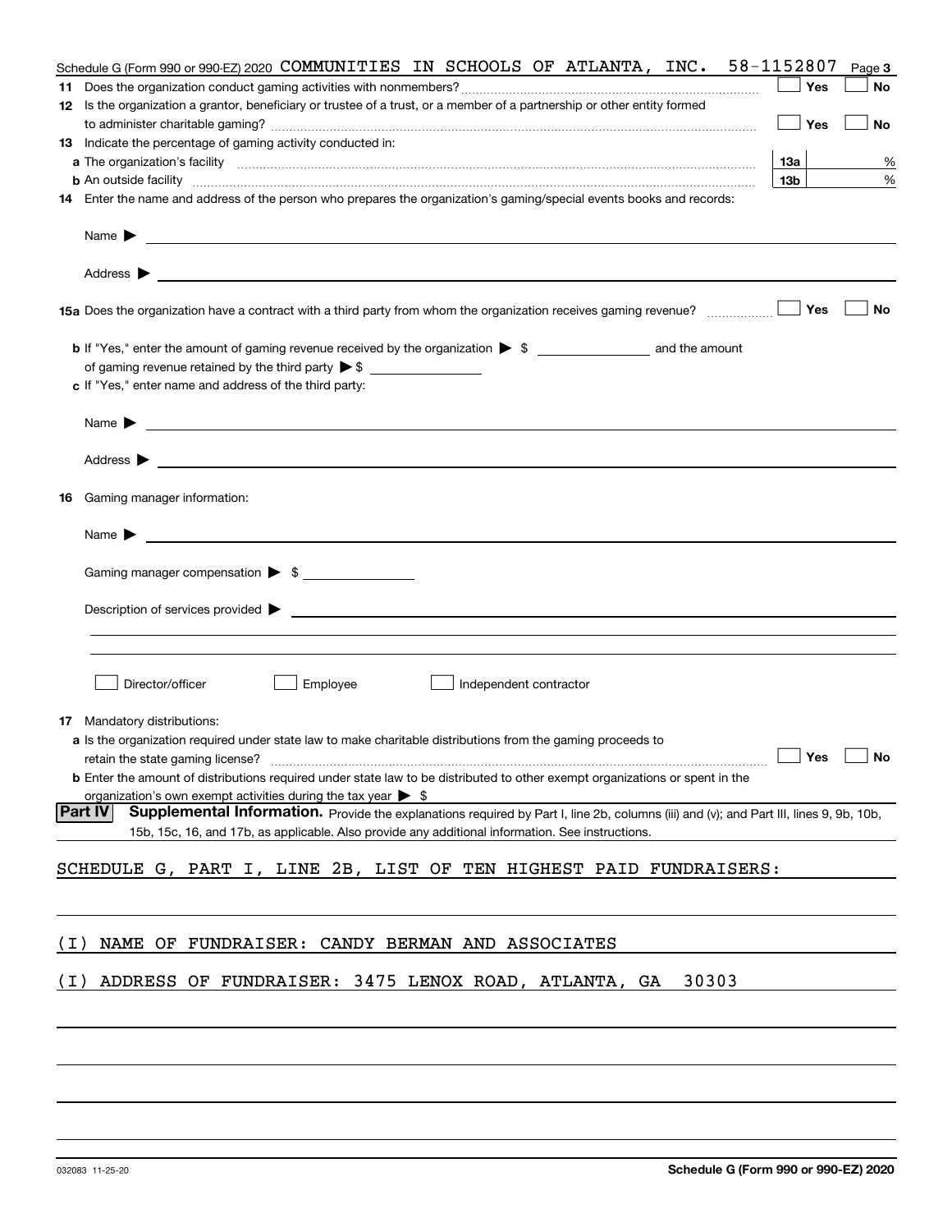Schedule G (Form 990 or 990-EZ) 2020 COMMUNITIES IN SCHOOLS OF ATLANTA, INC. 58-1152807 Page 3

**11** Does the organization conduct gaming activities with nonmembers? ☐ Yes ☐ No

**12** Is the organization a grantor, beneficiary or trustee of a trust, or a member of a partnership or other entity formed to administer charitable gaming? ☐ Yes ☐ No

**13** Indicate the percentage of gaming activity conducted in:

**a** The organization's facility **13a** %

**b** An outside facility **13b** %

**14** Enter the name and address of the person who prepares the organization's gaming/special events books and records:

Name ▶

Address ▶

**15a** Does the organization have a contract with a third party from whom the organization receives gaming revenue? ☐ Yes ☐ No

**b** If "Yes," enter the amount of gaming revenue received by the organization ▶ $ ______ and the amount of gaming revenue retained by the third party ▶ $ ______

**c** If "Yes," enter name and address of the third party:

Name ▶

Address ▶

**16** Gaming manager information:

Name ▶

Gaming manager compensation ▶ $

Description of services provided ▶

☐ Director/officer ☐ Employee ☐ Independent contractor

**17** Mandatory distributions:

**a** Is the organization required under state law to make charitable distributions from the gaming proceeds to retain the state gaming license? ☐ Yes ☐ No

**b** Enter the amount of distributions required under state law to be distributed to other exempt organizations or spent in the organization's own exempt activities during the tax year ▶ $

**Part IV** **Supplemental Information.** Provide the explanations required by Part I, line 2b, columns (iii) and (v); and Part III, lines 9, 9b, 10b, 15b, 15c, 16, and 17b, as applicable. Also provide any additional information. See instructions.

SCHEDULE G, PART I, LINE 2B, LIST OF TEN HIGHEST PAID FUNDRAISERS:

(I) NAME OF FUNDRAISER: CANDY BERMAN AND ASSOCIATES

(I) ADDRESS OF FUNDRAISER: 3475 LENOX ROAD, ATLANTA, GA 30303

032083 11-25-20

**Schedule G (Form 990 or 990-EZ) 2020**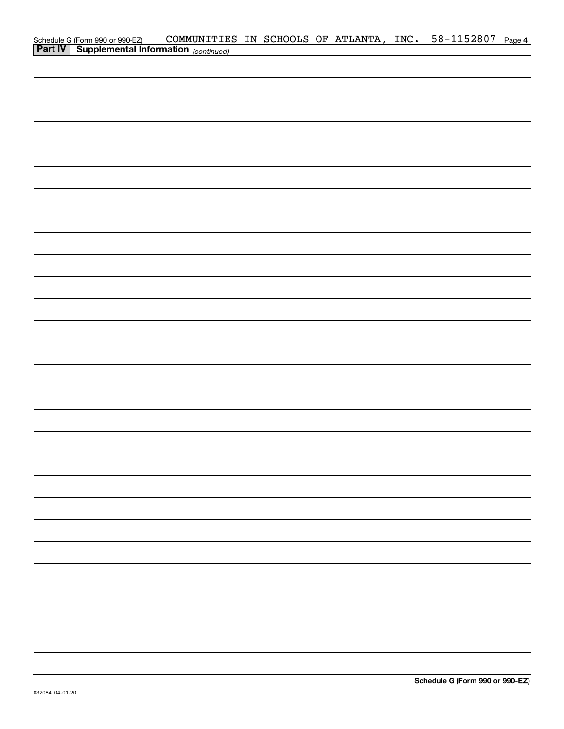Schedule G (Form 990 or 990-EZ) COMMUNITIES IN SCHOOLS OF ATLANTA, INC. 58-1152807 Page 4

**Part IV | Supplemental Information** *(continued)*

**Schedule G (Form 990 or 990-EZ)**

032084 04-01-20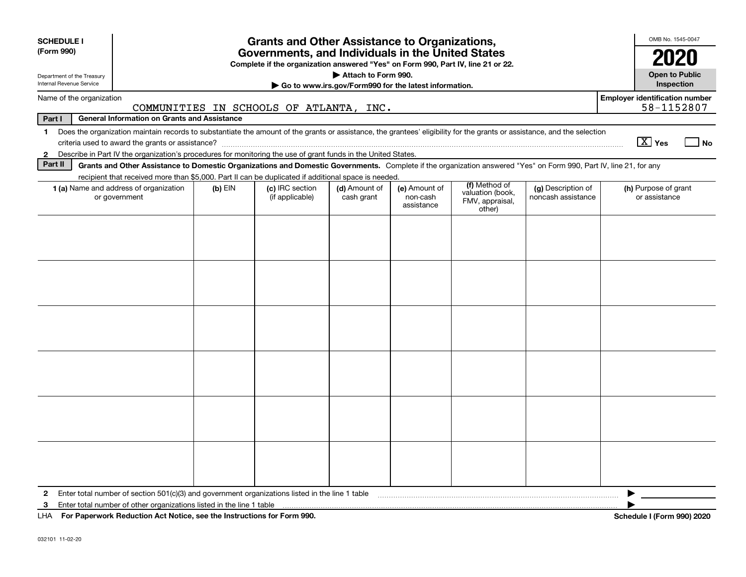**SCHEDULE I**
**(Form 990)**

Department of the Treasury
Internal Revenue Service

# Grants and Other Assistance to Organizations, Governments, and Individuals in the United States

**Complete if the organization answered "Yes" on Form 990, Part IV, line 21 or 22.**
**▶ Attach to Form 990.**
**▶ Go to www.irs.gov/Form990 for the latest information.**

OMB No. 1545-0047
**2020**
**Open to Public Inspection**

Name of the organization: COMMUNITIES IN SCHOOLS OF ATLANTA, INC.

**Employer identification number:** 58-1152807

**Part I — General Information on Grants and Assistance**

1 Does the organization maintain records to substantiate the amount of the grants or assistance, the grantees' eligibility for the grants or assistance, and the selection criteria used to award the grants or assistance? ..... [X] Yes [ ] No

2 Describe in Part IV the organization's procedures for monitoring the use of grant funds in the United States.

**Part II — Grants and Other Assistance to Domestic Organizations and Domestic Governments.** Complete if the organization answered "Yes" on Form 990, Part IV, line 21, for any recipient that received more than $5,000. Part II can be duplicated if additional space is needed.

| 1 (a) Name and address of organization or government | (b) EIN | (c) IRC section (if applicable) | (d) Amount of cash grant | (e) Amount of non-cash assistance | (f) Method of valuation (book, FMV, appraisal, other) | (g) Description of noncash assistance | (h) Purpose of grant or assistance |
|---|---|---|---|---|---|---|---|
| | | | | | | | |
| | | | | | | | |
| | | | | | | | |
| | | | | | | | |
| | | | | | | | |
| | | | | | | | |

2 Enter total number of section 501(c)(3) and government organizations listed in the line 1 table ..... ▶

3 Enter total number of other organizations listed in the line 1 table ..... ▶

LHA **For Paperwork Reduction Act Notice, see the Instructions for Form 990.** **Schedule I (Form 990) 2020**

032101 11-02-20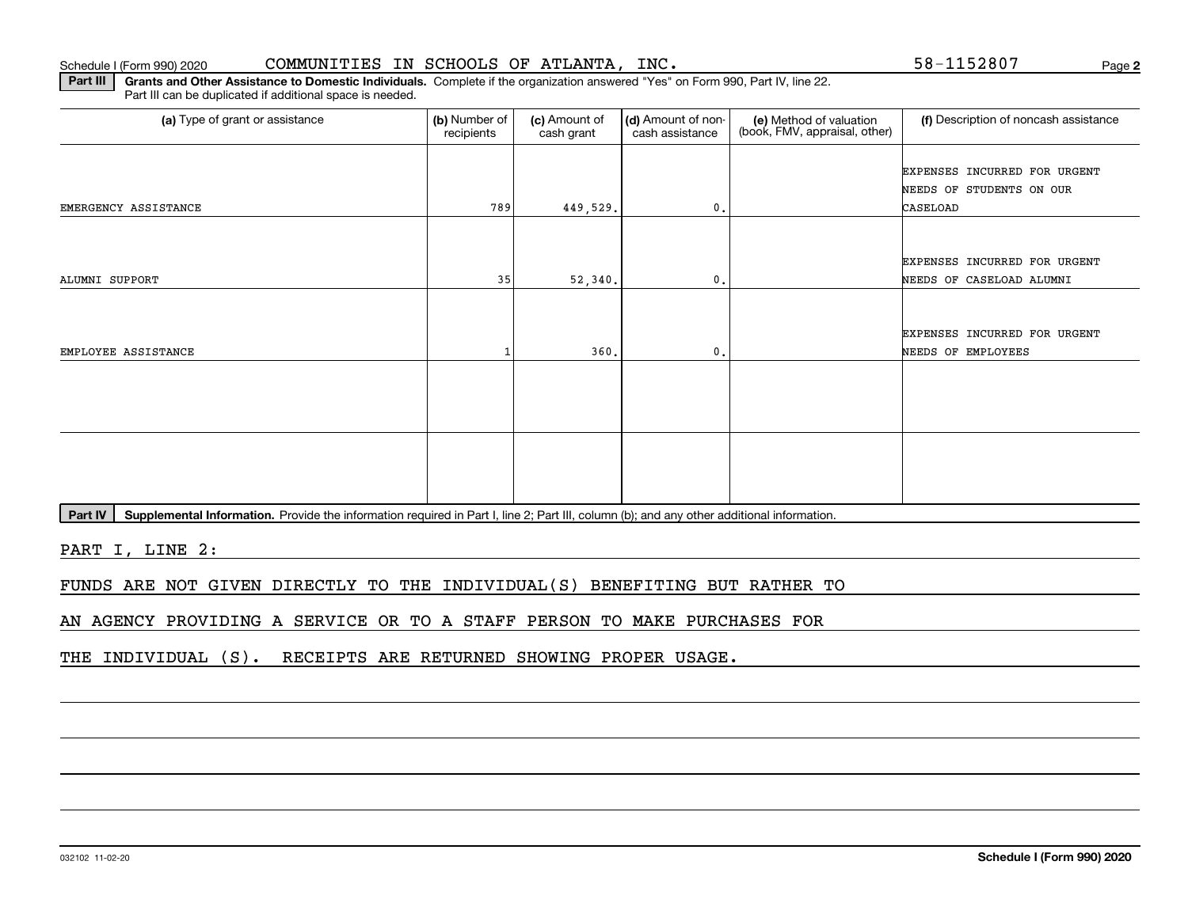Schedule I (Form 990) 2020 COMMUNITIES IN SCHOOLS OF ATLANTA, INC. 58-1152807 Page **2**

**Part III** **Grants and Other Assistance to Domestic Individuals.** Complete if the organization answered "Yes" on Form 990, Part IV, line 22. Part III can be duplicated if additional space is needed.

| (a) Type of grant or assistance | (b) Number of recipients | (c) Amount of cash grant | (d) Amount of non-cash assistance | (e) Method of valuation (book, FMV, appraisal, other) | (f) Description of noncash assistance |
|---|---|---|---|---|---|
| EMERGENCY ASSISTANCE | 789 | 449,529. | 0. | | EXPENSES INCURRED FOR URGENT NEEDS OF STUDENTS ON OUR CASELOAD |
| ALUMNI SUPPORT | 35 | 52,340. | 0. | | EXPENSES INCURRED FOR URGENT NEEDS OF CASELOAD ALUMNI |
| EMPLOYEE ASSISTANCE | 1 | 360. | 0. | | EXPENSES INCURRED FOR URGENT NEEDS OF EMPLOYEES |
| | | | | | |
| | | | | | |

**Part IV** **Supplemental Information.** Provide the information required in Part I, line 2; Part III, column (b); and any other additional information.

PART I, LINE 2:

FUNDS ARE NOT GIVEN DIRECTLY TO THE INDIVIDUAL(S) BENEFITING BUT RATHER TO AN AGENCY PROVIDING A SERVICE OR TO A STAFF PERSON TO MAKE PURCHASES FOR THE INDIVIDUAL (S). RECEIPTS ARE RETURNED SHOWING PROPER USAGE.

032102 11-02-20 **Schedule I (Form 990) 2020**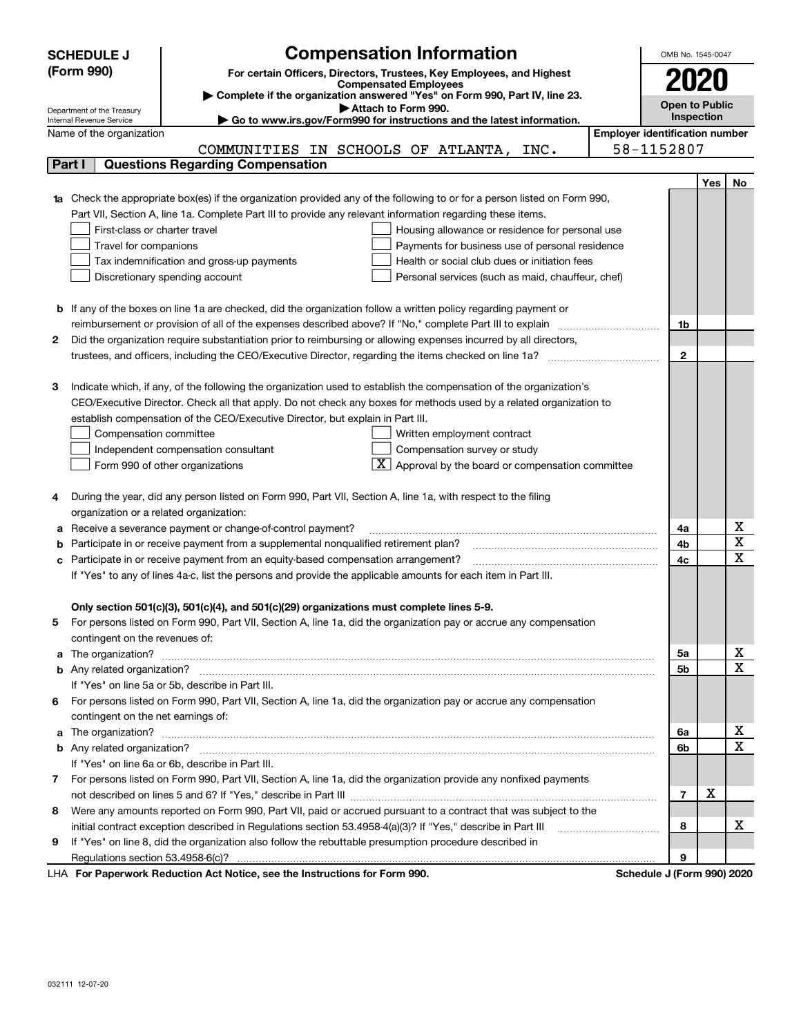# SCHEDULE J (Form 990)

Department of the Treasury
Internal Revenue Service

## Compensation Information

**For certain Officers, Directors, Trustees, Key Employees, and Highest Compensated Employees**

▶ Complete if the organization answered "Yes" on Form 990, Part IV, line 23.

▶ Attach to Form 990.

▶ Go to www.irs.gov/Form990 for instructions and the latest information.

OMB No. 1545-0047

**2020**

**Open to Public Inspection**

Name of the organization: COMMUNITIES IN SCHOOLS OF ATLANTA, INC.

Employer identification number: 58-1152807

### Part I Questions Regarding Compensation

| | | | Yes | No |
|---|---|---|---|---|
| **1a** | Check the appropriate box(es) if the organization provided any of the following to or for a person listed on Form 990, Part VII, Section A, line 1a. Complete Part III to provide any relevant information regarding these items.<br>☐ First-class or charter travel ☐ Housing allowance or residence for personal use<br>☐ Travel for companions ☐ Payments for business use of personal residence<br>☐ Tax indemnification and gross-up payments ☐ Health or social club dues or initiation fees<br>☐ Discretionary spending account ☐ Personal services (such as maid, chauffeur, chef) | | | |
| **b** | If any of the boxes on line 1a are checked, did the organization follow a written policy regarding payment or reimbursement or provision of all of the expenses described above? If "No," complete Part III to explain | 1b | | |
| **2** | Did the organization require substantiation prior to reimbursing or allowing expenses incurred by all directors, trustees, and officers, including the CEO/Executive Director, regarding the items checked on line 1a? | 2 | | |
| **3** | Indicate which, if any, of the following the organization used to establish the compensation of the organization's CEO/Executive Director. Check all that apply. Do not check any boxes for methods used by a related organization to establish compensation of the CEO/Executive Director, but explain in Part III.<br>☐ Compensation committee ☐ Written employment contract<br>☐ Independent compensation consultant ☐ Compensation survey or study<br>☐ Form 990 of other organizations ☒ Approval by the board or compensation committee | | | |
| **4** | During the year, did any person listed on Form 990, Part VII, Section A, line 1a, with respect to the filing organization or a related organization: | | | |
| **a** | Receive a severance payment or change-of-control payment? | 4a | | X |
| **b** | Participate in or receive payment from a supplemental nonqualified retirement plan? | 4b | | X |
| **c** | Participate in or receive payment from an equity-based compensation arrangement? | 4c | | X |
| | If "Yes" to any of lines 4a-c, list the persons and provide the applicable amounts for each item in Part III. | | | |
| | **Only section 501(c)(3), 501(c)(4), and 501(c)(29) organizations must complete lines 5-9.** | | | |
| **5** | For persons listed on Form 990, Part VII, Section A, line 1a, did the organization pay or accrue any compensation contingent on the revenues of: | | | |
| **a** | The organization? | 5a | | X |
| **b** | Any related organization? | 5b | | X |
| | If "Yes" on line 5a or 5b, describe in Part III. | | | |
| **6** | For persons listed on Form 990, Part VII, Section A, line 1a, did the organization pay or accrue any compensation contingent on the net earnings of: | | | |
| **a** | The organization? | 6a | | X |
| **b** | Any related organization? | 6b | | X |
| | If "Yes" on line 6a or 6b, describe in Part III. | | | |
| **7** | For persons listed on Form 990, Part VII, Section A, line 1a, did the organization provide any nonfixed payments not described on lines 5 and 6? If "Yes," describe in Part III | 7 | X | |
| **8** | Were any amounts reported on Form 990, Part VII, paid or accrued pursuant to a contract that was subject to the initial contract exception described in Regulations section 53.4958-4(a)(3)? If "Yes," describe in Part III | 8 | | X |
| **9** | If "Yes" on line 8, did the organization also follow the rebuttable presumption procedure described in Regulations section 53.4958-6(c)? | 9 | | |

LHA **For Paperwork Reduction Act Notice, see the Instructions for Form 990.** **Schedule J (Form 990) 2020**

032111 12-07-20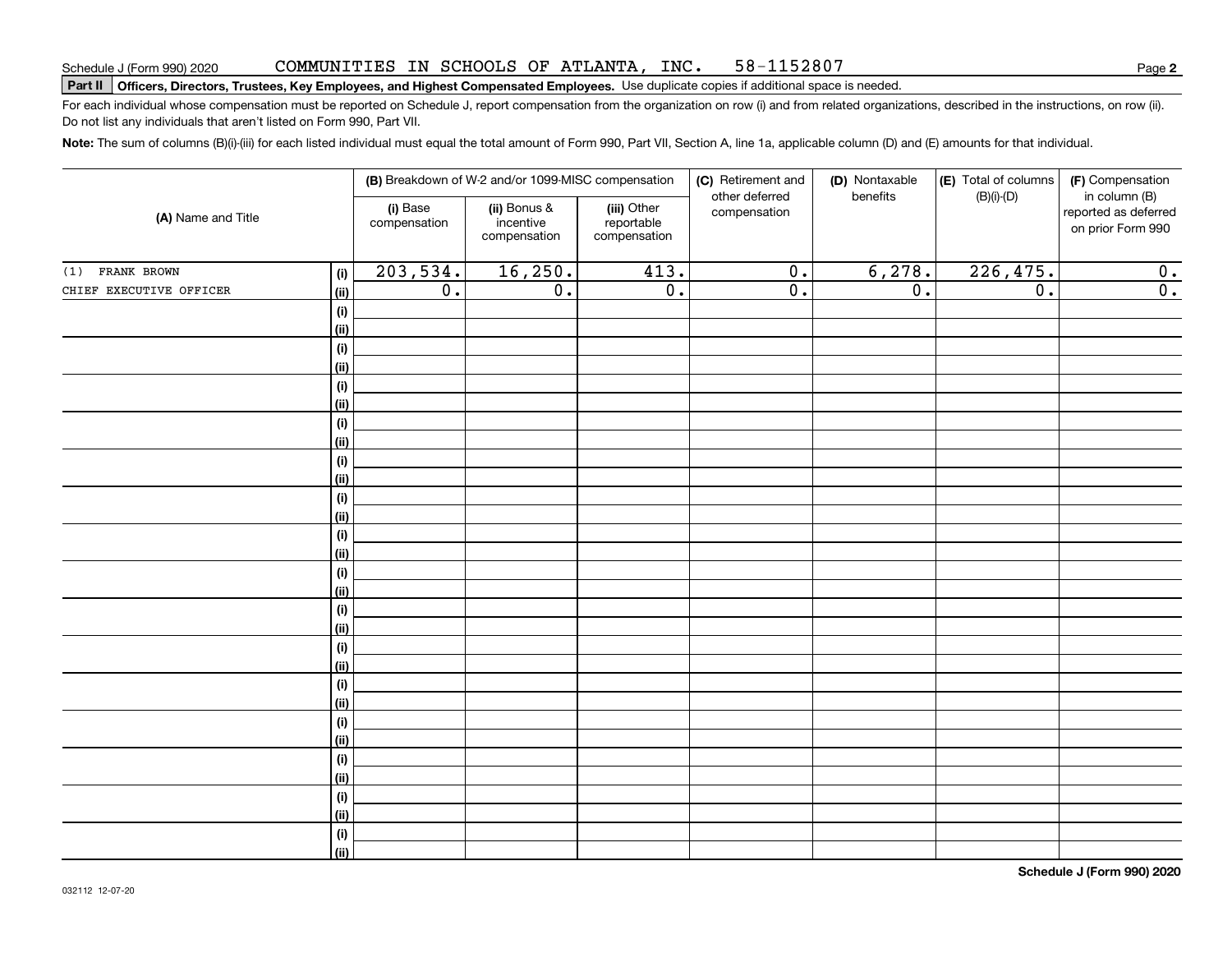Schedule J (Form 990) 2020 COMMUNITIES IN SCHOOLS OF ATLANTA, INC. 58-1152807

**Part II** **Officers, Directors, Trustees, Key Employees, and Highest Compensated Employees.** Use duplicate copies if additional space is needed.

For each individual whose compensation must be reported on Schedule J, report compensation from the organization on row (i) and from related organizations, described in the instructions, on row (ii). Do not list any individuals that aren't listed on Form 990, Part VII.

**Note:** The sum of columns (B)(i)-(iii) for each listed individual must equal the total amount of Form 990, Part VII, Section A, line 1a, applicable column (D) and (E) amounts for that individual.

| (A) Name and Title | | (B) Breakdown of W-2 and/or 1099-MISC compensation | | | (C) Retirement and other deferred compensation | (D) Nontaxable benefits | (E) Total of columns (B)(i)-(D) | (F) Compensation in column (B) reported as deferred on prior Form 990 |
|---|---|---|---|---|---|---|---|---|
| | | (i) Base compensation | (ii) Bonus & incentive compensation | (iii) Other reportable compensation | | | | |
| (1) FRANK BROWN | (i) | 203,534. | 16,250. | 413. | 0. | 6,278. | 226,475. | 0. |
| CHIEF EXECUTIVE OFFICER | (ii) | 0. | 0. | 0. | 0. | 0. | 0. | 0. |
| | (i) | | | | | | | |
| | (ii) | | | | | | | |
| | (i) | | | | | | | |
| | (ii) | | | | | | | |
| | (i) | | | | | | | |
| | (ii) | | | | | | | |
| | (i) | | | | | | | |
| | (ii) | | | | | | | |
| | (i) | | | | | | | |
| | (ii) | | | | | | | |
| | (i) | | | | | | | |
| | (ii) | | | | | | | |
| | (i) | | | | | | | |
| | (ii) | | | | | | | |
| | (i) | | | | | | | |
| | (ii) | | | | | | | |
| | (i) | | | | | | | |
| | (ii) | | | | | | | |
| | (i) | | | | | | | |
| | (ii) | | | | | | | |
| | (i) | | | | | | | |
| | (ii) | | | | | | | |
| | (i) | | | | | | | |
| | (ii) | | | | | | | |
| | (i) | | | | | | | |
| | (ii) | | | | | | | |
| | (i) | | | | | | | |
| | (ii) | | | | | | | |
| | (i) | | | | | | | |
| | (ii) | | | | | | | |

**Schedule J (Form 990) 2020**

032112 12-07-20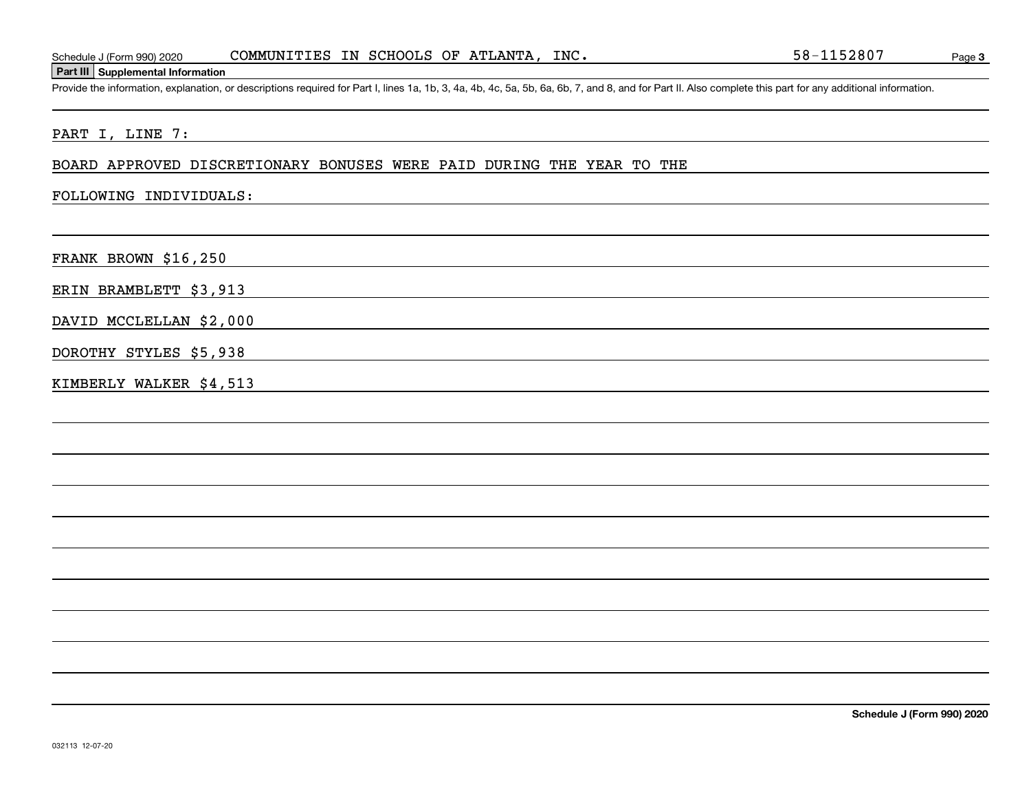Schedule J (Form 990) 2020 COMMUNITIES IN SCHOOLS OF ATLANTA, INC. 58-1152807

## Part III Supplemental Information

Provide the information, explanation, or descriptions required for Part I, lines 1a, 1b, 3, 4a, 4b, 4c, 5a, 5b, 6a, 6b, 7, and 8, and for Part II. Also complete this part for any additional information.

PART I, LINE 7:

BOARD APPROVED DISCRETIONARY BONUSES WERE PAID DURING THE YEAR TO THE FOLLOWING INDIVIDUALS:

FRANK BROWN $16,250

ERIN BRAMBLETT $3,913

DAVID MCCLELLAN $2,000

DOROTHY STYLES $5,938

KIMBERLY WALKER $4,513

Schedule J (Form 990) 2020

032113 12-07-20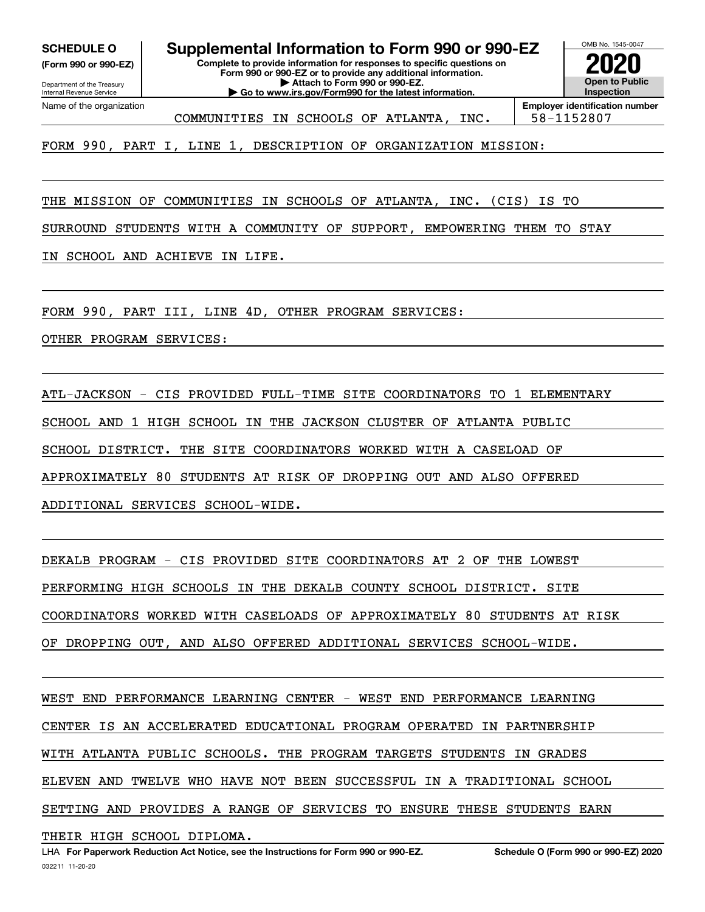**SCHEDULE O**
**(Form 990 or 990-EZ)**

Department of the Treasury
Internal Revenue Service

# Supplemental Information to Form 990 or 990-EZ

**Complete to provide information for responses to specific questions on Form 990 or 990-EZ or to provide any additional information.**
**▶ Attach to Form 990 or 990-EZ.**
**▶ Go to www.irs.gov/Form990 for the latest information.**

OMB No. 1545-0047

**2020**

**Open to Public Inspection**

| Name of the organization | Employer identification number |
|---|---|
| COMMUNITIES IN SCHOOLS OF ATLANTA, INC. | 58-1152807 |

FORM 990, PART I, LINE 1, DESCRIPTION OF ORGANIZATION MISSION:

THE MISSION OF COMMUNITIES IN SCHOOLS OF ATLANTA, INC. (CIS) IS TO SURROUND STUDENTS WITH A COMMUNITY OF SUPPORT, EMPOWERING THEM TO STAY IN SCHOOL AND ACHIEVE IN LIFE.

FORM 990, PART III, LINE 4D, OTHER PROGRAM SERVICES:

OTHER PROGRAM SERVICES:

ATL-JACKSON - CIS PROVIDED FULL-TIME SITE COORDINATORS TO 1 ELEMENTARY SCHOOL AND 1 HIGH SCHOOL IN THE JACKSON CLUSTER OF ATLANTA PUBLIC SCHOOL DISTRICT. THE SITE COORDINATORS WORKED WITH A CASELOAD OF APPROXIMATELY 80 STUDENTS AT RISK OF DROPPING OUT AND ALSO OFFERED ADDITIONAL SERVICES SCHOOL-WIDE.

DEKALB PROGRAM - CIS PROVIDED SITE COORDINATORS AT 2 OF THE LOWEST PERFORMING HIGH SCHOOLS IN THE DEKALB COUNTY SCHOOL DISTRICT. SITE COORDINATORS WORKED WITH CASELOADS OF APPROXIMATELY 80 STUDENTS AT RISK OF DROPPING OUT, AND ALSO OFFERED ADDITIONAL SERVICES SCHOOL-WIDE.

WEST END PERFORMANCE LEARNING CENTER - WEST END PERFORMANCE LEARNING CENTER IS AN ACCELERATED EDUCATIONAL PROGRAM OPERATED IN PARTNERSHIP WITH ATLANTA PUBLIC SCHOOLS. THE PROGRAM TARGETS STUDENTS IN GRADES ELEVEN AND TWELVE WHO HAVE NOT BEEN SUCCESSFUL IN A TRADITIONAL SCHOOL SETTING AND PROVIDES A RANGE OF SERVICES TO ENSURE THESE STUDENTS EARN THEIR HIGH SCHOOL DIPLOMA.

LHA **For Paperwork Reduction Act Notice, see the Instructions for Form 990 or 990-EZ.** **Schedule O (Form 990 or 990-EZ) 2020**

032211 11-20-20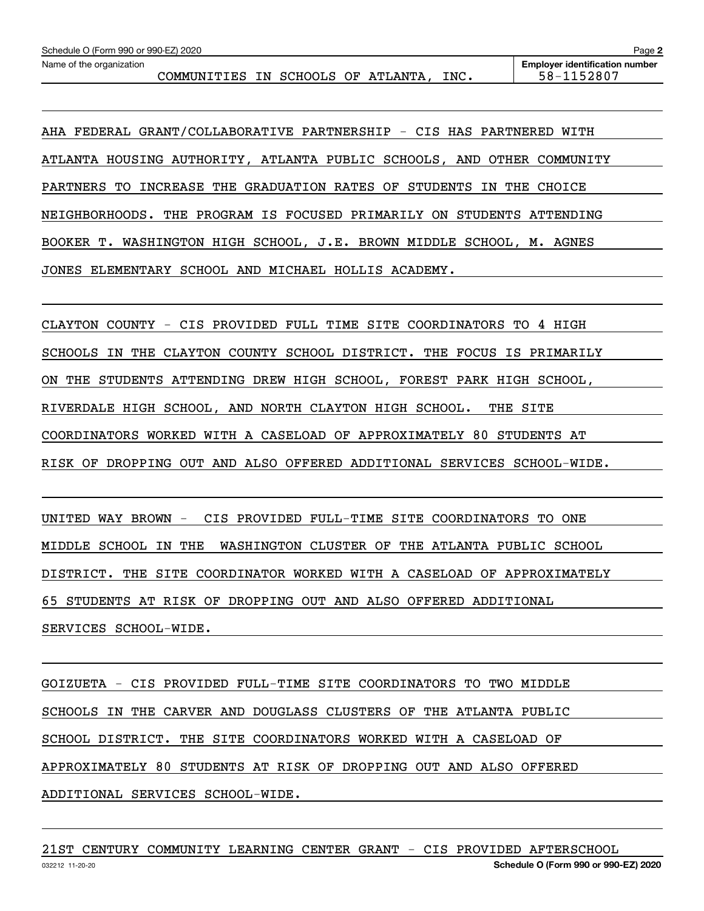Name of the organization: COMMUNITIES IN SCHOOLS OF ATLANTA, INC.

Employer identification number: 58-1152807

AHA FEDERAL GRANT/COLLABORATIVE PARTNERSHIP - CIS HAS PARTNERED WITH ATLANTA HOUSING AUTHORITY, ATLANTA PUBLIC SCHOOLS, AND OTHER COMMUNITY PARTNERS TO INCREASE THE GRADUATION RATES OF STUDENTS IN THE CHOICE NEIGHBORHOODS. THE PROGRAM IS FOCUSED PRIMARILY ON STUDENTS ATTENDING BOOKER T. WASHINGTON HIGH SCHOOL, J.E. BROWN MIDDLE SCHOOL, M. AGNES JONES ELEMENTARY SCHOOL AND MICHAEL HOLLIS ACADEMY.

CLAYTON COUNTY - CIS PROVIDED FULL TIME SITE COORDINATORS TO 4 HIGH SCHOOLS IN THE CLAYTON COUNTY SCHOOL DISTRICT. THE FOCUS IS PRIMARILY ON THE STUDENTS ATTENDING DREW HIGH SCHOOL, FOREST PARK HIGH SCHOOL, RIVERDALE HIGH SCHOOL, AND NORTH CLAYTON HIGH SCHOOL. THE SITE COORDINATORS WORKED WITH A CASELOAD OF APPROXIMATELY 80 STUDENTS AT RISK OF DROPPING OUT AND ALSO OFFERED ADDITIONAL SERVICES SCHOOL-WIDE.

UNITED WAY BROWN - CIS PROVIDED FULL-TIME SITE COORDINATORS TO ONE MIDDLE SCHOOL IN THE WASHINGTON CLUSTER OF THE ATLANTA PUBLIC SCHOOL DISTRICT. THE SITE COORDINATOR WORKED WITH A CASELOAD OF APPROXIMATELY 65 STUDENTS AT RISK OF DROPPING OUT AND ALSO OFFERED ADDITIONAL SERVICES SCHOOL-WIDE.

GOIZUETA - CIS PROVIDED FULL-TIME SITE COORDINATORS TO TWO MIDDLE SCHOOLS IN THE CARVER AND DOUGLASS CLUSTERS OF THE ATLANTA PUBLIC SCHOOL DISTRICT. THE SITE COORDINATORS WORKED WITH A CASELOAD OF APPROXIMATELY 80 STUDENTS AT RISK OF DROPPING OUT AND ALSO OFFERED ADDITIONAL SERVICES SCHOOL-WIDE.

21ST CENTURY COMMUNITY LEARNING CENTER GRANT - CIS PROVIDED AFTERSCHOOL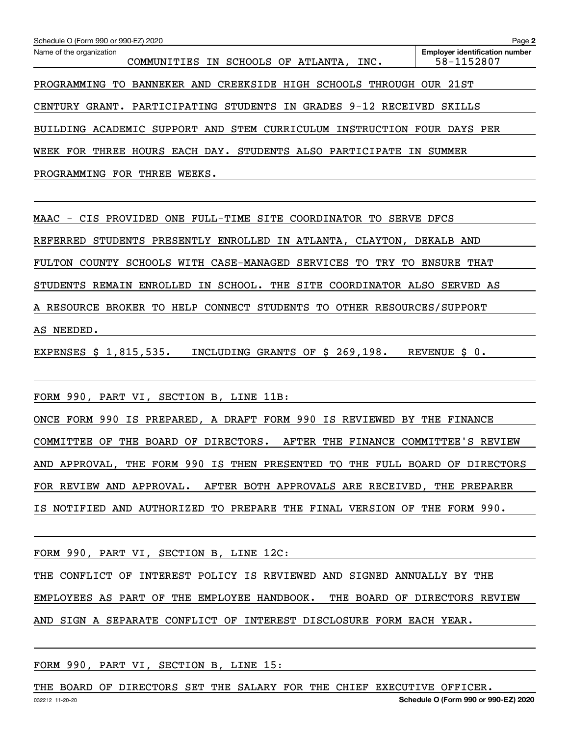Name of the organization: COMMUNITIES IN SCHOOLS OF ATLANTA, INC.

Employer identification number: 58-1152807

PROGRAMMING TO BANNEKER AND CREEKSIDE HIGH SCHOOLS THROUGH OUR 21ST CENTURY GRANT. PARTICIPATING STUDENTS IN GRADES 9-12 RECEIVED SKILLS BUILDING ACADEMIC SUPPORT AND STEM CURRICULUM INSTRUCTION FOUR DAYS PER WEEK FOR THREE HOURS EACH DAY. STUDENTS ALSO PARTICIPATE IN SUMMER PROGRAMMING FOR THREE WEEKS.

MAAC - CIS PROVIDED ONE FULL-TIME SITE COORDINATOR TO SERVE DFCS REFERRED STUDENTS PRESENTLY ENROLLED IN ATLANTA, CLAYTON, DEKALB AND FULTON COUNTY SCHOOLS WITH CASE-MANAGED SERVICES TO TRY TO ENSURE THAT STUDENTS REMAIN ENROLLED IN SCHOOL. THE SITE COORDINATOR ALSO SERVED AS A RESOURCE BROKER TO HELP CONNECT STUDENTS TO OTHER RESOURCES/SUPPORT AS NEEDED.

EXPENSES $ 1,815,535. INCLUDING GRANTS OF $ 269,198. REVENUE $ 0.

FORM 990, PART VI, SECTION B, LINE 11B:

ONCE FORM 990 IS PREPARED, A DRAFT FORM 990 IS REVIEWED BY THE FINANCE COMMITTEE OF THE BOARD OF DIRECTORS. AFTER THE FINANCE COMMITTEE'S REVIEW AND APPROVAL, THE FORM 990 IS THEN PRESENTED TO THE FULL BOARD OF DIRECTORS FOR REVIEW AND APPROVAL. AFTER BOTH APPROVALS ARE RECEIVED, THE PREPARER IS NOTIFIED AND AUTHORIZED TO PREPARE THE FINAL VERSION OF THE FORM 990.

FORM 990, PART VI, SECTION B, LINE 12C:

THE CONFLICT OF INTEREST POLICY IS REVIEWED AND SIGNED ANNUALLY BY THE EMPLOYEES AS PART OF THE EMPLOYEE HANDBOOK. THE BOARD OF DIRECTORS REVIEW AND SIGN A SEPARATE CONFLICT OF INTEREST DISCLOSURE FORM EACH YEAR.

FORM 990, PART VI, SECTION B, LINE 15:

THE BOARD OF DIRECTORS SET THE SALARY FOR THE CHIEF EXECUTIVE OFFICER.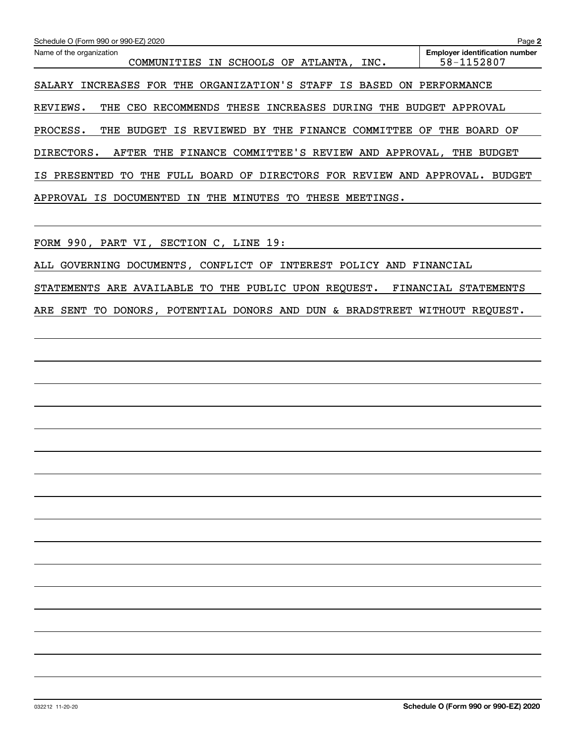Schedule O (Form 990 or 990-EZ) 2020

Name of the organization: COMMUNITIES IN SCHOOLS OF ATLANTA, INC.

Employer identification number: 58-1152807

SALARY INCREASES FOR THE ORGANIZATION'S STAFF IS BASED ON PERFORMANCE REVIEWS. THE CEO RECOMMENDS THESE INCREASES DURING THE BUDGET APPROVAL PROCESS. THE BUDGET IS REVIEWED BY THE FINANCE COMMITTEE OF THE BOARD OF DIRECTORS. AFTER THE FINANCE COMMITTEE'S REVIEW AND APPROVAL, THE BUDGET IS PRESENTED TO THE FULL BOARD OF DIRECTORS FOR REVIEW AND APPROVAL. BUDGET APPROVAL IS DOCUMENTED IN THE MINUTES TO THESE MEETINGS.

FORM 990, PART VI, SECTION C, LINE 19:

ALL GOVERNING DOCUMENTS, CONFLICT OF INTEREST POLICY AND FINANCIAL STATEMENTS ARE AVAILABLE TO THE PUBLIC UPON REQUEST. FINANCIAL STATEMENTS ARE SENT TO DONORS, POTENTIAL DONORS AND DUN & BRADSTREET WITHOUT REQUEST.

032212 11-20-20

Schedule O (Form 990 or 990-EZ) 2020